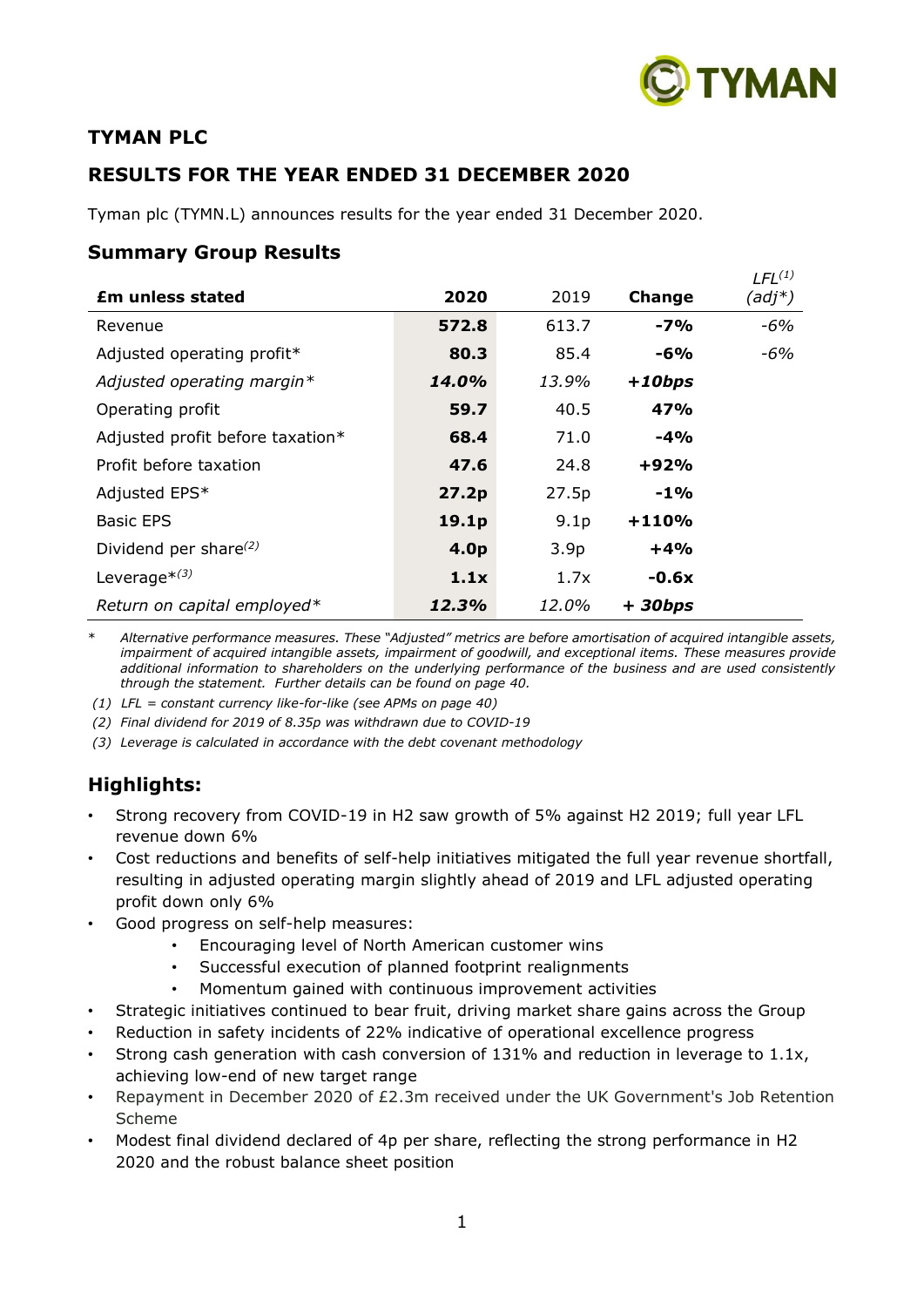# TYMAN PLC

## RESULTS FOR THE YEAR ENDED 31 DECEMBER 2020

Tyman plc (TYMN.L) announces results for the year ended 31 December 2020.

## Summary Group Results

| **£m unless stated** | **2020** | 2019 | **Change** | *LFL(1) (adj\*)* |
|---|---|---|---|---|
| Revenue | **572.8** | 613.7 | **-7%** | *-6%* |
| Adjusted operating profit* | **80.3** | 85.4 | **-6%** | *-6%* |
| *Adjusted operating margin\** | ***14.0%*** | *13.9%* | ***+10bps*** | |
| Operating profit | **59.7** | 40.5 | **47%** | |
| Adjusted profit before taxation* | **68.4** | 71.0 | **-4%** | |
| Profit before taxation | **47.6** | 24.8 | **+92%** | |
| Adjusted EPS* | **27.2p** | 27.5p | **-1%** | |
| Basic EPS | **19.1p** | 9.1p | **+110%** | |
| Dividend per share(2) | **4.0p** | 3.9p | **+4%** | |
| Leverage*(3) | **1.1x** | 1.7x | **-0.6x** | |
| *Return on capital employed\** | ***12.3%*** | *12.0%* | ***+ 30bps*** | |

\* *Alternative performance measures. These "Adjusted" metrics are before amortisation of acquired intangible assets, impairment of acquired intangible assets, impairment of goodwill, and exceptional items. These measures provide additional information to shareholders on the underlying performance of the business and are used consistently through the statement. Further details can be found on page 40.*

*(1) LFL = constant currency like-for-like (see APMs on page 40)*

*(2) Final dividend for 2019 of 8.35p was withdrawn due to COVID-19*

*(3) Leverage is calculated in accordance with the debt covenant methodology*

## Highlights:

- Strong recovery from COVID-19 in H2 saw growth of 5% against H2 2019; full year LFL revenue down 6%
- Cost reductions and benefits of self-help initiatives mitigated the full year revenue shortfall, resulting in adjusted operating margin slightly ahead of 2019 and LFL adjusted operating profit down only 6%
- Good progress on self-help measures:
  - Encouraging level of North American customer wins
  - Successful execution of planned footprint realignments
  - Momentum gained with continuous improvement activities
- Strategic initiatives continued to bear fruit, driving market share gains across the Group
- Reduction in safety incidents of 22% indicative of operational excellence progress
- Strong cash generation with cash conversion of 131% and reduction in leverage to 1.1x, achieving low-end of new target range
- Repayment in December 2020 of £2.3m received under the UK Government's Job Retention Scheme
- Modest final dividend declared of 4p per share, reflecting the strong performance in H2 2020 and the robust balance sheet position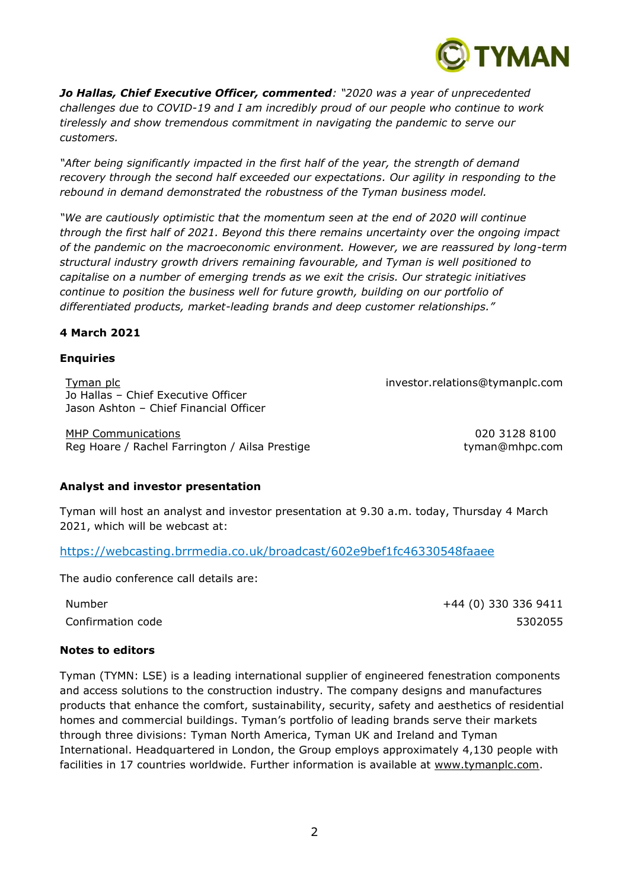***Jo Hallas, Chief Executive Officer, commented****: "2020 was a year of unprecedented challenges due to COVID-19 and I am incredibly proud of our people who continue to work tirelessly and show tremendous commitment in navigating the pandemic to serve our customers.*

*"After being significantly impacted in the first half of the year, the strength of demand recovery through the second half exceeded our expectations. Our agility in responding to the rebound in demand demonstrated the robustness of the Tyman business model.*

*"We are cautiously optimistic that the momentum seen at the end of 2020 will continue through the first half of 2021. Beyond this there remains uncertainty over the ongoing impact of the pandemic on the macroeconomic environment. However, we are reassured by long-term structural industry growth drivers remaining favourable, and Tyman is well positioned to capitalise on a number of emerging trends as we exit the crisis. Our strategic initiatives continue to position the business well for future growth, building on our portfolio of differentiated products, market-leading brands and deep customer relationships."*

**4 March 2021**

**Enquiries**

| | |
|---|---|
| Tyman plc<br>Jo Hallas – Chief Executive Officer<br>Jason Ashton – Chief Financial Officer | investor.relations@tymanplc.com |
| MHP Communications<br>Reg Hoare / Rachel Farrington / Ailsa Prestige | 020 3128 8100<br>tyman@mhpc.com |

**Analyst and investor presentation**

Tyman will host an analyst and investor presentation at 9.30 a.m. today, Thursday 4 March 2021, which will be webcast at:

https://webcasting.brrmedia.co.uk/broadcast/602e9bef1fc46330548faaee

The audio conference call details are:

| | |
|---|---|
| Number | +44 (0) 330 336 9411 |
| Confirmation code | 5302055 |

**Notes to editors**

Tyman (TYMN: LSE) is a leading international supplier of engineered fenestration components and access solutions to the construction industry. The company designs and manufactures products that enhance the comfort, sustainability, security, safety and aesthetics of residential homes and commercial buildings. Tyman's portfolio of leading brands serve their markets through three divisions: Tyman North America, Tyman UK and Ireland and Tyman International. Headquartered in London, the Group employs approximately 4,130 people with facilities in 17 countries worldwide. Further information is available at www.tymanplc.com.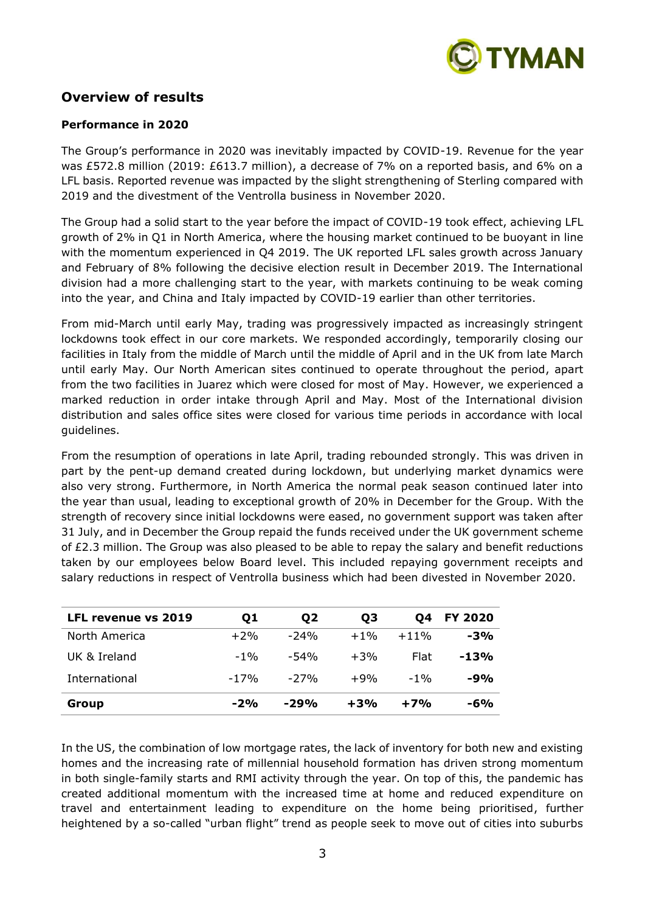## Overview of results

### Performance in 2020

The Group's performance in 2020 was inevitably impacted by COVID-19. Revenue for the year was £572.8 million (2019: £613.7 million), a decrease of 7% on a reported basis, and 6% on a LFL basis. Reported revenue was impacted by the slight strengthening of Sterling compared with 2019 and the divestment of the Ventrolla business in November 2020.

The Group had a solid start to the year before the impact of COVID-19 took effect, achieving LFL growth of 2% in Q1 in North America, where the housing market continued to be buoyant in line with the momentum experienced in Q4 2019. The UK reported LFL sales growth across January and February of 8% following the decisive election result in December 2019. The International division had a more challenging start to the year, with markets continuing to be weak coming into the year, and China and Italy impacted by COVID-19 earlier than other territories.

From mid-March until early May, trading was progressively impacted as increasingly stringent lockdowns took effect in our core markets. We responded accordingly, temporarily closing our facilities in Italy from the middle of March until the middle of April and in the UK from late March until early May. Our North American sites continued to operate throughout the period, apart from the two facilities in Juarez which were closed for most of May. However, we experienced a marked reduction in order intake through April and May. Most of the International division distribution and sales office sites were closed for various time periods in accordance with local guidelines.

From the resumption of operations in late April, trading rebounded strongly. This was driven in part by the pent-up demand created during lockdown, but underlying market dynamics were also very strong. Furthermore, in North America the normal peak season continued later into the year than usual, leading to exceptional growth of 20% in December for the Group. With the strength of recovery since initial lockdowns were eased, no government support was taken after 31 July, and in December the Group repaid the funds received under the UK government scheme of £2.3 million. The Group was also pleased to be able to repay the salary and benefit reductions taken by our employees below Board level. This included repaying government receipts and salary reductions in respect of Ventrolla business which had been divested in November 2020.

| LFL revenue vs 2019 | Q1 | Q2 | Q3 | Q4 | FY 2020 |
|---|---|---|---|---|---|
| North America | +2% | -24% | +1% | +11% | **-3%** |
| UK & Ireland | -1% | -54% | +3% | Flat | **-13%** |
| International | -17% | -27% | +9% | -1% | **-9%** |
| **Group** | **-2%** | **-29%** | **+3%** | **+7%** | **-6%** |

In the US, the combination of low mortgage rates, the lack of inventory for both new and existing homes and the increasing rate of millennial household formation has driven strong momentum in both single-family starts and RMI activity through the year. On top of this, the pandemic has created additional momentum with the increased time at home and reduced expenditure on travel and entertainment leading to expenditure on the home being prioritised, further heightened by a so-called "urban flight" trend as people seek to move out of cities into suburbs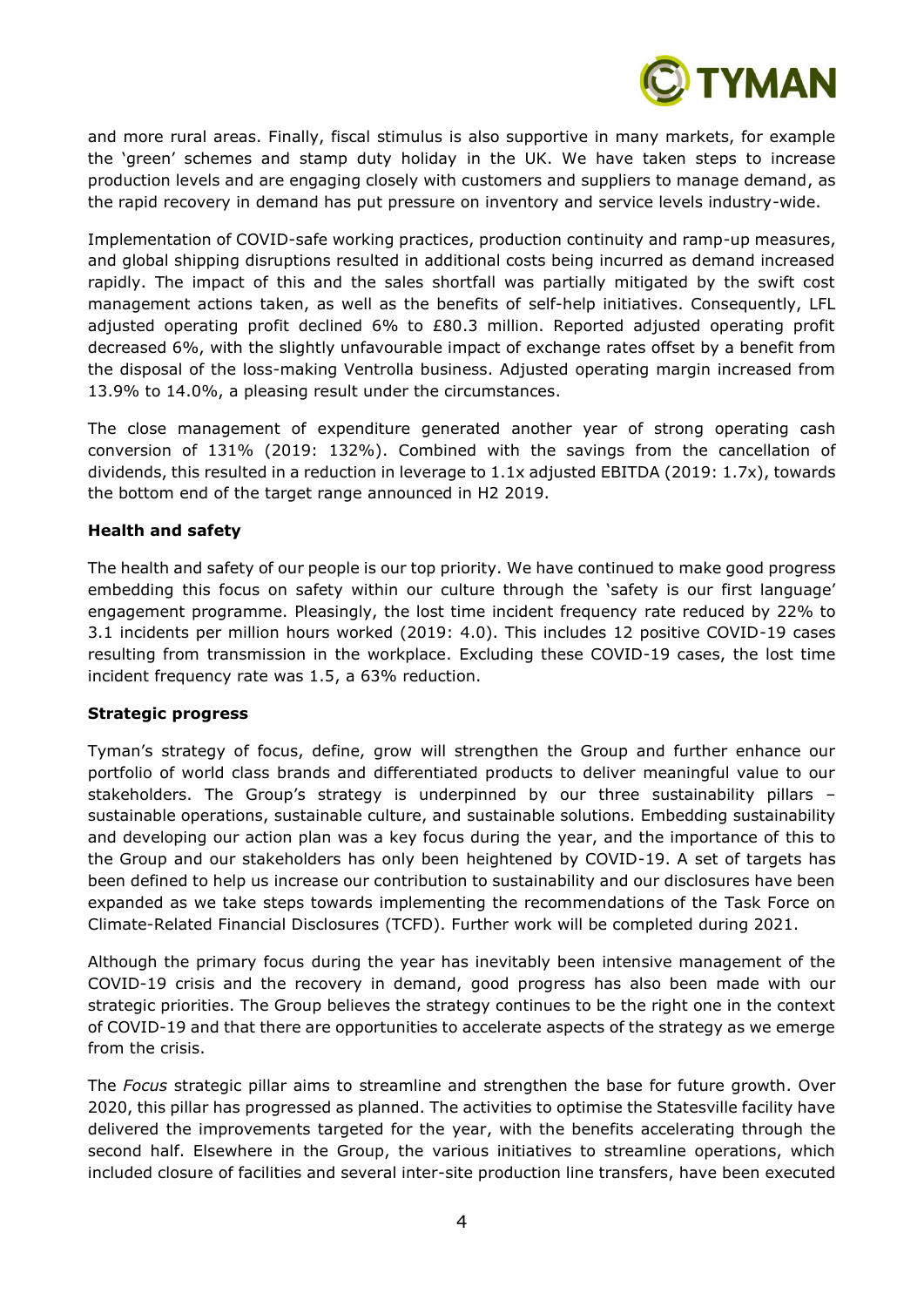and more rural areas. Finally, fiscal stimulus is also supportive in many markets, for example the 'green' schemes and stamp duty holiday in the UK. We have taken steps to increase production levels and are engaging closely with customers and suppliers to manage demand, as the rapid recovery in demand has put pressure on inventory and service levels industry-wide.

Implementation of COVID-safe working practices, production continuity and ramp-up measures, and global shipping disruptions resulted in additional costs being incurred as demand increased rapidly. The impact of this and the sales shortfall was partially mitigated by the swift cost management actions taken, as well as the benefits of self-help initiatives. Consequently, LFL adjusted operating profit declined 6% to £80.3 million. Reported adjusted operating profit decreased 6%, with the slightly unfavourable impact of exchange rates offset by a benefit from the disposal of the loss-making Ventrolla business. Adjusted operating margin increased from 13.9% to 14.0%, a pleasing result under the circumstances.

The close management of expenditure generated another year of strong operating cash conversion of 131% (2019: 132%). Combined with the savings from the cancellation of dividends, this resulted in a reduction in leverage to 1.1x adjusted EBITDA (2019: 1.7x), towards the bottom end of the target range announced in H2 2019.

**Health and safety**

The health and safety of our people is our top priority. We have continued to make good progress embedding this focus on safety within our culture through the 'safety is our first language' engagement programme. Pleasingly, the lost time incident frequency rate reduced by 22% to 3.1 incidents per million hours worked (2019: 4.0). This includes 12 positive COVID-19 cases resulting from transmission in the workplace. Excluding these COVID-19 cases, the lost time incident frequency rate was 1.5, a 63% reduction.

**Strategic progress**

Tyman's strategy of focus, define, grow will strengthen the Group and further enhance our portfolio of world class brands and differentiated products to deliver meaningful value to our stakeholders. The Group's strategy is underpinned by our three sustainability pillars – sustainable operations, sustainable culture, and sustainable solutions. Embedding sustainability and developing our action plan was a key focus during the year, and the importance of this to the Group and our stakeholders has only been heightened by COVID-19. A set of targets has been defined to help us increase our contribution to sustainability and our disclosures have been expanded as we take steps towards implementing the recommendations of the Task Force on Climate-Related Financial Disclosures (TCFD). Further work will be completed during 2021.

Although the primary focus during the year has inevitably been intensive management of the COVID-19 crisis and the recovery in demand, good progress has also been made with our strategic priorities. The Group believes the strategy continues to be the right one in the context of COVID-19 and that there are opportunities to accelerate aspects of the strategy as we emerge from the crisis.

The *Focus* strategic pillar aims to streamline and strengthen the base for future growth. Over 2020, this pillar has progressed as planned. The activities to optimise the Statesville facility have delivered the improvements targeted for the year, with the benefits accelerating through the second half. Elsewhere in the Group, the various initiatives to streamline operations, which included closure of facilities and several inter-site production line transfers, have been executed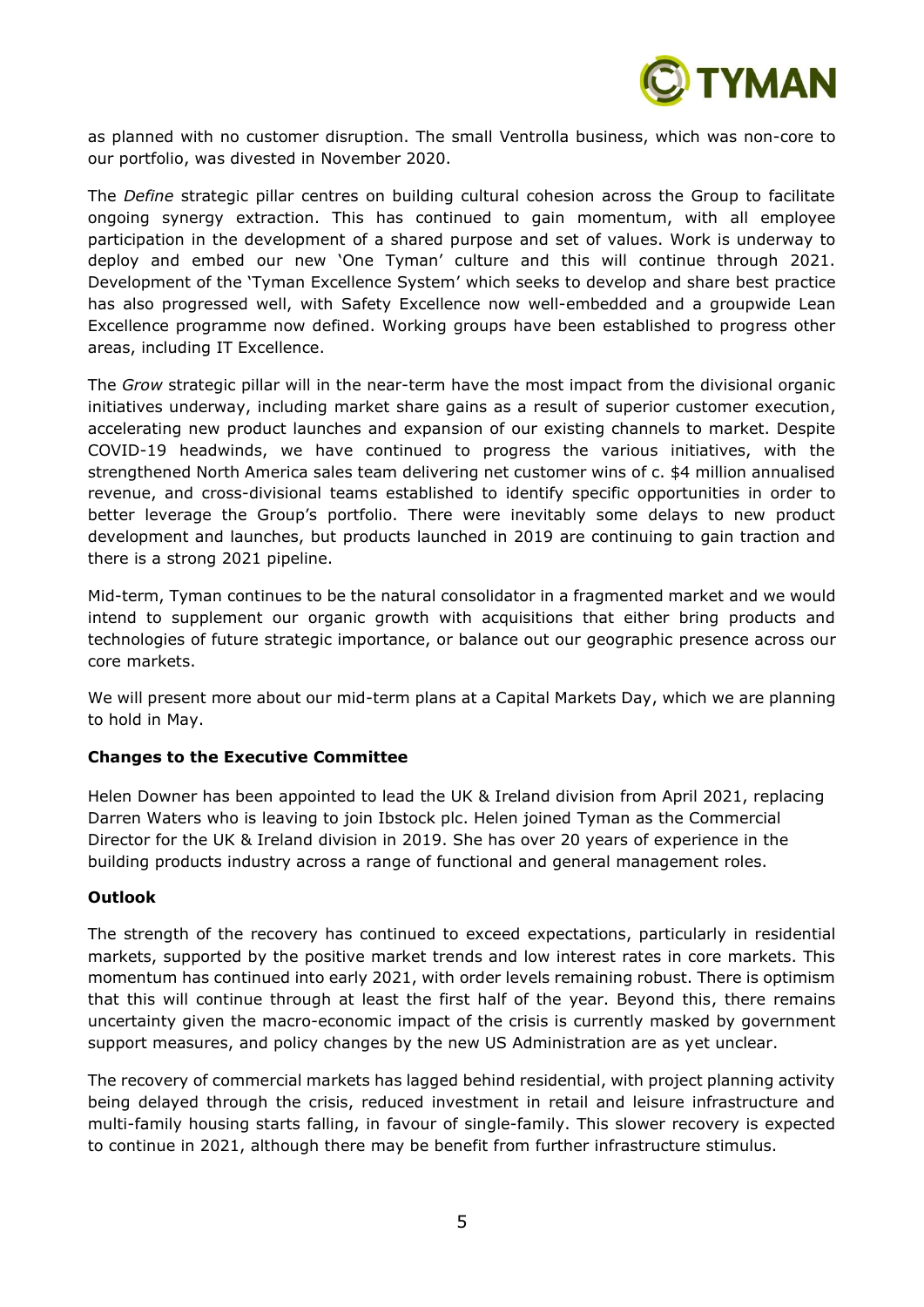as planned with no customer disruption. The small Ventrolla business, which was non-core to our portfolio, was divested in November 2020.

The *Define* strategic pillar centres on building cultural cohesion across the Group to facilitate ongoing synergy extraction. This has continued to gain momentum, with all employee participation in the development of a shared purpose and set of values. Work is underway to deploy and embed our new 'One Tyman' culture and this will continue through 2021. Development of the 'Tyman Excellence System' which seeks to develop and share best practice has also progressed well, with Safety Excellence now well-embedded and a groupwide Lean Excellence programme now defined. Working groups have been established to progress other areas, including IT Excellence.

The *Grow* strategic pillar will in the near-term have the most impact from the divisional organic initiatives underway, including market share gains as a result of superior customer execution, accelerating new product launches and expansion of our existing channels to market. Despite COVID-19 headwinds, we have continued to progress the various initiatives, with the strengthened North America sales team delivering net customer wins of c. $4 million annualised revenue, and cross-divisional teams established to identify specific opportunities in order to better leverage the Group's portfolio. There were inevitably some delays to new product development and launches, but products launched in 2019 are continuing to gain traction and there is a strong 2021 pipeline.

Mid-term, Tyman continues to be the natural consolidator in a fragmented market and we would intend to supplement our organic growth with acquisitions that either bring products and technologies of future strategic importance, or balance out our geographic presence across our core markets.

We will present more about our mid-term plans at a Capital Markets Day, which we are planning to hold in May.

**Changes to the Executive Committee**

Helen Downer has been appointed to lead the UK & Ireland division from April 2021, replacing Darren Waters who is leaving to join Ibstock plc. Helen joined Tyman as the Commercial Director for the UK & Ireland division in 2019. She has over 20 years of experience in the building products industry across a range of functional and general management roles.

**Outlook**

The strength of the recovery has continued to exceed expectations, particularly in residential markets, supported by the positive market trends and low interest rates in core markets. This momentum has continued into early 2021, with order levels remaining robust. There is optimism that this will continue through at least the first half of the year. Beyond this, there remains uncertainty given the macro-economic impact of the crisis is currently masked by government support measures, and policy changes by the new US Administration are as yet unclear.

The recovery of commercial markets has lagged behind residential, with project planning activity being delayed through the crisis, reduced investment in retail and leisure infrastructure and multi-family housing starts falling, in favour of single-family. This slower recovery is expected to continue in 2021, although there may be benefit from further infrastructure stimulus.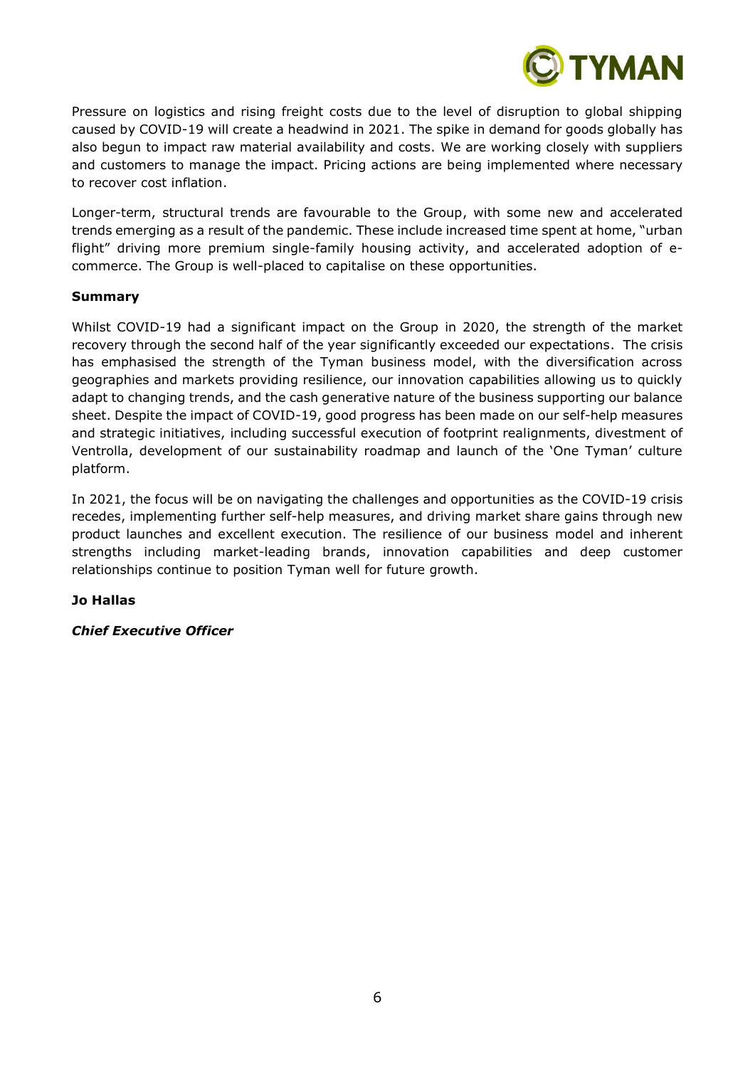Pressure on logistics and rising freight costs due to the level of disruption to global shipping caused by COVID-19 will create a headwind in 2021. The spike in demand for goods globally has also begun to impact raw material availability and costs. We are working closely with suppliers and customers to manage the impact. Pricing actions are being implemented where necessary to recover cost inflation.

Longer-term, structural trends are favourable to the Group, with some new and accelerated trends emerging as a result of the pandemic. These include increased time spent at home, "urban flight" driving more premium single-family housing activity, and accelerated adoption of e-commerce. The Group is well-placed to capitalise on these opportunities.

**Summary**

Whilst COVID-19 had a significant impact on the Group in 2020, the strength of the market recovery through the second half of the year significantly exceeded our expectations. The crisis has emphasised the strength of the Tyman business model, with the diversification across geographies and markets providing resilience, our innovation capabilities allowing us to quickly adapt to changing trends, and the cash generative nature of the business supporting our balance sheet. Despite the impact of COVID-19, good progress has been made on our self-help measures and strategic initiatives, including successful execution of footprint realignments, divestment of Ventrolla, development of our sustainability roadmap and launch of the 'One Tyman' culture platform.

In 2021, the focus will be on navigating the challenges and opportunities as the COVID-19 crisis recedes, implementing further self-help measures, and driving market share gains through new product launches and excellent execution. The resilience of our business model and inherent strengths including market-leading brands, innovation capabilities and deep customer relationships continue to position Tyman well for future growth.

**Jo Hallas**

***Chief Executive Officer***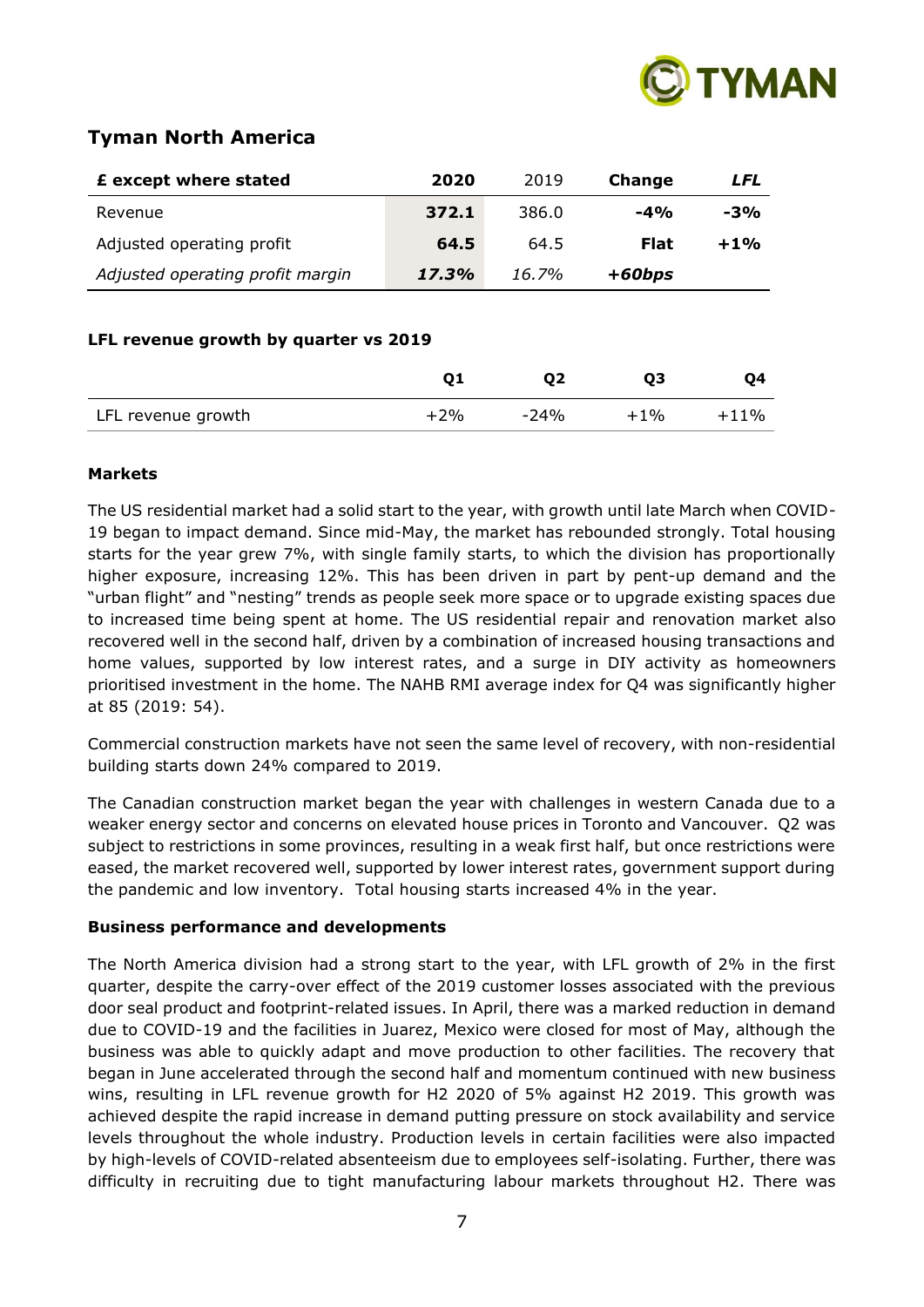## Tyman North America

| £ except where stated | 2020 | 2019 | Change | *LFL* |
|---|---|---|---|---|
| Revenue | **372.1** | 386.0 | **-4%** | **-3%** |
| Adjusted operating profit | **64.5** | 64.5 | **Flat** | **+1%** |
| *Adjusted operating profit margin* | ***17.3%*** | *16.7%* | ***+60bps*** | |

**LFL revenue growth by quarter vs 2019**

| | Q1 | Q2 | Q3 | Q4 |
|---|---|---|---|---|
| LFL revenue growth | +2% | -24% | +1% | +11% |

**Markets**

The US residential market had a solid start to the year, with growth until late March when COVID-19 began to impact demand. Since mid-May, the market has rebounded strongly. Total housing starts for the year grew 7%, with single family starts, to which the division has proportionally higher exposure, increasing 12%. This has been driven in part by pent-up demand and the "urban flight" and "nesting" trends as people seek more space or to upgrade existing spaces due to increased time being spent at home. The US residential repair and renovation market also recovered well in the second half, driven by a combination of increased housing transactions and home values, supported by low interest rates, and a surge in DIY activity as homeowners prioritised investment in the home. The NAHB RMI average index for Q4 was significantly higher at 85 (2019: 54).

Commercial construction markets have not seen the same level of recovery, with non-residential building starts down 24% compared to 2019.

The Canadian construction market began the year with challenges in western Canada due to a weaker energy sector and concerns on elevated house prices in Toronto and Vancouver. Q2 was subject to restrictions in some provinces, resulting in a weak first half, but once restrictions were eased, the market recovered well, supported by lower interest rates, government support during the pandemic and low inventory. Total housing starts increased 4% in the year.

**Business performance and developments**

The North America division had a strong start to the year, with LFL growth of 2% in the first quarter, despite the carry-over effect of the 2019 customer losses associated with the previous door seal product and footprint-related issues. In April, there was a marked reduction in demand due to COVID-19 and the facilities in Juarez, Mexico were closed for most of May, although the business was able to quickly adapt and move production to other facilities. The recovery that began in June accelerated through the second half and momentum continued with new business wins, resulting in LFL revenue growth for H2 2020 of 5% against H2 2019. This growth was achieved despite the rapid increase in demand putting pressure on stock availability and service levels throughout the whole industry. Production levels in certain facilities were also impacted by high-levels of COVID-related absenteeism due to employees self-isolating. Further, there was difficulty in recruiting due to tight manufacturing labour markets throughout H2. There was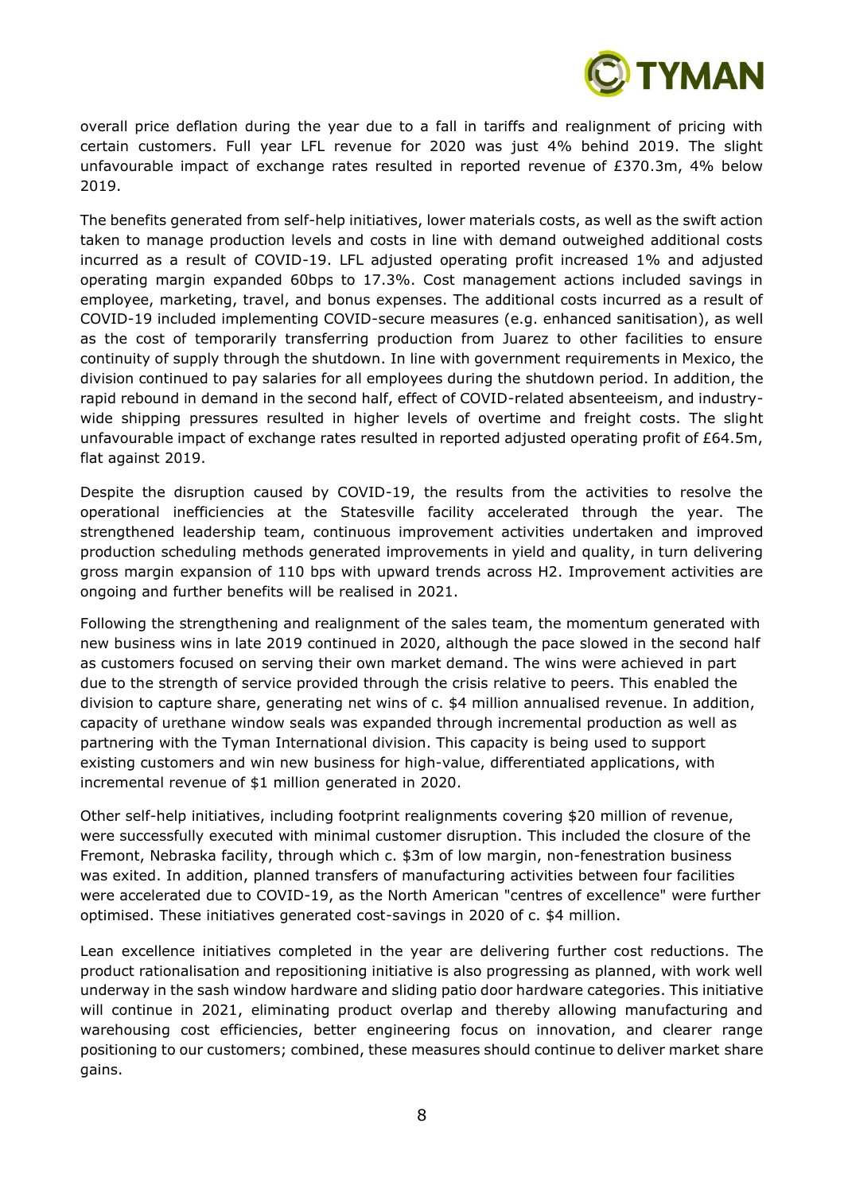overall price deflation during the year due to a fall in tariffs and realignment of pricing with certain customers. Full year LFL revenue for 2020 was just 4% behind 2019. The slight unfavourable impact of exchange rates resulted in reported revenue of £370.3m, 4% below 2019.

The benefits generated from self-help initiatives, lower materials costs, as well as the swift action taken to manage production levels and costs in line with demand outweighed additional costs incurred as a result of COVID-19. LFL adjusted operating profit increased 1% and adjusted operating margin expanded 60bps to 17.3%. Cost management actions included savings in employee, marketing, travel, and bonus expenses. The additional costs incurred as a result of COVID-19 included implementing COVID-secure measures (e.g. enhanced sanitisation), as well as the cost of temporarily transferring production from Juarez to other facilities to ensure continuity of supply through the shutdown. In line with government requirements in Mexico, the division continued to pay salaries for all employees during the shutdown period. In addition, the rapid rebound in demand in the second half, effect of COVID-related absenteeism, and industry-wide shipping pressures resulted in higher levels of overtime and freight costs. The slight unfavourable impact of exchange rates resulted in reported adjusted operating profit of £64.5m, flat against 2019.

Despite the disruption caused by COVID-19, the results from the activities to resolve the operational inefficiencies at the Statesville facility accelerated through the year. The strengthened leadership team, continuous improvement activities undertaken and improved production scheduling methods generated improvements in yield and quality, in turn delivering gross margin expansion of 110 bps with upward trends across H2. Improvement activities are ongoing and further benefits will be realised in 2021.

Following the strengthening and realignment of the sales team, the momentum generated with new business wins in late 2019 continued in 2020, although the pace slowed in the second half as customers focused on serving their own market demand. The wins were achieved in part due to the strength of service provided through the crisis relative to peers. This enabled the division to capture share, generating net wins of c. $4 million annualised revenue. In addition, capacity of urethane window seals was expanded through incremental production as well as partnering with the Tyman International division. This capacity is being used to support existing customers and win new business for high-value, differentiated applications, with incremental revenue of $1 million generated in 2020.

Other self-help initiatives, including footprint realignments covering $20 million of revenue, were successfully executed with minimal customer disruption. This included the closure of the Fremont, Nebraska facility, through which c. $3m of low margin, non-fenestration business was exited. In addition, planned transfers of manufacturing activities between four facilities were accelerated due to COVID-19, as the North American "centres of excellence" were further optimised. These initiatives generated cost-savings in 2020 of c. $4 million.

Lean excellence initiatives completed in the year are delivering further cost reductions. The product rationalisation and repositioning initiative is also progressing as planned, with work well underway in the sash window hardware and sliding patio door hardware categories. This initiative will continue in 2021, eliminating product overlap and thereby allowing manufacturing and warehousing cost efficiencies, better engineering focus on innovation, and clearer range positioning to our customers; combined, these measures should continue to deliver market share gains.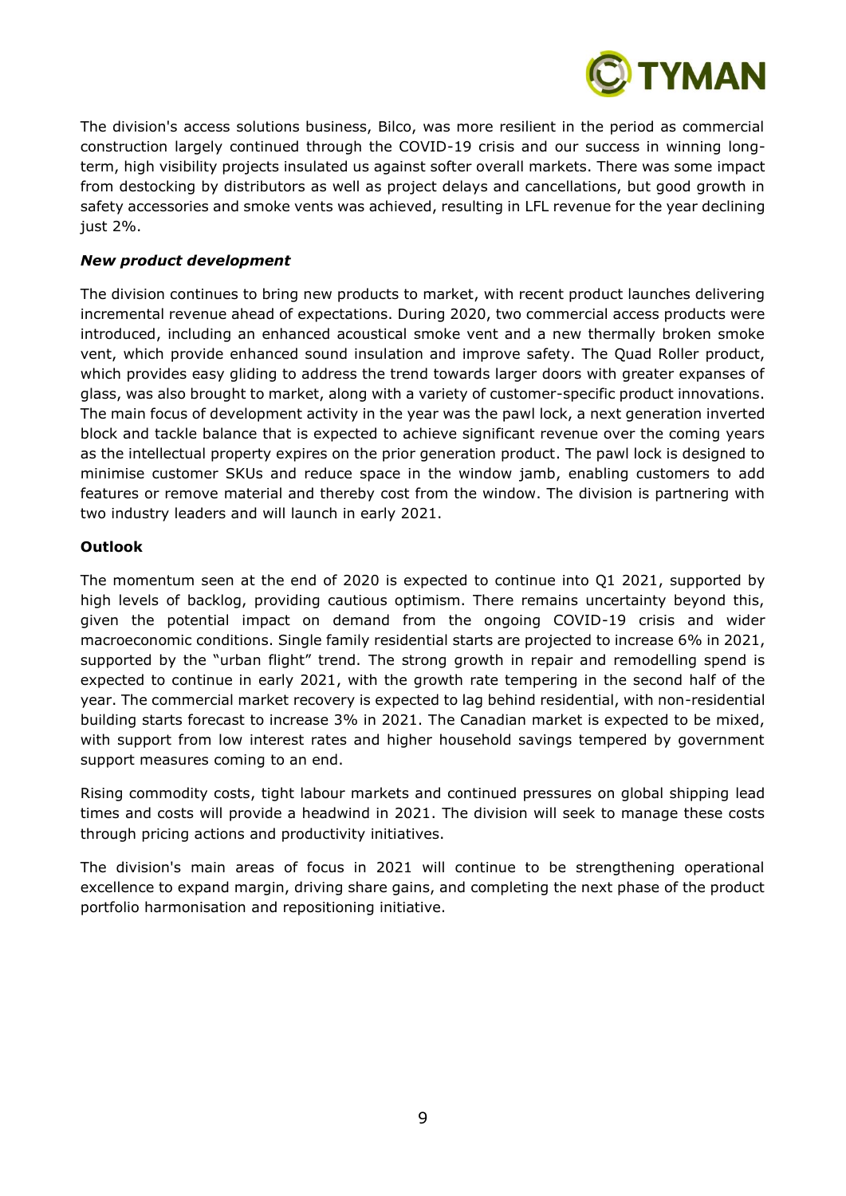The division's access solutions business, Bilco, was more resilient in the period as commercial construction largely continued through the COVID-19 crisis and our success in winning long-term, high visibility projects insulated us against softer overall markets. There was some impact from destocking by distributors as well as project delays and cancellations, but good growth in safety accessories and smoke vents was achieved, resulting in LFL revenue for the year declining just 2%.

***New product development***

The division continues to bring new products to market, with recent product launches delivering incremental revenue ahead of expectations. During 2020, two commercial access products were introduced, including an enhanced acoustical smoke vent and a new thermally broken smoke vent, which provide enhanced sound insulation and improve safety. The Quad Roller product, which provides easy gliding to address the trend towards larger doors with greater expanses of glass, was also brought to market, along with a variety of customer-specific product innovations. The main focus of development activity in the year was the pawl lock, a next generation inverted block and tackle balance that is expected to achieve significant revenue over the coming years as the intellectual property expires on the prior generation product. The pawl lock is designed to minimise customer SKUs and reduce space in the window jamb, enabling customers to add features or remove material and thereby cost from the window. The division is partnering with two industry leaders and will launch in early 2021.

**Outlook**

The momentum seen at the end of 2020 is expected to continue into Q1 2021, supported by high levels of backlog, providing cautious optimism. There remains uncertainty beyond this, given the potential impact on demand from the ongoing COVID-19 crisis and wider macroeconomic conditions. Single family residential starts are projected to increase 6% in 2021, supported by the "urban flight" trend. The strong growth in repair and remodelling spend is expected to continue in early 2021, with the growth rate tempering in the second half of the year. The commercial market recovery is expected to lag behind residential, with non-residential building starts forecast to increase 3% in 2021. The Canadian market is expected to be mixed, with support from low interest rates and higher household savings tempered by government support measures coming to an end.

Rising commodity costs, tight labour markets and continued pressures on global shipping lead times and costs will provide a headwind in 2021. The division will seek to manage these costs through pricing actions and productivity initiatives.

The division's main areas of focus in 2021 will continue to be strengthening operational excellence to expand margin, driving share gains, and completing the next phase of the product portfolio harmonisation and repositioning initiative.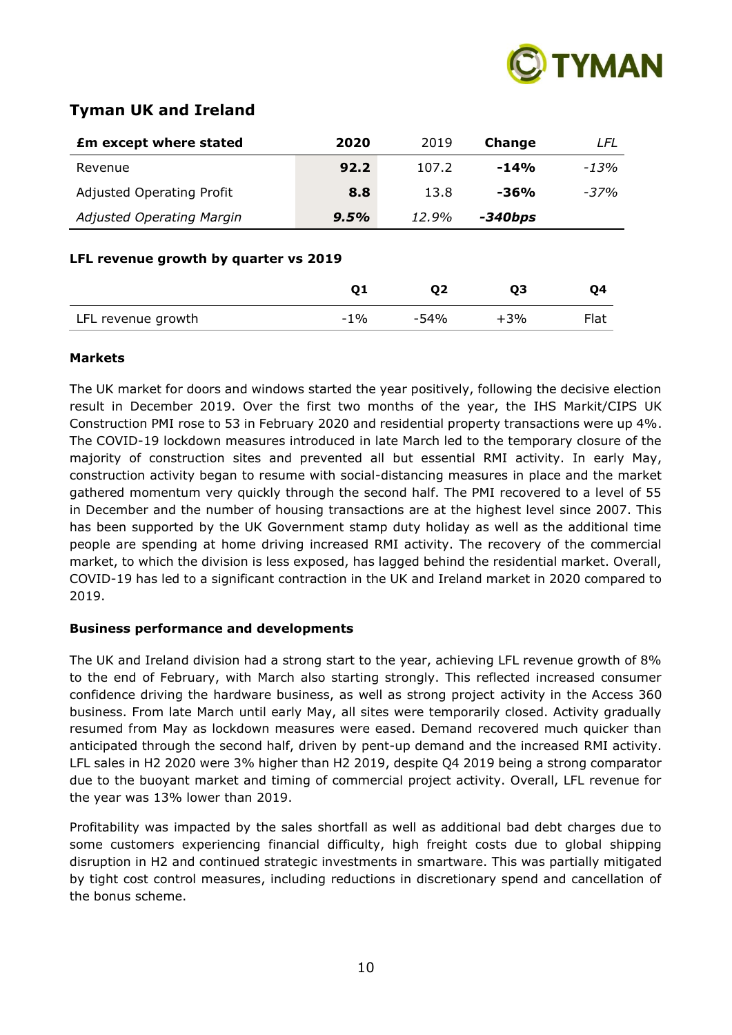## Tyman UK and Ireland

| £m except where stated | 2020 | 2019 | Change | LFL |
|---|---|---|---|---|
| Revenue | **92.2** | 107.2 | **-14%** | *-13%* |
| Adjusted Operating Profit | **8.8** | 13.8 | **-36%** | *-37%* |
| *Adjusted Operating Margin* | ***9.5%*** | *12.9%* | ***-340bps*** | |

**LFL revenue growth by quarter vs 2019**

| | Q1 | Q2 | Q3 | Q4 |
|---|---|---|---|---|
| LFL revenue growth | -1% | -54% | +3% | Flat |

**Markets**

The UK market for doors and windows started the year positively, following the decisive election result in December 2019. Over the first two months of the year, the IHS Markit/CIPS UK Construction PMI rose to 53 in February 2020 and residential property transactions were up 4%. The COVID-19 lockdown measures introduced in late March led to the temporary closure of the majority of construction sites and prevented all but essential RMI activity. In early May, construction activity began to resume with social-distancing measures in place and the market gathered momentum very quickly through the second half. The PMI recovered to a level of 55 in December and the number of housing transactions are at the highest level since 2007. This has been supported by the UK Government stamp duty holiday as well as the additional time people are spending at home driving increased RMI activity. The recovery of the commercial market, to which the division is less exposed, has lagged behind the residential market. Overall, COVID-19 has led to a significant contraction in the UK and Ireland market in 2020 compared to 2019.

**Business performance and developments**

The UK and Ireland division had a strong start to the year, achieving LFL revenue growth of 8% to the end of February, with March also starting strongly. This reflected increased consumer confidence driving the hardware business, as well as strong project activity in the Access 360 business. From late March until early May, all sites were temporarily closed. Activity gradually resumed from May as lockdown measures were eased. Demand recovered much quicker than anticipated through the second half, driven by pent-up demand and the increased RMI activity. LFL sales in H2 2020 were 3% higher than H2 2019, despite Q4 2019 being a strong comparator due to the buoyant market and timing of commercial project activity. Overall, LFL revenue for the year was 13% lower than 2019.

Profitability was impacted by the sales shortfall as well as additional bad debt charges due to some customers experiencing financial difficulty, high freight costs due to global shipping disruption in H2 and continued strategic investments in smartware. This was partially mitigated by tight cost control measures, including reductions in discretionary spend and cancellation of the bonus scheme.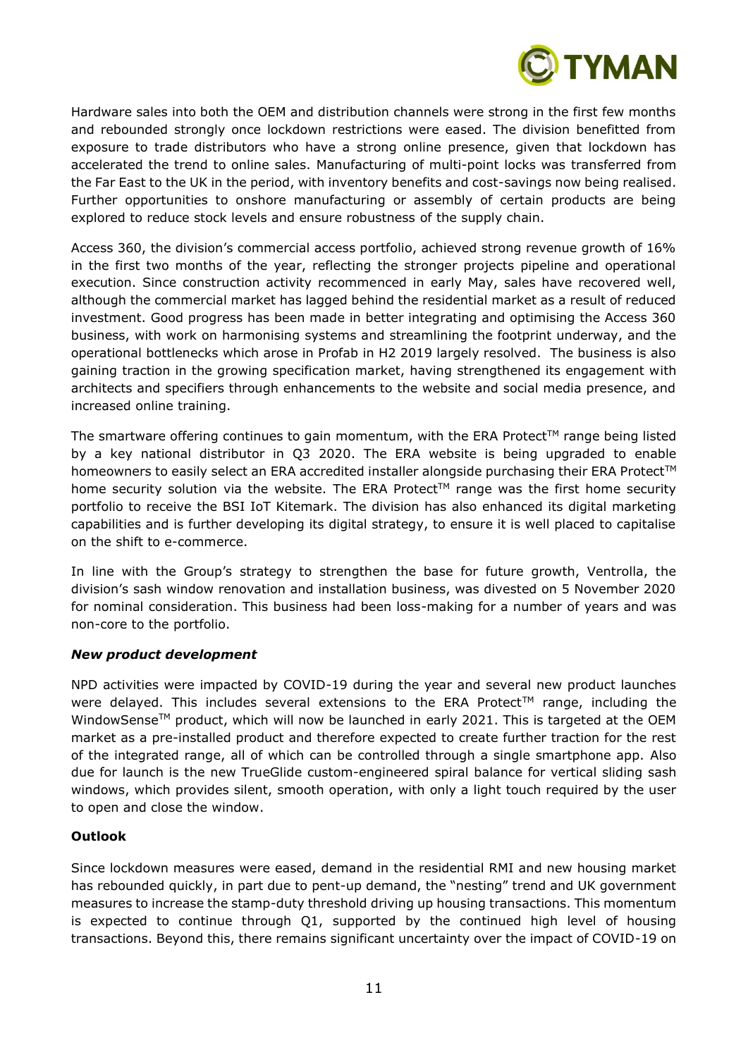Hardware sales into both the OEM and distribution channels were strong in the first few months and rebounded strongly once lockdown restrictions were eased. The division benefitted from exposure to trade distributors who have a strong online presence, given that lockdown has accelerated the trend to online sales. Manufacturing of multi-point locks was transferred from the Far East to the UK in the period, with inventory benefits and cost-savings now being realised. Further opportunities to onshore manufacturing or assembly of certain products are being explored to reduce stock levels and ensure robustness of the supply chain.

Access 360, the division's commercial access portfolio, achieved strong revenue growth of 16% in the first two months of the year, reflecting the stronger projects pipeline and operational execution. Since construction activity recommenced in early May, sales have recovered well, although the commercial market has lagged behind the residential market as a result of reduced investment. Good progress has been made in better integrating and optimising the Access 360 business, with work on harmonising systems and streamlining the footprint underway, and the operational bottlenecks which arose in Profab in H2 2019 largely resolved. The business is also gaining traction in the growing specification market, having strengthened its engagement with architects and specifiers through enhancements to the website and social media presence, and increased online training.

The smartware offering continues to gain momentum, with the ERA Protect™ range being listed by a key national distributor in Q3 2020. The ERA website is being upgraded to enable homeowners to easily select an ERA accredited installer alongside purchasing their ERA Protect™ home security solution via the website. The ERA Protect™ range was the first home security portfolio to receive the BSI IoT Kitemark. The division has also enhanced its digital marketing capabilities and is further developing its digital strategy, to ensure it is well placed to capitalise on the shift to e-commerce.

In line with the Group's strategy to strengthen the base for future growth, Ventrolla, the division's sash window renovation and installation business, was divested on 5 November 2020 for nominal consideration. This business had been loss-making for a number of years and was non-core to the portfolio.

***New product development***

NPD activities were impacted by COVID-19 during the year and several new product launches were delayed. This includes several extensions to the ERA Protect™ range, including the WindowSense™ product, which will now be launched in early 2021. This is targeted at the OEM market as a pre-installed product and therefore expected to create further traction for the rest of the integrated range, all of which can be controlled through a single smartphone app. Also due for launch is the new TrueGlide custom-engineered spiral balance for vertical sliding sash windows, which provides silent, smooth operation, with only a light touch required by the user to open and close the window.

**Outlook**

Since lockdown measures were eased, demand in the residential RMI and new housing market has rebounded quickly, in part due to pent-up demand, the "nesting" trend and UK government measures to increase the stamp-duty threshold driving up housing transactions. This momentum is expected to continue through Q1, supported by the continued high level of housing transactions. Beyond this, there remains significant uncertainty over the impact of COVID-19 on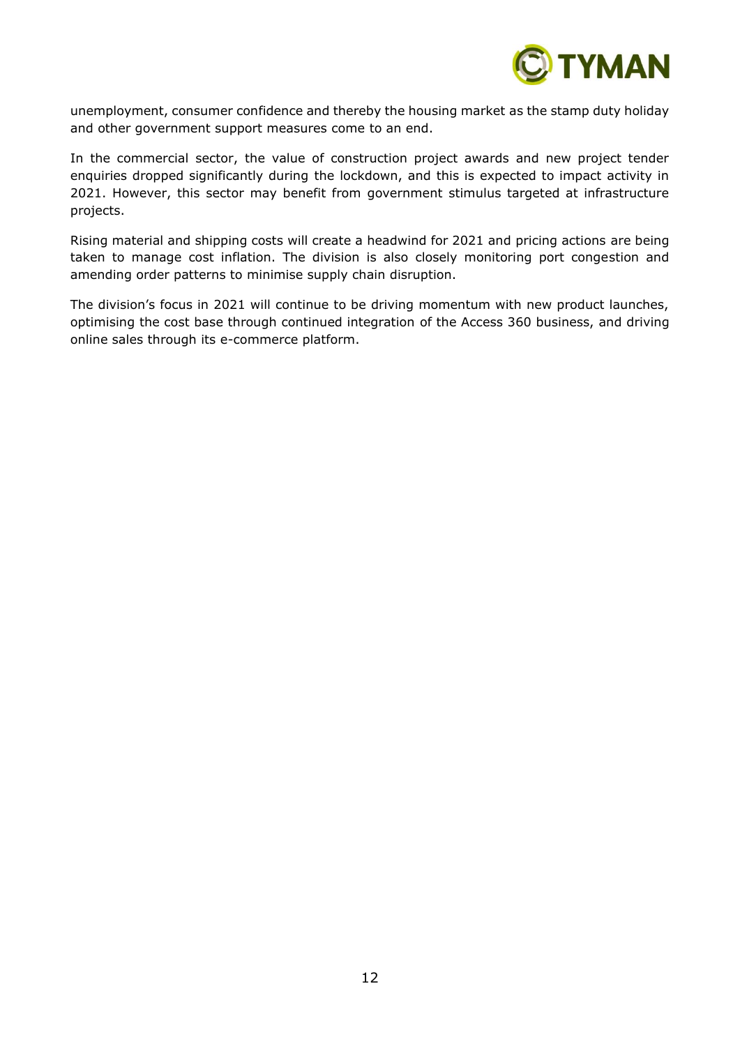unemployment, consumer confidence and thereby the housing market as the stamp duty holiday and other government support measures come to an end.

In the commercial sector, the value of construction project awards and new project tender enquiries dropped significantly during the lockdown, and this is expected to impact activity in 2021. However, this sector may benefit from government stimulus targeted at infrastructure projects.

Rising material and shipping costs will create a headwind for 2021 and pricing actions are being taken to manage cost inflation. The division is also closely monitoring port congestion and amending order patterns to minimise supply chain disruption.

The division's focus in 2021 will continue to be driving momentum with new product launches, optimising the cost base through continued integration of the Access 360 business, and driving online sales through its e-commerce platform.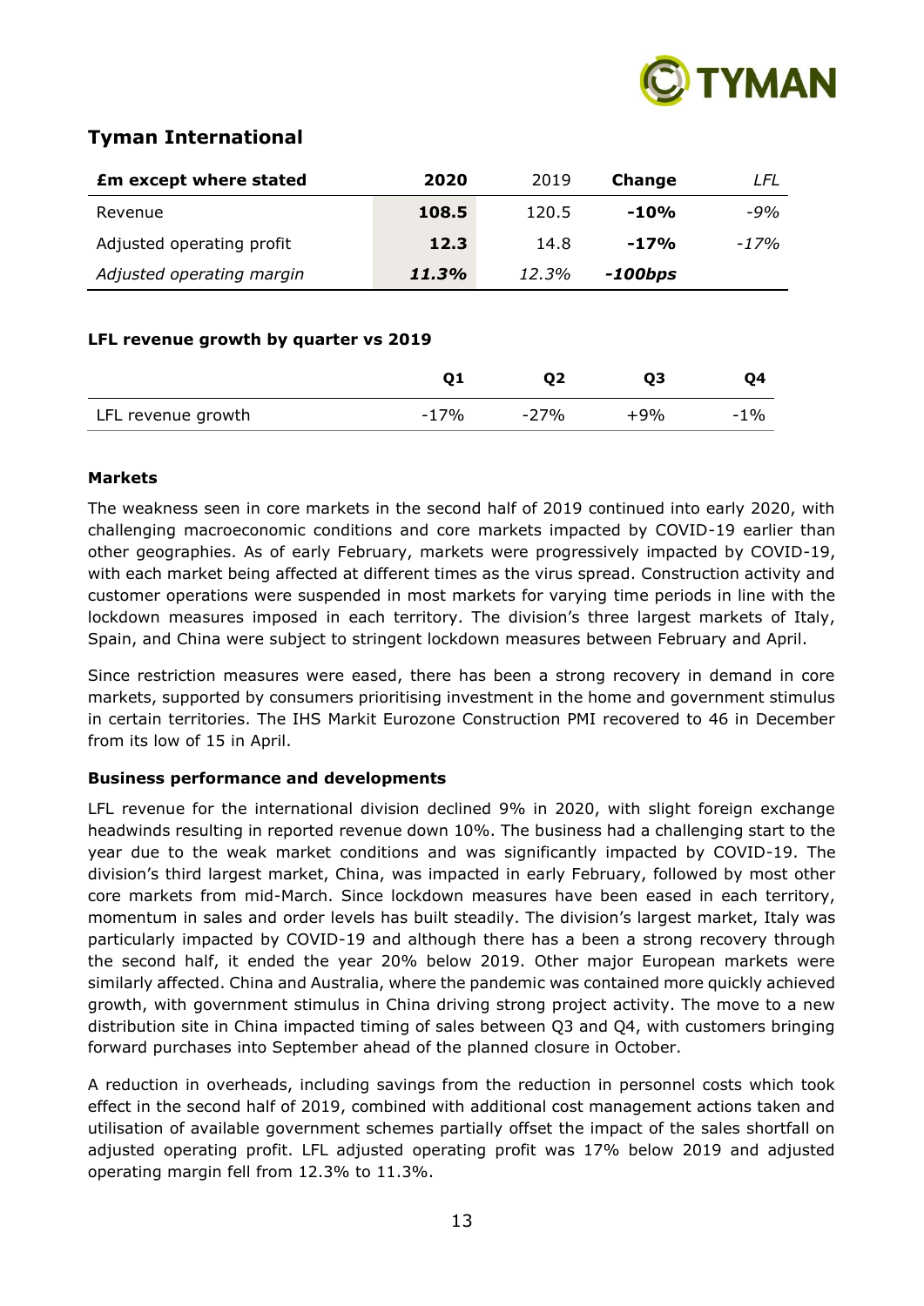## Tyman International

| **£m except where stated** | **2020** | 2019 | **Change** | *LFL* |
|---|---|---|---|---|
| Revenue | **108.5** | 120.5 | **-10%** | *-9%* |
| Adjusted operating profit | **12.3** | 14.8 | **-17%** | *-17%* |
| *Adjusted operating margin* | ***11.3%*** | *12.3%* | ***-100bps*** | |

**LFL revenue growth by quarter vs 2019**

| | **Q1** | **Q2** | **Q3** | **Q4** |
|---|---|---|---|---|
| LFL revenue growth | -17% | -27% | +9% | -1% |

**Markets**

The weakness seen in core markets in the second half of 2019 continued into early 2020, with challenging macroeconomic conditions and core markets impacted by COVID-19 earlier than other geographies. As of early February, markets were progressively impacted by COVID-19, with each market being affected at different times as the virus spread. Construction activity and customer operations were suspended in most markets for varying time periods in line with the lockdown measures imposed in each territory. The division's three largest markets of Italy, Spain, and China were subject to stringent lockdown measures between February and April.

Since restriction measures were eased, there has been a strong recovery in demand in core markets, supported by consumers prioritising investment in the home and government stimulus in certain territories. The IHS Markit Eurozone Construction PMI recovered to 46 in December from its low of 15 in April.

**Business performance and developments**

LFL revenue for the international division declined 9% in 2020, with slight foreign exchange headwinds resulting in reported revenue down 10%. The business had a challenging start to the year due to the weak market conditions and was significantly impacted by COVID-19. The division's third largest market, China, was impacted in early February, followed by most other core markets from mid-March. Since lockdown measures have been eased in each territory, momentum in sales and order levels has built steadily. The division's largest market, Italy was particularly impacted by COVID-19 and although there has a been a strong recovery through the second half, it ended the year 20% below 2019. Other major European markets were similarly affected. China and Australia, where the pandemic was contained more quickly achieved growth, with government stimulus in China driving strong project activity. The move to a new distribution site in China impacted timing of sales between Q3 and Q4, with customers bringing forward purchases into September ahead of the planned closure in October.

A reduction in overheads, including savings from the reduction in personnel costs which took effect in the second half of 2019, combined with additional cost management actions taken and utilisation of available government schemes partially offset the impact of the sales shortfall on adjusted operating profit. LFL adjusted operating profit was 17% below 2019 and adjusted operating margin fell from 12.3% to 11.3%.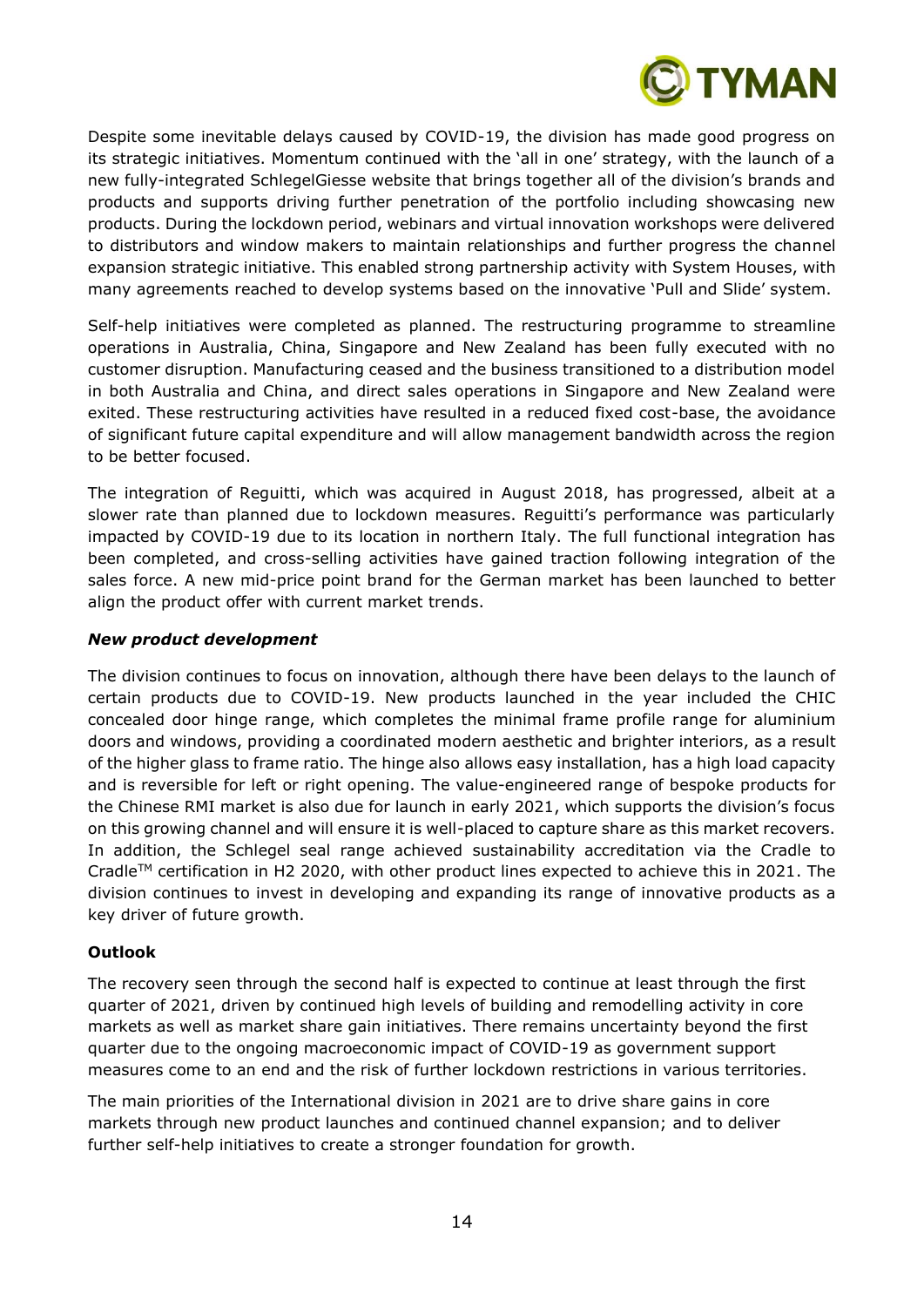Despite some inevitable delays caused by COVID-19, the division has made good progress on its strategic initiatives. Momentum continued with the 'all in one' strategy, with the launch of a new fully-integrated SchlegelGiesse website that brings together all of the division's brands and products and supports driving further penetration of the portfolio including showcasing new products. During the lockdown period, webinars and virtual innovation workshops were delivered to distributors and window makers to maintain relationships and further progress the channel expansion strategic initiative. This enabled strong partnership activity with System Houses, with many agreements reached to develop systems based on the innovative 'Pull and Slide' system.

Self-help initiatives were completed as planned. The restructuring programme to streamline operations in Australia, China, Singapore and New Zealand has been fully executed with no customer disruption. Manufacturing ceased and the business transitioned to a distribution model in both Australia and China, and direct sales operations in Singapore and New Zealand were exited. These restructuring activities have resulted in a reduced fixed cost-base, the avoidance of significant future capital expenditure and will allow management bandwidth across the region to be better focused.

The integration of Reguitti, which was acquired in August 2018, has progressed, albeit at a slower rate than planned due to lockdown measures. Reguitti's performance was particularly impacted by COVID-19 due to its location in northern Italy. The full functional integration has been completed, and cross-selling activities have gained traction following integration of the sales force. A new mid-price point brand for the German market has been launched to better align the product offer with current market trends.

***New product development***

The division continues to focus on innovation, although there have been delays to the launch of certain products due to COVID-19. New products launched in the year included the CHIC concealed door hinge range, which completes the minimal frame profile range for aluminium doors and windows, providing a coordinated modern aesthetic and brighter interiors, as a result of the higher glass to frame ratio. The hinge also allows easy installation, has a high load capacity and is reversible for left or right opening. The value-engineered range of bespoke products for the Chinese RMI market is also due for launch in early 2021, which supports the division's focus on this growing channel and will ensure it is well-placed to capture share as this market recovers. In addition, the Schlegel seal range achieved sustainability accreditation via the Cradle to Cradle™ certification in H2 2020, with other product lines expected to achieve this in 2021. The division continues to invest in developing and expanding its range of innovative products as a key driver of future growth.

**Outlook**

The recovery seen through the second half is expected to continue at least through the first quarter of 2021, driven by continued high levels of building and remodelling activity in core markets as well as market share gain initiatives. There remains uncertainty beyond the first quarter due to the ongoing macroeconomic impact of COVID-19 as government support measures come to an end and the risk of further lockdown restrictions in various territories.

The main priorities of the International division in 2021 are to drive share gains in core markets through new product launches and continued channel expansion; and to deliver further self-help initiatives to create a stronger foundation for growth.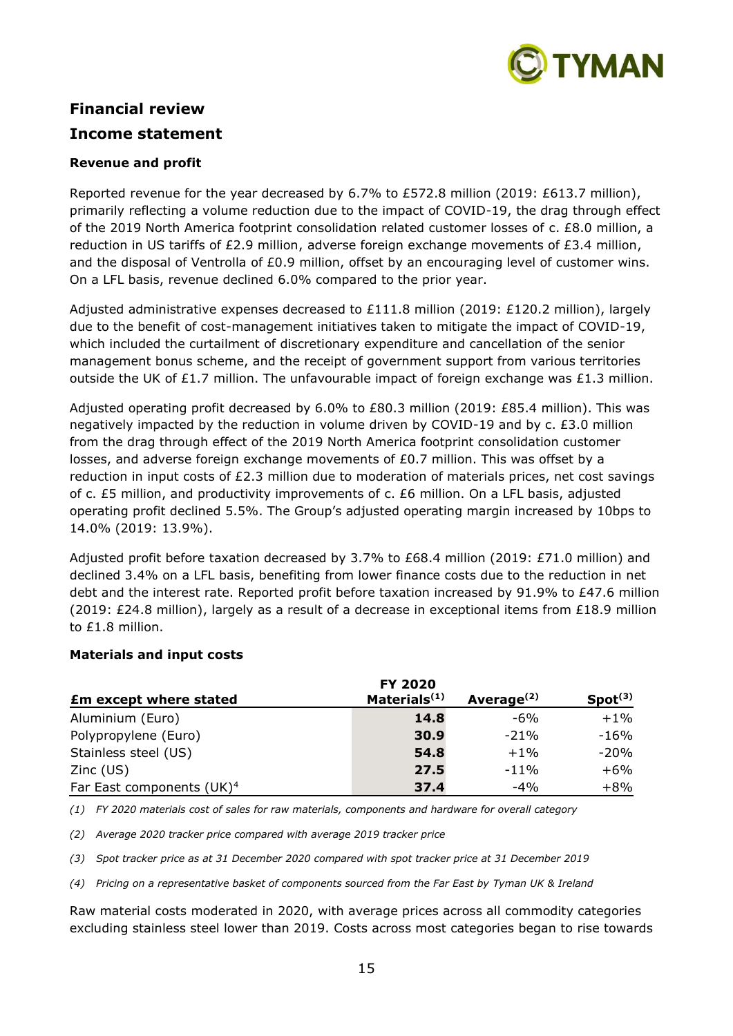## Financial review

## Income statement

### Revenue and profit

Reported revenue for the year decreased by 6.7% to £572.8 million (2019: £613.7 million), primarily reflecting a volume reduction due to the impact of COVID-19, the drag through effect of the 2019 North America footprint consolidation related customer losses of c. £8.0 million, a reduction in US tariffs of £2.9 million, adverse foreign exchange movements of £3.4 million, and the disposal of Ventrolla of £0.9 million, offset by an encouraging level of customer wins. On a LFL basis, revenue declined 6.0% compared to the prior year.

Adjusted administrative expenses decreased to £111.8 million (2019: £120.2 million), largely due to the benefit of cost-management initiatives taken to mitigate the impact of COVID-19, which included the curtailment of discretionary expenditure and cancellation of the senior management bonus scheme, and the receipt of government support from various territories outside the UK of £1.7 million. The unfavourable impact of foreign exchange was £1.3 million.

Adjusted operating profit decreased by 6.0% to £80.3 million (2019: £85.4 million). This was negatively impacted by the reduction in volume driven by COVID-19 and by c. £3.0 million from the drag through effect of the 2019 North America footprint consolidation customer losses, and adverse foreign exchange movements of £0.7 million. This was offset by a reduction in input costs of £2.3 million due to moderation of materials prices, net cost savings of c. £5 million, and productivity improvements of c. £6 million. On a LFL basis, adjusted operating profit declined 5.5%. The Group's adjusted operating margin increased by 10bps to 14.0% (2019: 13.9%).

Adjusted profit before taxation decreased by 3.7% to £68.4 million (2019: £71.0 million) and declined 3.4% on a LFL basis, benefiting from lower finance costs due to the reduction in net debt and the interest rate. Reported profit before taxation increased by 91.9% to £47.6 million (2019: £24.8 million), largely as a result of a decrease in exceptional items from £18.9 million to £1.8 million.

### Materials and input costs

| £m except where stated | FY 2020 Materials(1) | Average(2) | Spot(3) |
|---|---|---|---|
| Aluminium (Euro) | **14.8** | -6% | +1% |
| Polypropylene (Euro) | **30.9** | -21% | -16% |
| Stainless steel (US) | **54.8** | +1% | -20% |
| Zinc (US) | **27.5** | -11% | +6% |
| Far East components (UK)[4] | **37.4** | -4% | +8% |

*(1) FY 2020 materials cost of sales for raw materials, components and hardware for overall category*

*(2) Average 2020 tracker price compared with average 2019 tracker price*

*(3) Spot tracker price as at 31 December 2020 compared with spot tracker price at 31 December 2019*

*(4) Pricing on a representative basket of components sourced from the Far East by Tyman UK & Ireland*

Raw material costs moderated in 2020, with average prices across all commodity categories excluding stainless steel lower than 2019. Costs across most categories began to rise towards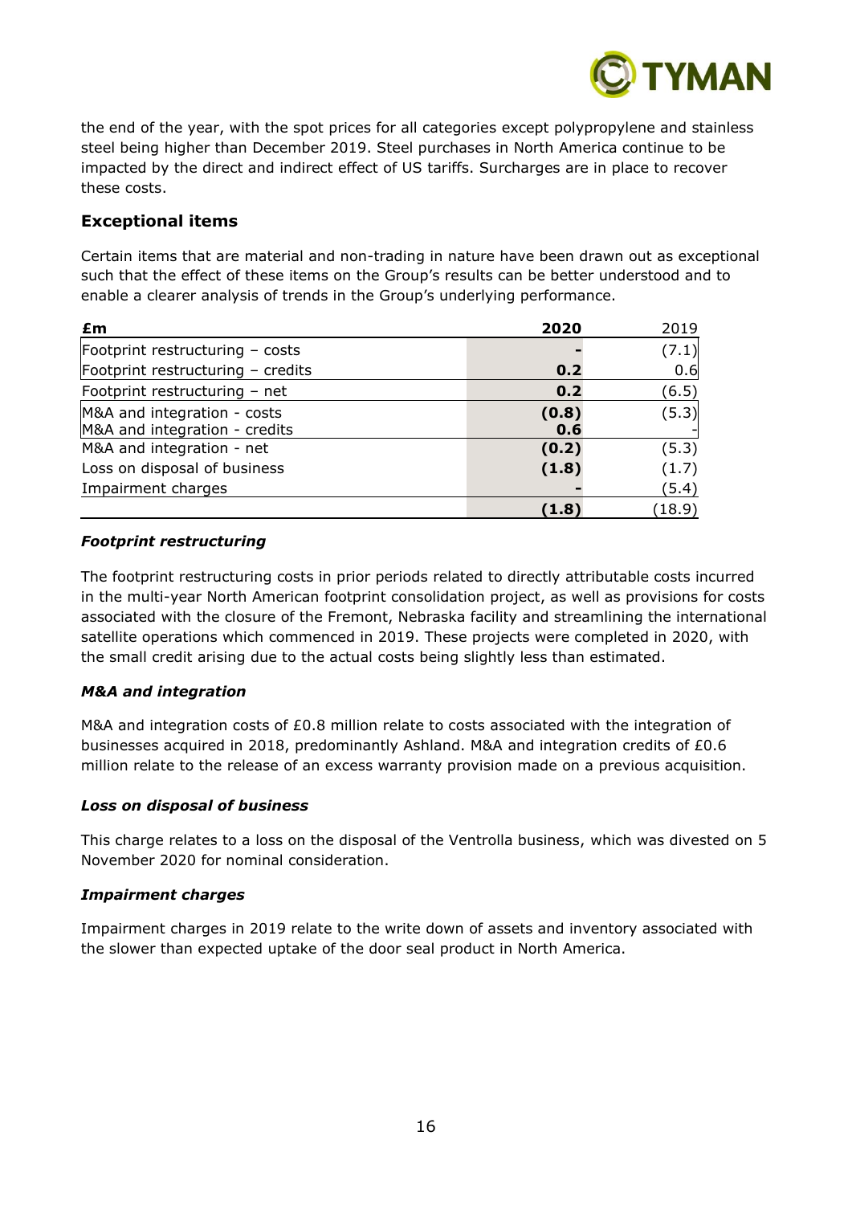the end of the year, with the spot prices for all categories except polypropylene and stainless steel being higher than December 2019. Steel purchases in North America continue to be impacted by the direct and indirect effect of US tariffs. Surcharges are in place to recover these costs.

## Exceptional items

Certain items that are material and non-trading in nature have been drawn out as exceptional such that the effect of these items on the Group's results can be better understood and to enable a clearer analysis of trends in the Group's underlying performance.

| £m | 2020 | 2019 |
|---|---|---|
| Footprint restructuring – costs | - | (7.1) |
| Footprint restructuring – credits | 0.2 | 0.6 |
| Footprint restructuring – net | 0.2 | (6.5) |
| M&A and integration - costs | (0.8) | (5.3) |
| M&A and integration - credits | 0.6 | - |
| M&A and integration - net | (0.2) | (5.3) |
| Loss on disposal of business | (1.8) | (1.7) |
| Impairment charges | - | (5.4) |
| | (1.8) | (18.9) |

### *Footprint restructuring*

The footprint restructuring costs in prior periods related to directly attributable costs incurred in the multi-year North American footprint consolidation project, as well as provisions for costs associated with the closure of the Fremont, Nebraska facility and streamlining the international satellite operations which commenced in 2019. These projects were completed in 2020, with the small credit arising due to the actual costs being slightly less than estimated.

### *M&A and integration*

M&A and integration costs of £0.8 million relate to costs associated with the integration of businesses acquired in 2018, predominantly Ashland. M&A and integration credits of £0.6 million relate to the release of an excess warranty provision made on a previous acquisition.

### *Loss on disposal of business*

This charge relates to a loss on the disposal of the Ventrolla business, which was divested on 5 November 2020 for nominal consideration.

### *Impairment charges*

Impairment charges in 2019 relate to the write down of assets and inventory associated with the slower than expected uptake of the door seal product in North America.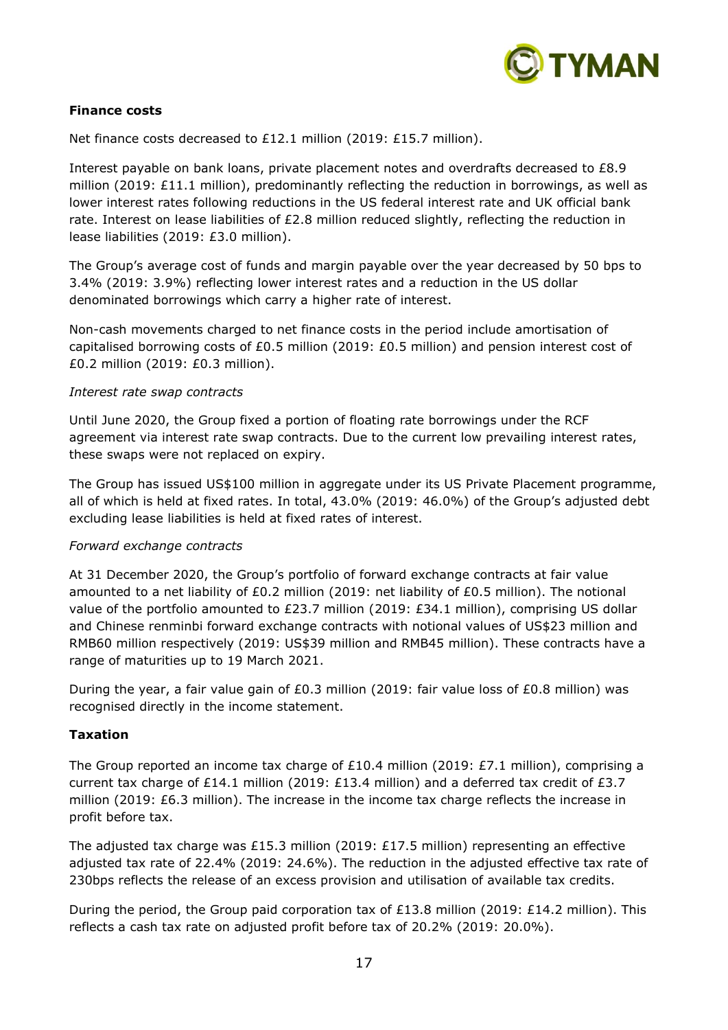**Finance costs**

Net finance costs decreased to £12.1 million (2019: £15.7 million).

Interest payable on bank loans, private placement notes and overdrafts decreased to £8.9 million (2019: £11.1 million), predominantly reflecting the reduction in borrowings, as well as lower interest rates following reductions in the US federal interest rate and UK official bank rate. Interest on lease liabilities of £2.8 million reduced slightly, reflecting the reduction in lease liabilities (2019: £3.0 million).

The Group's average cost of funds and margin payable over the year decreased by 50 bps to 3.4% (2019: 3.9%) reflecting lower interest rates and a reduction in the US dollar denominated borrowings which carry a higher rate of interest.

Non-cash movements charged to net finance costs in the period include amortisation of capitalised borrowing costs of £0.5 million (2019: £0.5 million) and pension interest cost of £0.2 million (2019: £0.3 million).

*Interest rate swap contracts*

Until June 2020, the Group fixed a portion of floating rate borrowings under the RCF agreement via interest rate swap contracts. Due to the current low prevailing interest rates, these swaps were not replaced on expiry.

The Group has issued US$100 million in aggregate under its US Private Placement programme, all of which is held at fixed rates. In total, 43.0% (2019: 46.0%) of the Group's adjusted debt excluding lease liabilities is held at fixed rates of interest.

*Forward exchange contracts*

At 31 December 2020, the Group's portfolio of forward exchange contracts at fair value amounted to a net liability of £0.2 million (2019: net liability of £0.5 million). The notional value of the portfolio amounted to £23.7 million (2019: £34.1 million), comprising US dollar and Chinese renminbi forward exchange contracts with notional values of US$23 million and RMB60 million respectively (2019: US$39 million and RMB45 million). These contracts have a range of maturities up to 19 March 2021.

During the year, a fair value gain of £0.3 million (2019: fair value loss of £0.8 million) was recognised directly in the income statement.

**Taxation**

The Group reported an income tax charge of £10.4 million (2019: £7.1 million), comprising a current tax charge of £14.1 million (2019: £13.4 million) and a deferred tax credit of £3.7 million (2019: £6.3 million). The increase in the income tax charge reflects the increase in profit before tax.

The adjusted tax charge was £15.3 million (2019: £17.5 million) representing an effective adjusted tax rate of 22.4% (2019: 24.6%). The reduction in the adjusted effective tax rate of 230bps reflects the release of an excess provision and utilisation of available tax credits.

During the period, the Group paid corporation tax of £13.8 million (2019: £14.2 million). This reflects a cash tax rate on adjusted profit before tax of 20.2% (2019: 20.0%).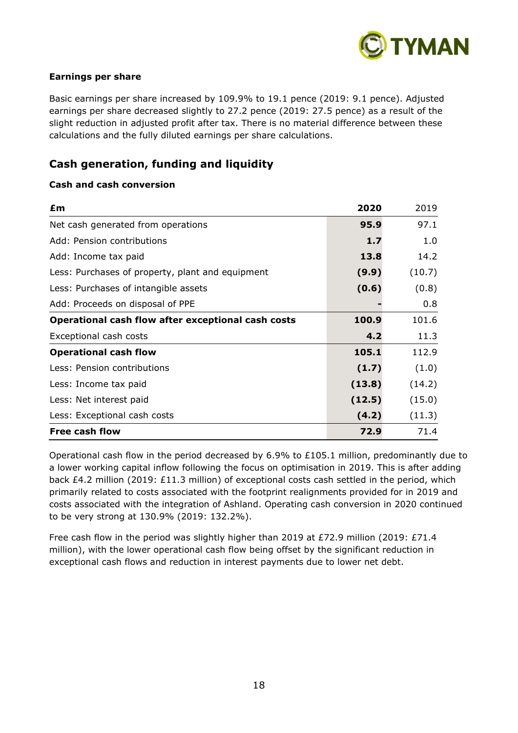**Earnings per share**

Basic earnings per share increased by 109.9% to 19.1 pence (2019: 9.1 pence). Adjusted earnings per share decreased slightly to 27.2 pence (2019: 27.5 pence) as a result of the slight reduction in adjusted profit after tax. There is no material difference between these calculations and the fully diluted earnings per share calculations.

## Cash generation, funding and liquidity

**Cash and cash conversion**

| £m | 2020 | 2019 |
|---|---|---|
| Net cash generated from operations | **95.9** | 97.1 |
| Add: Pension contributions | **1.7** | 1.0 |
| Add: Income tax paid | **13.8** | 14.2 |
| Less: Purchases of property, plant and equipment | **(9.9)** | (10.7) |
| Less: Purchases of intangible assets | **(0.6)** | (0.8) |
| Add: Proceeds on disposal of PPE | **-** | 0.8 |
| **Operational cash flow after exceptional cash costs** | **100.9** | 101.6 |
| Exceptional cash costs | **4.2** | 11.3 |
| **Operational cash flow** | **105.1** | 112.9 |
| Less: Pension contributions | **(1.7)** | (1.0) |
| Less: Income tax paid | **(13.8)** | (14.2) |
| Less: Net interest paid | **(12.5)** | (15.0) |
| Less: Exceptional cash costs | **(4.2)** | (11.3) |
| **Free cash flow** | **72.9** | 71.4 |

Operational cash flow in the period decreased by 6.9% to £105.1 million, predominantly due to a lower working capital inflow following the focus on optimisation in 2019. This is after adding back £4.2 million (2019: £11.3 million) of exceptional costs cash settled in the period, which primarily related to costs associated with the footprint realignments provided for in 2019 and costs associated with the integration of Ashland. Operating cash conversion in 2020 continued to be very strong at 130.9% (2019: 132.2%).

Free cash flow in the period was slightly higher than 2019 at £72.9 million (2019: £71.4 million), with the lower operational cash flow being offset by the significant reduction in exceptional cash flows and reduction in interest payments due to lower net debt.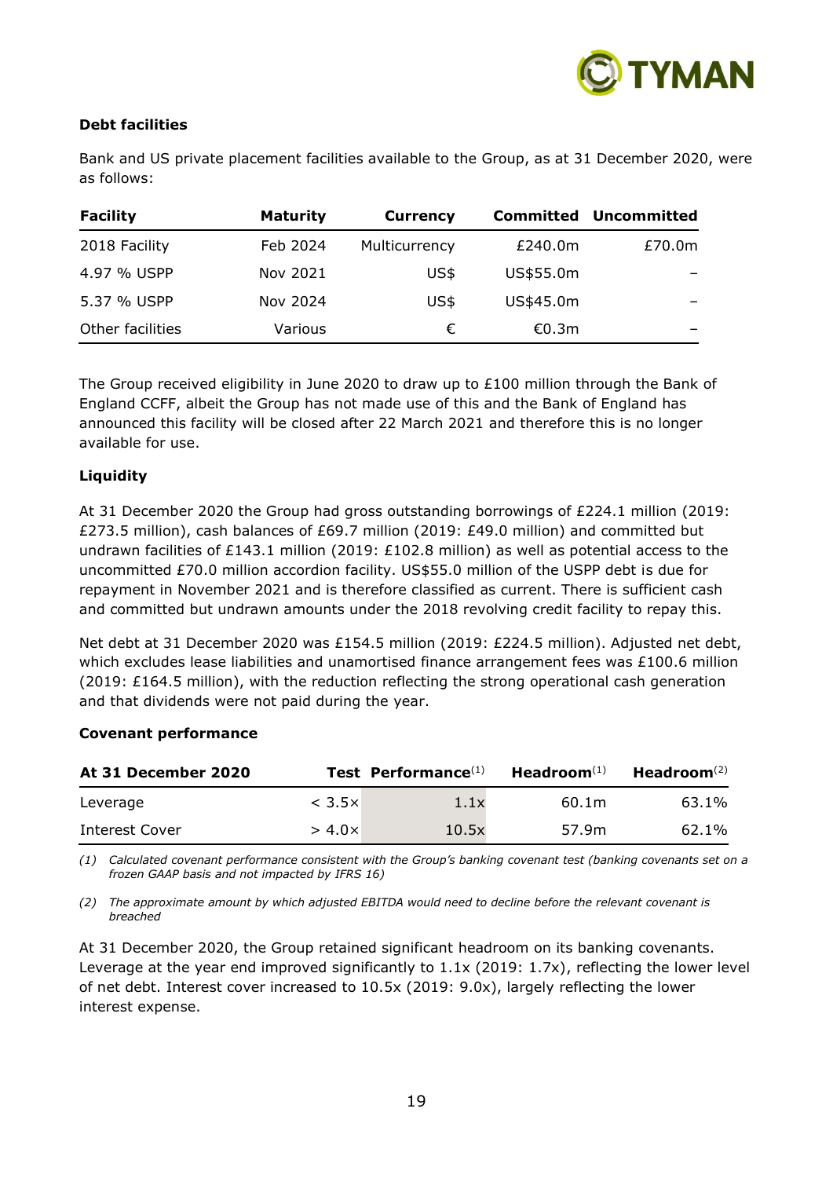### Debt facilities

Bank and US private placement facilities available to the Group, as at 31 December 2020, were as follows:

| Facility | Maturity | Currency | Committed | Uncommitted |
|---|---|---|---|---|
| 2018 Facility | Feb 2024 | Multicurrency | £240.0m | £70.0m |
| 4.97 % USPP | Nov 2021 | US$ | US$55.0m | – |
| 5.37 % USPP | Nov 2024 | US$ | US$45.0m | – |
| Other facilities | Various | € | €0.3m | – |

The Group received eligibility in June 2020 to draw up to £100 million through the Bank of England CCFF, albeit the Group has not made use of this and the Bank of England has announced this facility will be closed after 22 March 2021 and therefore this is no longer available for use.

### Liquidity

At 31 December 2020 the Group had gross outstanding borrowings of £224.1 million (2019: £273.5 million), cash balances of £69.7 million (2019: £49.0 million) and committed but undrawn facilities of £143.1 million (2019: £102.8 million) as well as potential access to the uncommitted £70.0 million accordion facility. US$55.0 million of the USPP debt is due for repayment in November 2021 and is therefore classified as current. There is sufficient cash and committed but undrawn amounts under the 2018 revolving credit facility to repay this.

Net debt at 31 December 2020 was £154.5 million (2019: £224.5 million). Adjusted net debt, which excludes lease liabilities and unamortised finance arrangement fees was £100.6 million (2019: £164.5 million), with the reduction reflecting the strong operational cash generation and that dividends were not paid during the year.

### Covenant performance

| At 31 December 2020 | Test | Performance[(1)] | Headroom[(1)] | Headroom[(2)] |
|---|---|---|---|---|
| Leverage | < 3.5× | 1.1x | 60.1m | 63.1% |
| Interest Cover | > 4.0× | 10.5x | 57.9m | 62.1% |

*(1) Calculated covenant performance consistent with the Group's banking covenant test (banking covenants set on a frozen GAAP basis and not impacted by IFRS 16)*

*(2) The approximate amount by which adjusted EBITDA would need to decline before the relevant covenant is breached*

At 31 December 2020, the Group retained significant headroom on its banking covenants. Leverage at the year end improved significantly to 1.1x (2019: 1.7x), reflecting the lower level of net debt. Interest cover increased to 10.5x (2019: 9.0x), largely reflecting the lower interest expense.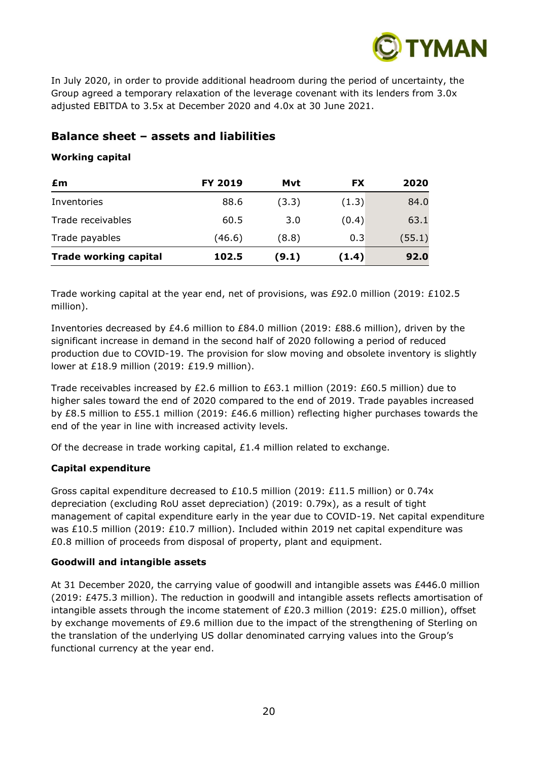In July 2020, in order to provide additional headroom during the period of uncertainty, the Group agreed a temporary relaxation of the leverage covenant with its lenders from 3.0x adjusted EBITDA to 3.5x at December 2020 and 4.0x at 30 June 2021.

## Balance sheet – assets and liabilities

### Working capital

| £m | FY 2019 | Mvt | FX | 2020 |
|---|---|---|---|---|
| Inventories | 88.6 | (3.3) | (1.3) | 84.0 |
| Trade receivables | 60.5 | 3.0 | (0.4) | 63.1 |
| Trade payables | (46.6) | (8.8) | 0.3 | (55.1) |
| **Trade working capital** | **102.5** | **(9.1)** | **(1.4)** | **92.0** |

Trade working capital at the year end, net of provisions, was £92.0 million (2019: £102.5 million).

Inventories decreased by £4.6 million to £84.0 million (2019: £88.6 million), driven by the significant increase in demand in the second half of 2020 following a period of reduced production due to COVID-19. The provision for slow moving and obsolete inventory is slightly lower at £18.9 million (2019: £19.9 million).

Trade receivables increased by £2.6 million to £63.1 million (2019: £60.5 million) due to higher sales toward the end of 2020 compared to the end of 2019. Trade payables increased by £8.5 million to £55.1 million (2019: £46.6 million) reflecting higher purchases towards the end of the year in line with increased activity levels.

Of the decrease in trade working capital, £1.4 million related to exchange.

### Capital expenditure

Gross capital expenditure decreased to £10.5 million (2019: £11.5 million) or 0.74x depreciation (excluding RoU asset depreciation) (2019: 0.79x), as a result of tight management of capital expenditure early in the year due to COVID-19. Net capital expenditure was £10.5 million (2019: £10.7 million). Included within 2019 net capital expenditure was £0.8 million of proceeds from disposal of property, plant and equipment.

### Goodwill and intangible assets

At 31 December 2020, the carrying value of goodwill and intangible assets was £446.0 million (2019: £475.3 million). The reduction in goodwill and intangible assets reflects amortisation of intangible assets through the income statement of £20.3 million (2019: £25.0 million), offset by exchange movements of £9.6 million due to the impact of the strengthening of Sterling on the translation of the underlying US dollar denominated carrying values into the Group's functional currency at the year end.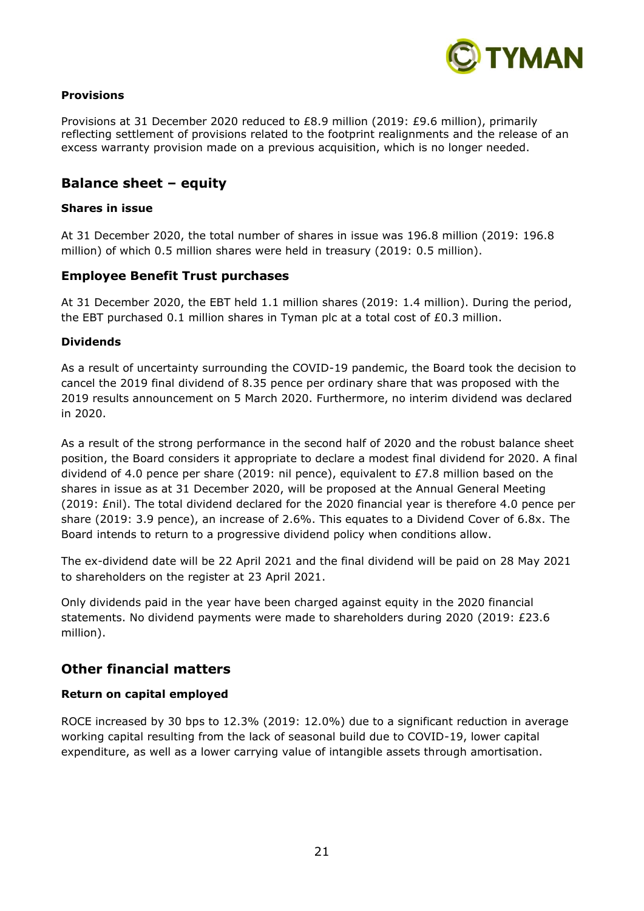**Provisions**

Provisions at 31 December 2020 reduced to £8.9 million (2019: £9.6 million), primarily reflecting settlement of provisions related to the footprint realignments and the release of an excess warranty provision made on a previous acquisition, which is no longer needed.

## Balance sheet – equity

**Shares in issue**

At 31 December 2020, the total number of shares in issue was 196.8 million (2019: 196.8 million) of which 0.5 million shares were held in treasury (2019: 0.5 million).

## Employee Benefit Trust purchases

At 31 December 2020, the EBT held 1.1 million shares (2019: 1.4 million). During the period, the EBT purchased 0.1 million shares in Tyman plc at a total cost of £0.3 million.

**Dividends**

As a result of uncertainty surrounding the COVID-19 pandemic, the Board took the decision to cancel the 2019 final dividend of 8.35 pence per ordinary share that was proposed with the 2019 results announcement on 5 March 2020. Furthermore, no interim dividend was declared in 2020.

As a result of the strong performance in the second half of 2020 and the robust balance sheet position, the Board considers it appropriate to declare a modest final dividend for 2020. A final dividend of 4.0 pence per share (2019: nil pence), equivalent to £7.8 million based on the shares in issue as at 31 December 2020, will be proposed at the Annual General Meeting (2019: £nil). The total dividend declared for the 2020 financial year is therefore 4.0 pence per share (2019: 3.9 pence), an increase of 2.6%. This equates to a Dividend Cover of 6.8x. The Board intends to return to a progressive dividend policy when conditions allow.

The ex-dividend date will be 22 April 2021 and the final dividend will be paid on 28 May 2021 to shareholders on the register at 23 April 2021.

Only dividends paid in the year have been charged against equity in the 2020 financial statements. No dividend payments were made to shareholders during 2020 (2019: £23.6 million).

## Other financial matters

**Return on capital employed**

ROCE increased by 30 bps to 12.3% (2019: 12.0%) due to a significant reduction in average working capital resulting from the lack of seasonal build due to COVID-19, lower capital expenditure, as well as a lower carrying value of intangible assets through amortisation.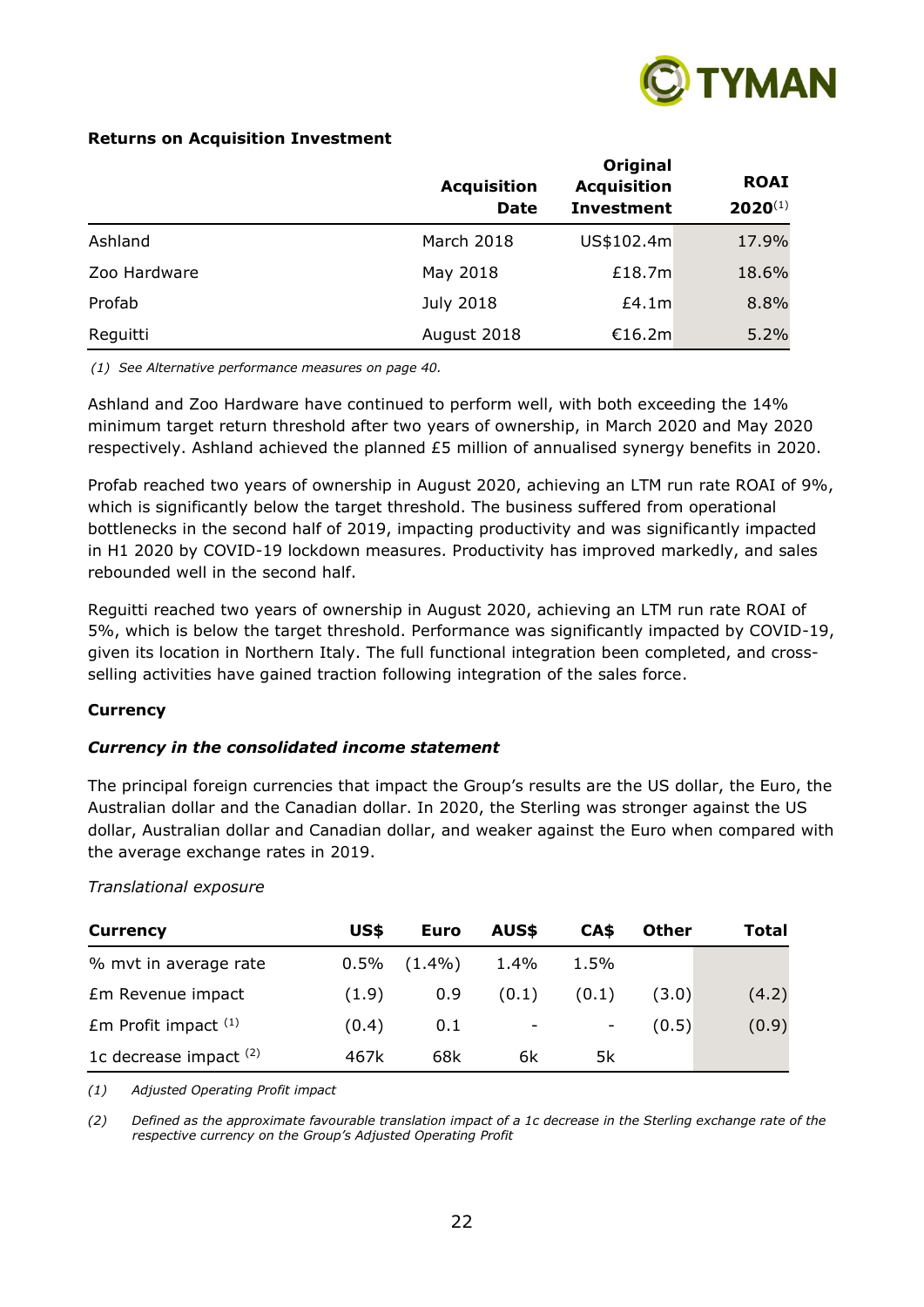**Returns on Acquisition Investment**

| | Acquisition Date | Original Acquisition Investment | ROAI 2020[1] |
|---|---|---|---|
| Ashland | March 2018 | US$102.4m | 17.9% |
| Zoo Hardware | May 2018 | £18.7m | 18.6% |
| Profab | July 2018 | £4.1m | 8.8% |
| Reguitti | August 2018 | €16.2m | 5.2% |

*(1) See Alternative performance measures on page 40.*

Ashland and Zoo Hardware have continued to perform well, with both exceeding the 14% minimum target return threshold after two years of ownership, in March 2020 and May 2020 respectively. Ashland achieved the planned £5 million of annualised synergy benefits in 2020.

Profab reached two years of ownership in August 2020, achieving an LTM run rate ROAI of 9%, which is significantly below the target threshold. The business suffered from operational bottlenecks in the second half of 2019, impacting productivity and was significantly impacted in H1 2020 by COVID-19 lockdown measures. Productivity has improved markedly, and sales rebounded well in the second half.

Reguitti reached two years of ownership in August 2020, achieving an LTM run rate ROAI of 5%, which is below the target threshold. Performance was significantly impacted by COVID-19, given its location in Northern Italy. The full functional integration been completed, and cross-selling activities have gained traction following integration of the sales force.

**Currency**

***Currency in the consolidated income statement***

The principal foreign currencies that impact the Group's results are the US dollar, the Euro, the Australian dollar and the Canadian dollar. In 2020, the Sterling was stronger against the US dollar, Australian dollar and Canadian dollar, and weaker against the Euro when compared with the average exchange rates in 2019.

*Translational exposure*

| Currency | US$ | Euro | AUS$ | CA$ | Other | Total |
|---|---|---|---|---|---|---|
| % mvt in average rate | 0.5% | (1.4%) | 1.4% | 1.5% | | |
| £m Revenue impact | (1.9) | 0.9 | (0.1) | (0.1) | (3.0) | (4.2) |
| £m Profit impact [1] | (0.4) | 0.1 | - | - | (0.5) | (0.9) |
| 1c decrease impact [2] | 467k | 68k | 6k | 5k | | |

*(1) Adjusted Operating Profit impact*

*(2) Defined as the approximate favourable translation impact of a 1c decrease in the Sterling exchange rate of the respective currency on the Group's Adjusted Operating Profit*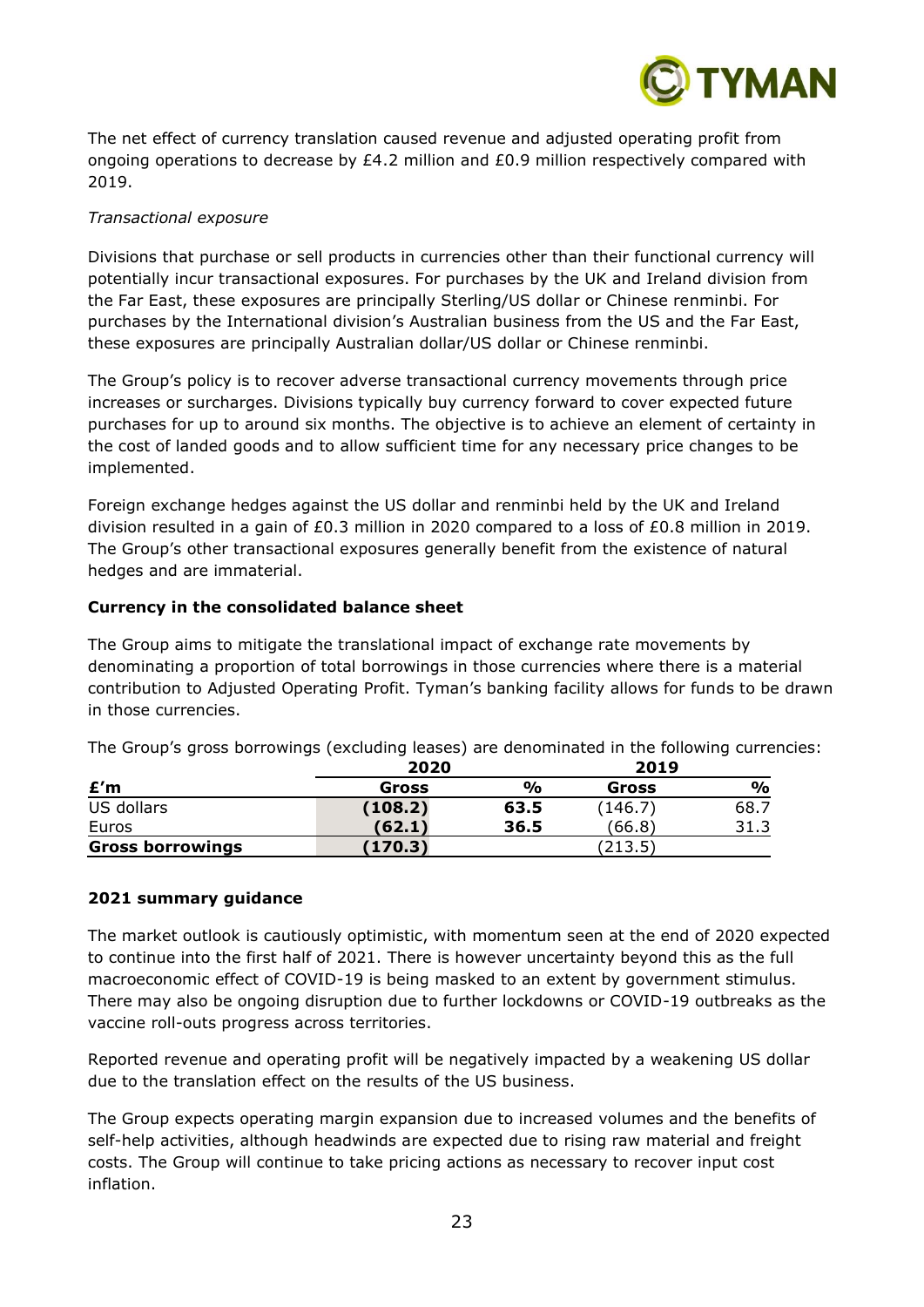The net effect of currency translation caused revenue and adjusted operating profit from ongoing operations to decrease by £4.2 million and £0.9 million respectively compared with 2019.

*Transactional exposure*

Divisions that purchase or sell products in currencies other than their functional currency will potentially incur transactional exposures. For purchases by the UK and Ireland division from the Far East, these exposures are principally Sterling/US dollar or Chinese renminbi. For purchases by the International division's Australian business from the US and the Far East, these exposures are principally Australian dollar/US dollar or Chinese renminbi.

The Group's policy is to recover adverse transactional currency movements through price increases or surcharges. Divisions typically buy currency forward to cover expected future purchases for up to around six months. The objective is to achieve an element of certainty in the cost of landed goods and to allow sufficient time for any necessary price changes to be implemented.

Foreign exchange hedges against the US dollar and renminbi held by the UK and Ireland division resulted in a gain of £0.3 million in 2020 compared to a loss of £0.8 million in 2019. The Group's other transactional exposures generally benefit from the existence of natural hedges and are immaterial.

**Currency in the consolidated balance sheet**

The Group aims to mitigate the translational impact of exchange rate movements by denominating a proportion of total borrowings in those currencies where there is a material contribution to Adjusted Operating Profit. Tyman's banking facility allows for funds to be drawn in those currencies.

The Group's gross borrowings (excluding leases) are denominated in the following currencies:

| | **2020** | | **2019** | |
|---|---|---|---|---|
| **£'m** | **Gross** | **%** | **Gross** | **%** |
| US dollars | **(108.2)** | **63.5** | (146.7) | 68.7 |
| Euros | **(62.1)** | **36.5** | (66.8) | 31.3 |
| **Gross borrowings** | **(170.3)** | | (213.5) | |

**2021 summary guidance**

The market outlook is cautiously optimistic, with momentum seen at the end of 2020 expected to continue into the first half of 2021. There is however uncertainty beyond this as the full macroeconomic effect of COVID-19 is being masked to an extent by government stimulus. There may also be ongoing disruption due to further lockdowns or COVID-19 outbreaks as the vaccine roll-outs progress across territories.

Reported revenue and operating profit will be negatively impacted by a weakening US dollar due to the translation effect on the results of the US business.

The Group expects operating margin expansion due to increased volumes and the benefits of self-help activities, although headwinds are expected due to rising raw material and freight costs. The Group will continue to take pricing actions as necessary to recover input cost inflation.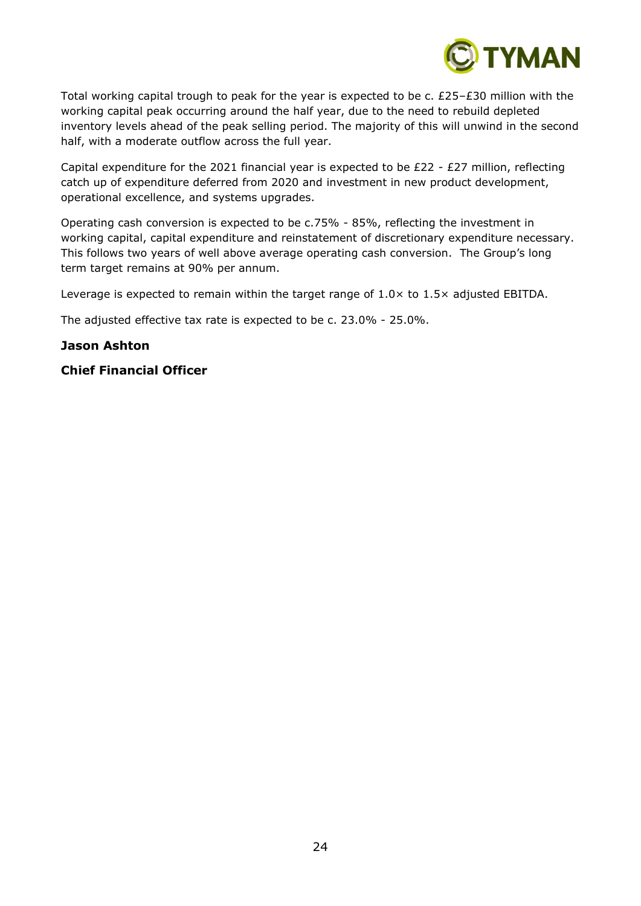Total working capital trough to peak for the year is expected to be c. £25–£30 million with the working capital peak occurring around the half year, due to the need to rebuild depleted inventory levels ahead of the peak selling period. The majority of this will unwind in the second half, with a moderate outflow across the full year.

Capital expenditure for the 2021 financial year is expected to be £22 - £27 million, reflecting catch up of expenditure deferred from 2020 and investment in new product development, operational excellence, and systems upgrades.

Operating cash conversion is expected to be c.75% - 85%, reflecting the investment in working capital, capital expenditure and reinstatement of discretionary expenditure necessary. This follows two years of well above average operating cash conversion. The Group's long term target remains at 90% per annum.

Leverage is expected to remain within the target range of 1.0× to 1.5× adjusted EBITDA.

The adjusted effective tax rate is expected to be c. 23.0% - 25.0%.

**Jason Ashton**

**Chief Financial Officer**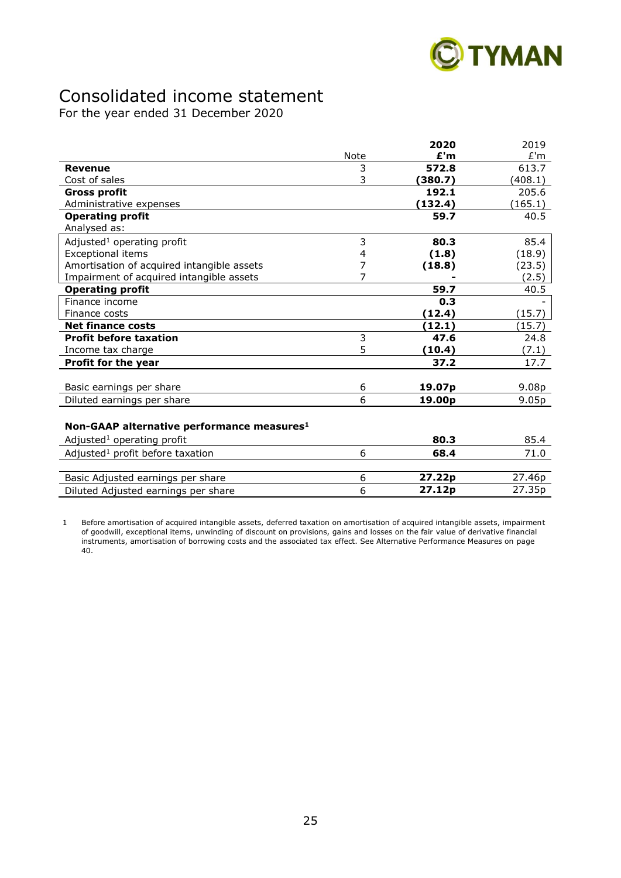# Consolidated income statement

For the year ended 31 December 2020

| | Note | 2020 £'m | 2019 £'m |
|---|---|---|---|
| **Revenue** | 3 | **572.8** | 613.7 |
| Cost of sales | 3 | **(380.7)** | (408.1) |
| **Gross profit** | | **192.1** | 205.6 |
| Administrative expenses | | **(132.4)** | (165.1) |
| **Operating profit** | | **59.7** | 40.5 |
| Analysed as: | | | |
| Adjusted[1] operating profit | 3 | **80.3** | 85.4 |
| Exceptional items | 4 | **(1.8)** | (18.9) |
| Amortisation of acquired intangible assets | 7 | **(18.8)** | (23.5) |
| Impairment of acquired intangible assets | 7 | **-** | (2.5) |
| **Operating profit** | | **59.7** | 40.5 |
| Finance income | | **0.3** | - |
| Finance costs | | **(12.4)** | (15.7) |
| **Net finance costs** | | **(12.1)** | (15.7) |
| **Profit before taxation** | 3 | **47.6** | 24.8 |
| Income tax charge | 5 | **(10.4)** | (7.1) |
| **Profit for the year** | | **37.2** | 17.7 |
| | | | |
| Basic earnings per share | 6 | **19.07p** | 9.08p |
| Diluted earnings per share | 6 | **19.00p** | 9.05p |
| | | | |
| **Non-GAAP alternative performance measures[1]** | | | |
| Adjusted[1] operating profit | | **80.3** | 85.4 |
| Adjusted[1] profit before taxation | 6 | **68.4** | 71.0 |
| | | | |
| Basic Adjusted earnings per share | 6 | **27.22p** | 27.46p |
| Diluted Adjusted earnings per share | 6 | **27.12p** | 27.35p |

1 Before amortisation of acquired intangible assets, deferred taxation on amortisation of acquired intangible assets, impairment of goodwill, exceptional items, unwinding of discount on provisions, gains and losses on the fair value of derivative financial instruments, amortisation of borrowing costs and the associated tax effect. See Alternative Performance Measures on page 40.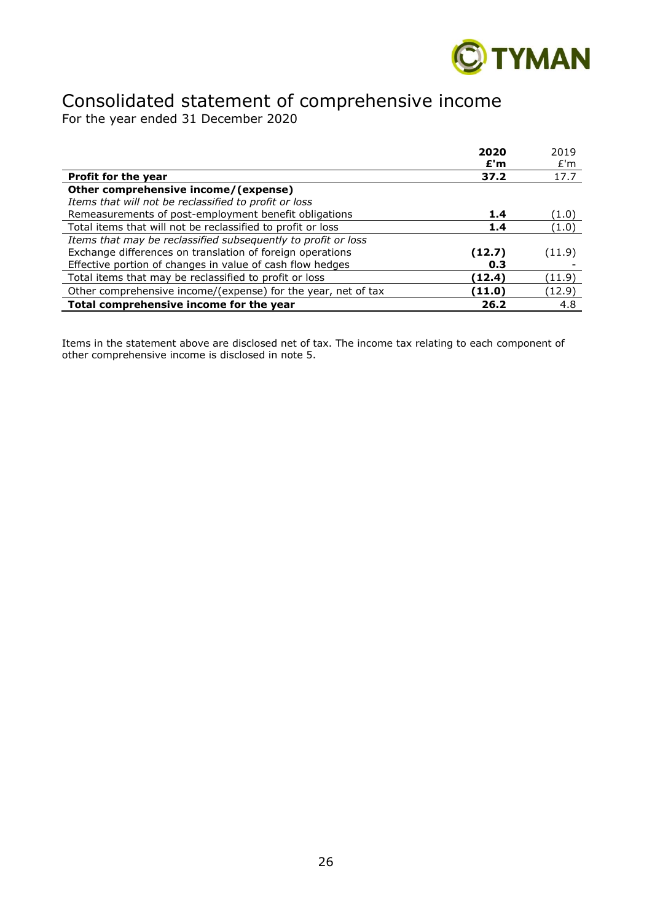# Consolidated statement of comprehensive income

For the year ended 31 December 2020

| | **2020** **£'m** | 2019 £'m |
|---|---|---|
| **Profit for the year** | **37.2** | 17.7 |
| **Other comprehensive income/(expense)** | | |
| *Items that will not be reclassified to profit or loss* | | |
| Remeasurements of post-employment benefit obligations | **1.4** | (1.0) |
| Total items that will not be reclassified to profit or loss | **1.4** | (1.0) |
| *Items that may be reclassified subsequently to profit or loss* | | |
| Exchange differences on translation of foreign operations | **(12.7)** | (11.9) |
| Effective portion of changes in value of cash flow hedges | **0.3** | - |
| Total items that may be reclassified to profit or loss | **(12.4)** | (11.9) |
| Other comprehensive income/(expense) for the year, net of tax | **(11.0)** | (12.9) |
| **Total comprehensive income for the year** | **26.2** | 4.8 |

Items in the statement above are disclosed net of tax. The income tax relating to each component of other comprehensive income is disclosed in note 5.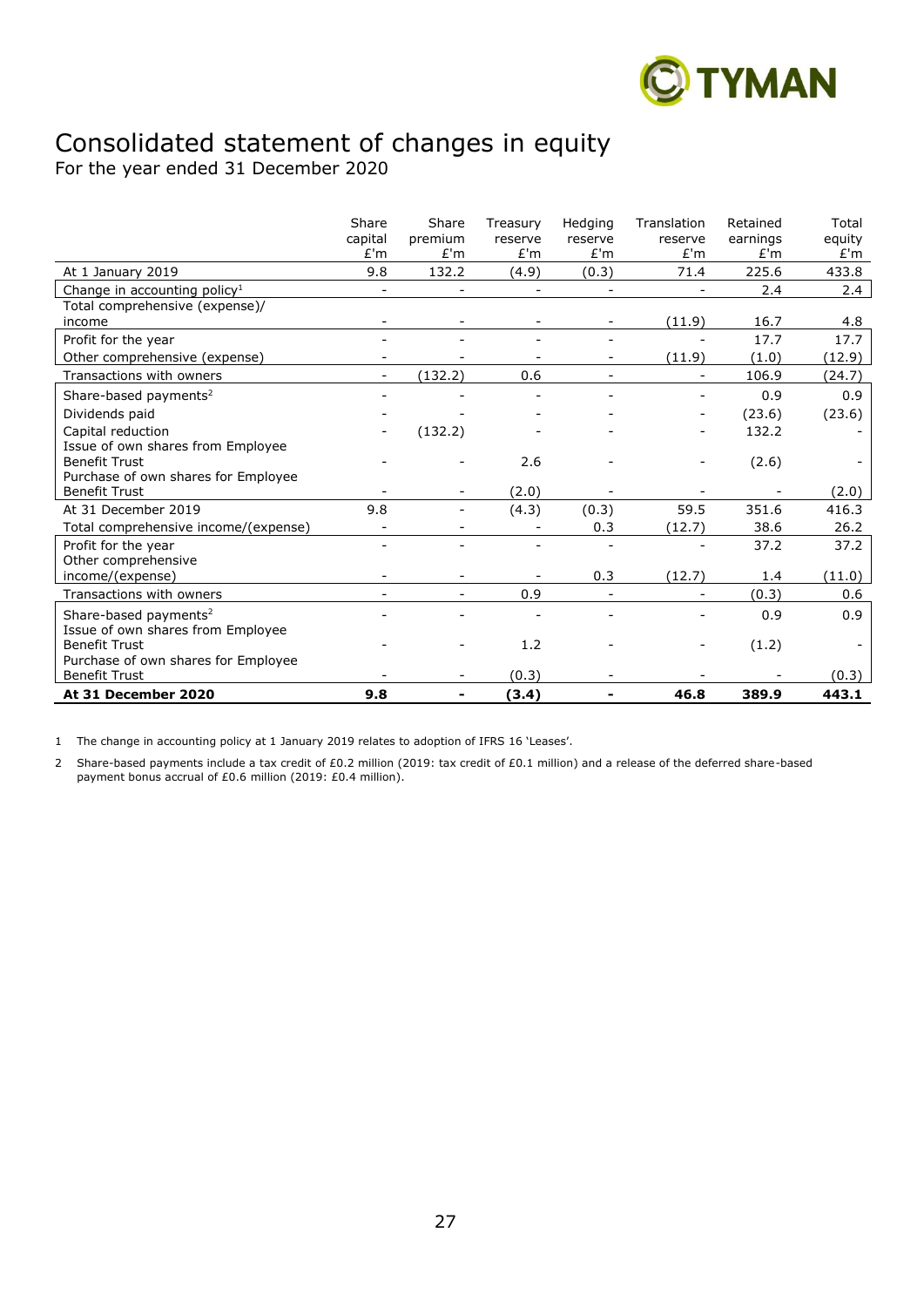# Consolidated statement of changes in equity

For the year ended 31 December 2020

| | Share capital £'m | Share premium £'m | Treasury reserve £'m | Hedging reserve £'m | Translation reserve £'m | Retained earnings £'m | Total equity £'m |
|---|---|---|---|---|---|---|---|
| At 1 January 2019 | 9.8 | 132.2 | (4.9) | (0.3) | 71.4 | 225.6 | 433.8 |
| Change in accounting policy[1] | - | - | - | - | - | 2.4 | 2.4 |
| Total comprehensive (expense)/ income | - | - | - | - | (11.9) | 16.7 | 4.8 |
| Profit for the year | - | - | - | - | - | 17.7 | 17.7 |
| Other comprehensive (expense) | - | - | - | - | (11.9) | (1.0) | (12.9) |
| Transactions with owners | - | (132.2) | 0.6 | - | - | 106.9 | (24.7) |
| Share-based payments[2] | - | - | - | - | - | 0.9 | 0.9 |
| Dividends paid | - | - | - | - | - | (23.6) | (23.6) |
| Capital reduction | - | (132.2) | - | - | - | 132.2 | - |
| Issue of own shares from Employee Benefit Trust | - | - | 2.6 | - | - | (2.6) | - |
| Purchase of own shares for Employee Benefit Trust | - | - | (2.0) | - | - | - | (2.0) |
| At 31 December 2019 | 9.8 | - | (4.3) | (0.3) | 59.5 | 351.6 | 416.3 |
| Total comprehensive income/(expense) | - | - | - | 0.3 | (12.7) | 38.6 | 26.2 |
| Profit for the year | - | - | - | - | - | 37.2 | 37.2 |
| Other comprehensive income/(expense) | - | - | - | 0.3 | (12.7) | 1.4 | (11.0) |
| Transactions with owners | - | - | 0.9 | - | - | (0.3) | 0.6 |
| Share-based payments[2] | - | - | - | - | - | 0.9 | 0.9 |
| Issue of own shares from Employee Benefit Trust | - | - | 1.2 | - | - | (1.2) | - |
| Purchase of own shares for Employee Benefit Trust | - | - | (0.3) | - | - | - | (0.3) |
| **At 31 December 2020** | **9.8** | **-** | **(3.4)** | **-** | **46.8** | **389.9** | **443.1** |

1 The change in accounting policy at 1 January 2019 relates to adoption of IFRS 16 'Leases'.

2 Share-based payments include a tax credit of £0.2 million (2019: tax credit of £0.1 million) and a release of the deferred share-based payment bonus accrual of £0.6 million (2019: £0.4 million).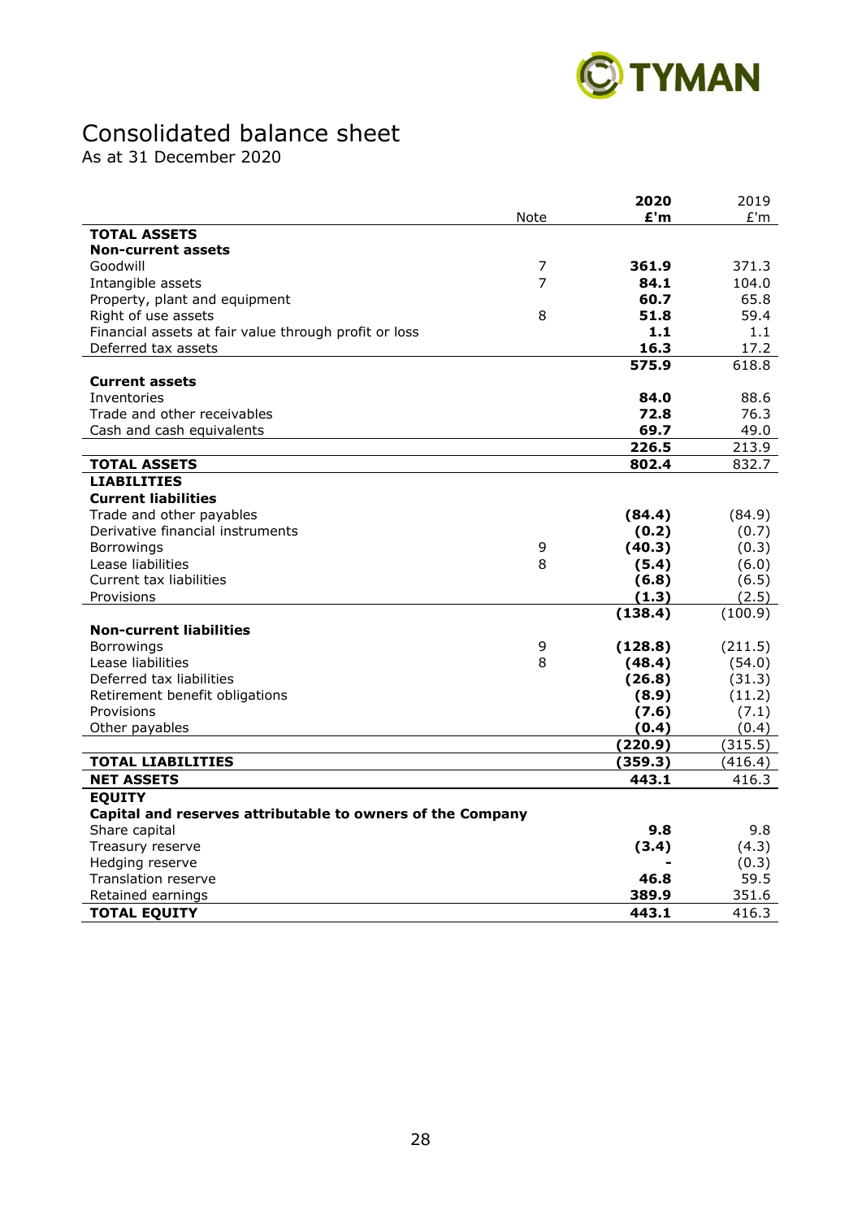# Consolidated balance sheet

As at 31 December 2020

| | Note | 2020 £'m | 2019 £'m |
|---|---|---|---|
| **TOTAL ASSETS** | | | |
| **Non-current assets** | | | |
| Goodwill | 7 | **361.9** | 371.3 |
| Intangible assets | 7 | **84.1** | 104.0 |
| Property, plant and equipment | | **60.7** | 65.8 |
| Right of use assets | 8 | **51.8** | 59.4 |
| Financial assets at fair value through profit or loss | | **1.1** | 1.1 |
| Deferred tax assets | | **16.3** | 17.2 |
| | | **575.9** | 618.8 |
| **Current assets** | | | |
| Inventories | | **84.0** | 88.6 |
| Trade and other receivables | | **72.8** | 76.3 |
| Cash and cash equivalents | | **69.7** | 49.0 |
| | | **226.5** | 213.9 |
| **TOTAL ASSETS** | | **802.4** | 832.7 |
| **LIABILITIES** | | | |
| **Current liabilities** | | | |
| Trade and other payables | | **(84.4)** | (84.9) |
| Derivative financial instruments | | **(0.2)** | (0.7) |
| Borrowings | 9 | **(40.3)** | (0.3) |
| Lease liabilities | 8 | **(5.4)** | (6.0) |
| Current tax liabilities | | **(6.8)** | (6.5) |
| Provisions | | **(1.3)** | (2.5) |
| | | **(138.4)** | (100.9) |
| **Non-current liabilities** | | | |
| Borrowings | 9 | **(128.8)** | (211.5) |
| Lease liabilities | 8 | **(48.4)** | (54.0) |
| Deferred tax liabilities | | **(26.8)** | (31.3) |
| Retirement benefit obligations | | **(8.9)** | (11.2) |
| Provisions | | **(7.6)** | (7.1) |
| Other payables | | **(0.4)** | (0.4) |
| | | **(220.9)** | (315.5) |
| **TOTAL LIABILITIES** | | **(359.3)** | (416.4) |
| **NET ASSETS** | | **443.1** | 416.3 |
| **EQUITY** | | | |
| **Capital and reserves attributable to owners of the Company** | | | |
| Share capital | | **9.8** | 9.8 |
| Treasury reserve | | **(3.4)** | (4.3) |
| Hedging reserve | | **-** | (0.3) |
| Translation reserve | | **46.8** | 59.5 |
| Retained earnings | | **389.9** | 351.6 |
| **TOTAL EQUITY** | | **443.1** | 416.3 |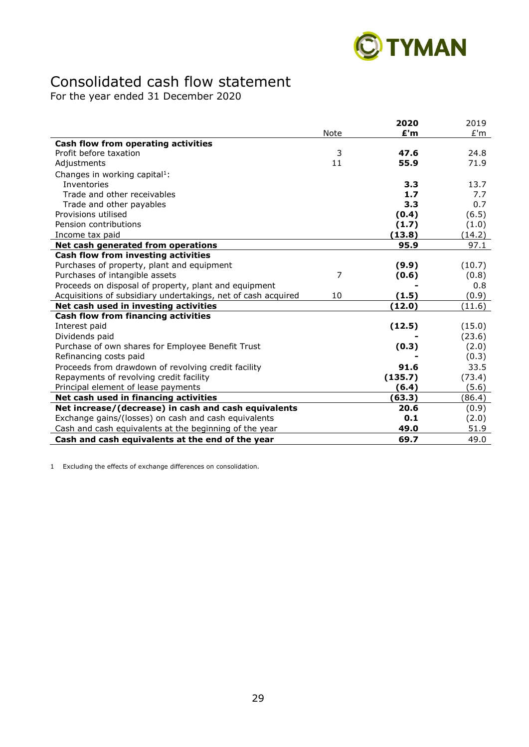# Consolidated cash flow statement

For the year ended 31 December 2020

| | Note | 2020 £'m | 2019 £'m |
|---|---|---|---|
| **Cash flow from operating activities** | | | |
| Profit before taxation | 3 | **47.6** | 24.8 |
| Adjustments | 11 | **55.9** | 71.9 |
| Changes in working capital[1]: | | | |
| Inventories | | **3.3** | 13.7 |
| Trade and other receivables | | **1.7** | 7.7 |
| Trade and other payables | | **3.3** | 0.7 |
| Provisions utilised | | **(0.4)** | (6.5) |
| Pension contributions | | **(1.7)** | (1.0) |
| Income tax paid | | **(13.8)** | (14.2) |
| **Net cash generated from operations** | | **95.9** | 97.1 |
| **Cash flow from investing activities** | | | |
| Purchases of property, plant and equipment | | **(9.9)** | (10.7) |
| Purchases of intangible assets | 7 | **(0.6)** | (0.8) |
| Proceeds on disposal of property, plant and equipment | | **-** | 0.8 |
| Acquisitions of subsidiary undertakings, net of cash acquired | 10 | **(1.5)** | (0.9) |
| **Net cash used in investing activities** | | **(12.0)** | (11.6) |
| **Cash flow from financing activities** | | | |
| Interest paid | | **(12.5)** | (15.0) |
| Dividends paid | | **-** | (23.6) |
| Purchase of own shares for Employee Benefit Trust | | **(0.3)** | (2.0) |
| Refinancing costs paid | | **-** | (0.3) |
| Proceeds from drawdown of revolving credit facility | | **91.6** | 33.5 |
| Repayments of revolving credit facility | | **(135.7)** | (73.4) |
| Principal element of lease payments | | **(6.4)** | (5.6) |
| **Net cash used in financing activities** | | **(63.3)** | (86.4) |
| **Net increase/(decrease) in cash and cash equivalents** | | **20.6** | (0.9) |
| Exchange gains/(losses) on cash and cash equivalents | | **0.1** | (2.0) |
| Cash and cash equivalents at the beginning of the year | | **49.0** | 51.9 |
| **Cash and cash equivalents at the end of the year** | | **69.7** | 49.0 |

1 Excluding the effects of exchange differences on consolidation.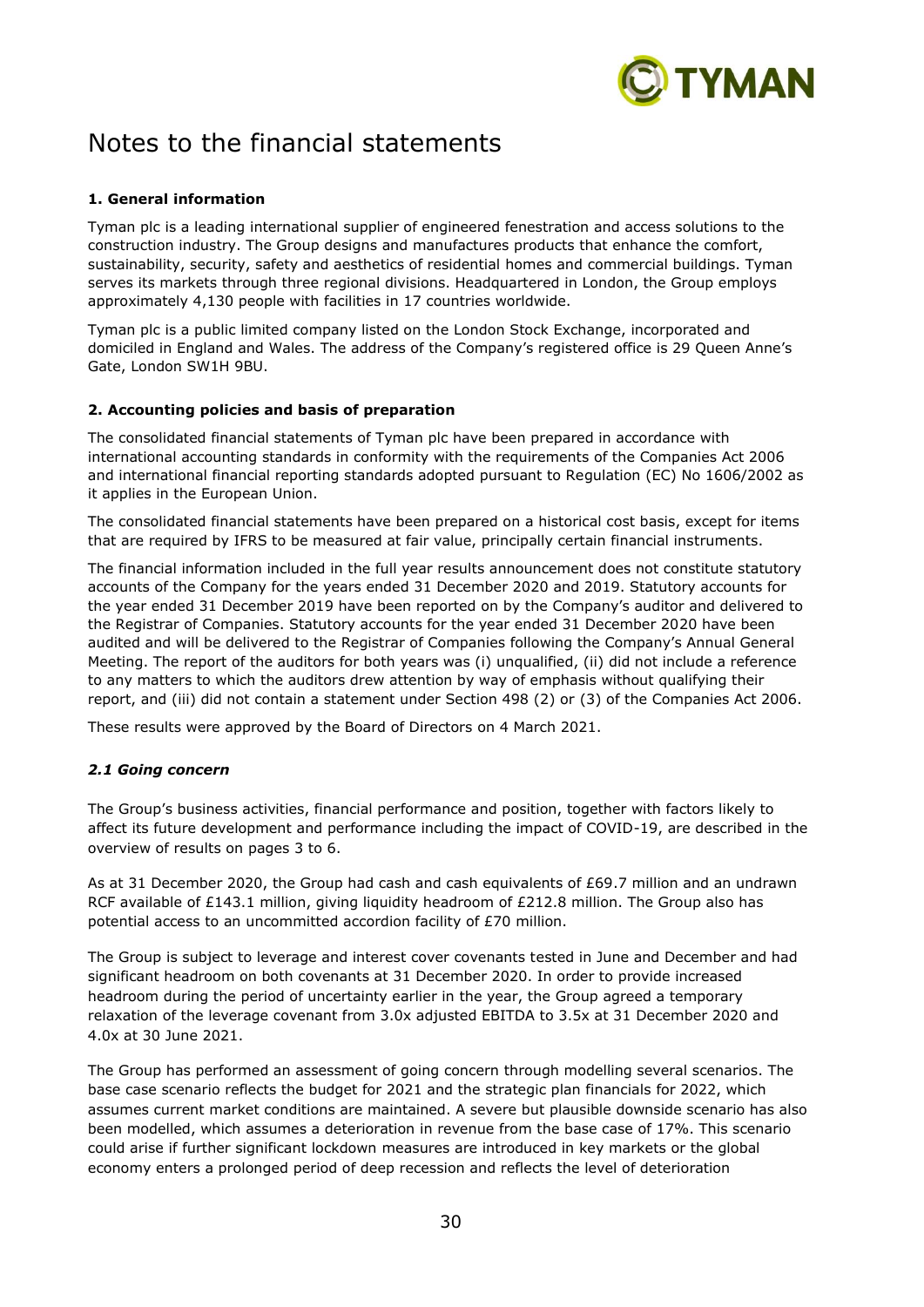# Notes to the financial statements

### 1. General information

Tyman plc is a leading international supplier of engineered fenestration and access solutions to the construction industry. The Group designs and manufactures products that enhance the comfort, sustainability, security, safety and aesthetics of residential homes and commercial buildings. Tyman serves its markets through three regional divisions. Headquartered in London, the Group employs approximately 4,130 people with facilities in 17 countries worldwide.

Tyman plc is a public limited company listed on the London Stock Exchange, incorporated and domiciled in England and Wales. The address of the Company's registered office is 29 Queen Anne's Gate, London SW1H 9BU.

### 2. Accounting policies and basis of preparation

The consolidated financial statements of Tyman plc have been prepared in accordance with international accounting standards in conformity with the requirements of the Companies Act 2006 and international financial reporting standards adopted pursuant to Regulation (EC) No 1606/2002 as it applies in the European Union.

The consolidated financial statements have been prepared on a historical cost basis, except for items that are required by IFRS to be measured at fair value, principally certain financial instruments.

The financial information included in the full year results announcement does not constitute statutory accounts of the Company for the years ended 31 December 2020 and 2019. Statutory accounts for the year ended 31 December 2019 have been reported on by the Company's auditor and delivered to the Registrar of Companies. Statutory accounts for the year ended 31 December 2020 have been audited and will be delivered to the Registrar of Companies following the Company's Annual General Meeting. The report of the auditors for both years was (i) unqualified, (ii) did not include a reference to any matters to which the auditors drew attention by way of emphasis without qualifying their report, and (iii) did not contain a statement under Section 498 (2) or (3) of the Companies Act 2006.

These results were approved by the Board of Directors on 4 March 2021.

#### *2.1 Going concern*

The Group's business activities, financial performance and position, together with factors likely to affect its future development and performance including the impact of COVID-19, are described in the overview of results on pages 3 to 6.

As at 31 December 2020, the Group had cash and cash equivalents of £69.7 million and an undrawn RCF available of £143.1 million, giving liquidity headroom of £212.8 million. The Group also has potential access to an uncommitted accordion facility of £70 million.

The Group is subject to leverage and interest cover covenants tested in June and December and had significant headroom on both covenants at 31 December 2020. In order to provide increased headroom during the period of uncertainty earlier in the year, the Group agreed a temporary relaxation of the leverage covenant from 3.0x adjusted EBITDA to 3.5x at 31 December 2020 and 4.0x at 30 June 2021.

The Group has performed an assessment of going concern through modelling several scenarios. The base case scenario reflects the budget for 2021 and the strategic plan financials for 2022, which assumes current market conditions are maintained. A severe but plausible downside scenario has also been modelled, which assumes a deterioration in revenue from the base case of 17%. This scenario could arise if further significant lockdown measures are introduced in key markets or the global economy enters a prolonged period of deep recession and reflects the level of deterioration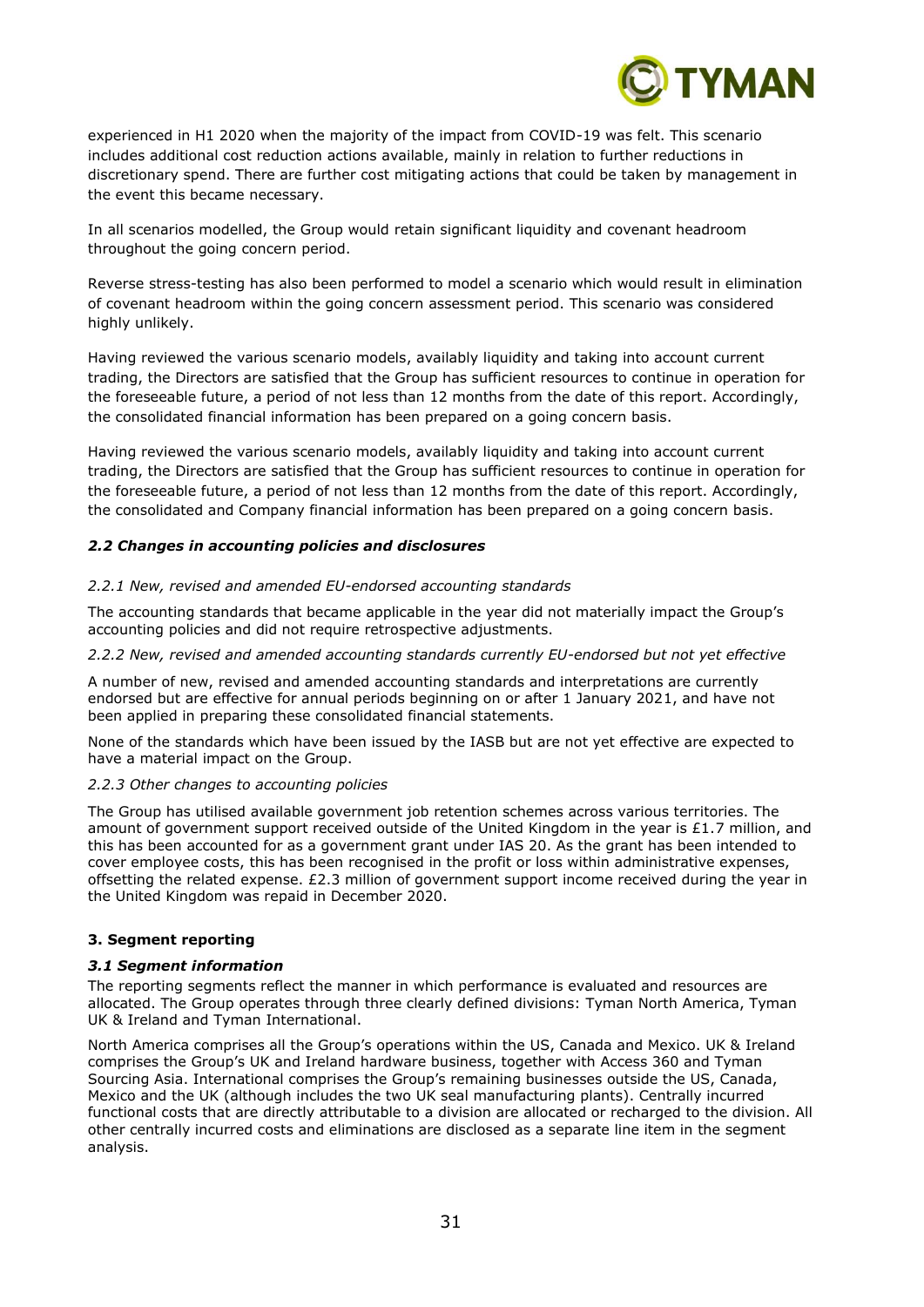experienced in H1 2020 when the majority of the impact from COVID-19 was felt. This scenario includes additional cost reduction actions available, mainly in relation to further reductions in discretionary spend. There are further cost mitigating actions that could be taken by management in the event this became necessary.

In all scenarios modelled, the Group would retain significant liquidity and covenant headroom throughout the going concern period.

Reverse stress-testing has also been performed to model a scenario which would result in elimination of covenant headroom within the going concern assessment period. This scenario was considered highly unlikely.

Having reviewed the various scenario models, availably liquidity and taking into account current trading, the Directors are satisfied that the Group has sufficient resources to continue in operation for the foreseeable future, a period of not less than 12 months from the date of this report. Accordingly, the consolidated financial information has been prepared on a going concern basis.

Having reviewed the various scenario models, availably liquidity and taking into account current trading, the Directors are satisfied that the Group has sufficient resources to continue in operation for the foreseeable future, a period of not less than 12 months from the date of this report. Accordingly, the consolidated and Company financial information has been prepared on a going concern basis.

### *2.2 Changes in accounting policies and disclosures*

*2.2.1 New, revised and amended EU-endorsed accounting standards*

The accounting standards that became applicable in the year did not materially impact the Group's accounting policies and did not require retrospective adjustments.

*2.2.2 New, revised and amended accounting standards currently EU-endorsed but not yet effective*

A number of new, revised and amended accounting standards and interpretations are currently endorsed but are effective for annual periods beginning on or after 1 January 2021, and have not been applied in preparing these consolidated financial statements.

None of the standards which have been issued by the IASB but are not yet effective are expected to have a material impact on the Group.

*2.2.3 Other changes to accounting policies*

The Group has utilised available government job retention schemes across various territories. The amount of government support received outside of the United Kingdom in the year is £1.7 million, and this has been accounted for as a government grant under IAS 20. As the grant has been intended to cover employee costs, this has been recognised in the profit or loss within administrative expenses, offsetting the related expense. £2.3 million of government support income received during the year in the United Kingdom was repaid in December 2020.

## 3. Segment reporting

### *3.1 Segment information*

The reporting segments reflect the manner in which performance is evaluated and resources are allocated. The Group operates through three clearly defined divisions: Tyman North America, Tyman UK & Ireland and Tyman International.

North America comprises all the Group's operations within the US, Canada and Mexico. UK & Ireland comprises the Group's UK and Ireland hardware business, together with Access 360 and Tyman Sourcing Asia. International comprises the Group's remaining businesses outside the US, Canada, Mexico and the UK (although includes the two UK seal manufacturing plants). Centrally incurred functional costs that are directly attributable to a division are allocated or recharged to the division. All other centrally incurred costs and eliminations are disclosed as a separate line item in the segment analysis.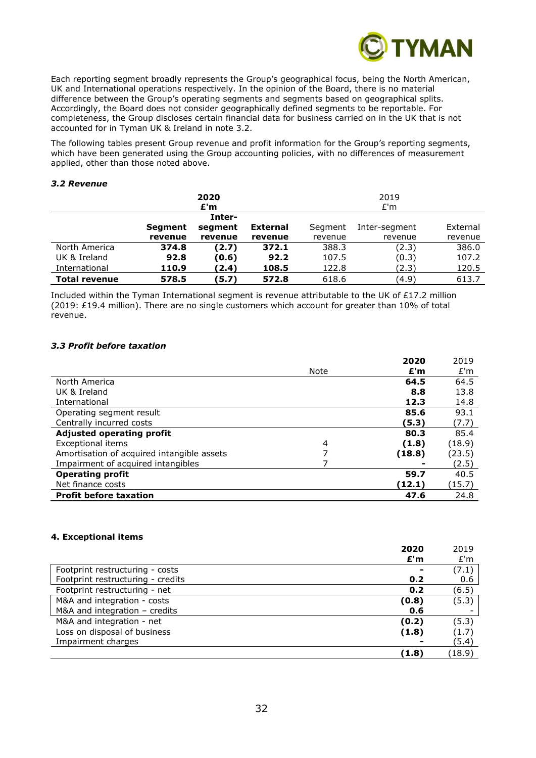Each reporting segment broadly represents the Group's geographical focus, being the North American, UK and International operations respectively. In the opinion of the Board, there is no material difference between the Group's operating segments and segments based on geographical splits. Accordingly, the Board does not consider geographically defined segments to be reportable. For completeness, the Group discloses certain financial data for business carried on in the UK that is not accounted for in Tyman UK & Ireland in note 3.2.

The following tables present Group revenue and profit information for the Group's reporting segments, which have been generated using the Group accounting policies, with no differences of measurement applied, other than those noted above.

### *3.2 Revenue*

| | **2020 £'m** | | | 2019 £'m | | |
|---|---|---|---|---|---|---|
| | **Segment revenue** | **Inter-segment revenue** | **External revenue** | Segment revenue | Inter-segment revenue | External revenue |
| North America | **374.8** | **(2.7)** | **372.1** | 388.3 | (2.3) | 386.0 |
| UK & Ireland | **92.8** | **(0.6)** | **92.2** | 107.5 | (0.3) | 107.2 |
| International | **110.9** | **(2.4)** | **108.5** | 122.8 | (2.3) | 120.5 |
| **Total revenue** | **578.5** | **(5.7)** | **572.8** | 618.6 | (4.9) | 613.7 |

Included within the Tyman International segment is revenue attributable to the UK of £17.2 million (2019: £19.4 million). There are no single customers which account for greater than 10% of total revenue.

### *3.3 Profit before taxation*

| | Note | **2020 £'m** | 2019 £'m |
|---|---|---|---|
| North America | | **64.5** | 64.5 |
| UK & Ireland | | **8.8** | 13.8 |
| International | | **12.3** | 14.8 |
| Operating segment result | | **85.6** | 93.1 |
| Centrally incurred costs | | **(5.3)** | (7.7) |
| **Adjusted operating profit** | | **80.3** | 85.4 |
| Exceptional items | 4 | **(1.8)** | (18.9) |
| Amortisation of acquired intangible assets | 7 | **(18.8)** | (23.5) |
| Impairment of acquired intangibles | 7 | **-** | (2.5) |
| **Operating profit** | | **59.7** | 40.5 |
| Net finance costs | | **(12.1)** | (15.7) |
| **Profit before taxation** | | **47.6** | 24.8 |

#### 4. Exceptional items

| | **2020 £'m** | 2019 £'m |
|---|---|---|
| Footprint restructuring - costs | **-** | (7.1) |
| Footprint restructuring - credits | **0.2** | 0.6 |
| Footprint restructuring - net | **0.2** | (6.5) |
| M&A and integration - costs | **(0.8)** | (5.3) |
| M&A and integration – credits | **0.6** | - |
| M&A and integration - net | **(0.2)** | (5.3) |
| Loss on disposal of business | **(1.8)** | (1.7) |
| Impairment charges | **-** | (5.4) |
| | **(1.8)** | (18.9) |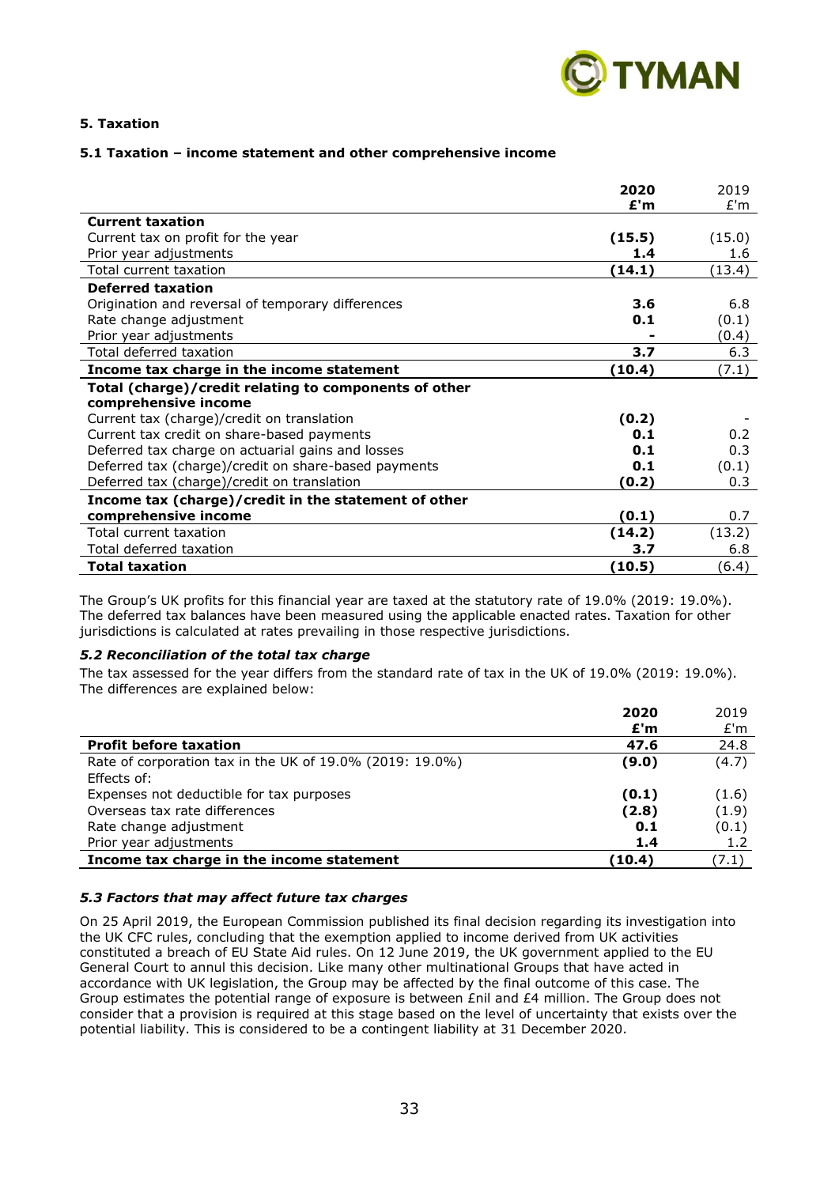## 5. Taxation

### 5.1 Taxation – income statement and other comprehensive income

| | **2020 £'m** | 2019 £'m |
|---|---|---|
| **Current taxation** | | |
| Current tax on profit for the year | **(15.5)** | (15.0) |
| Prior year adjustments | **1.4** | 1.6 |
| Total current taxation | **(14.1)** | (13.4) |
| **Deferred taxation** | | |
| Origination and reversal of temporary differences | **3.6** | 6.8 |
| Rate change adjustment | **0.1** | (0.1) |
| Prior year adjustments | **-** | (0.4) |
| Total deferred taxation | **3.7** | 6.3 |
| **Income tax charge in the income statement** | **(10.4)** | (7.1) |
| **Total (charge)/credit relating to components of other comprehensive income** | | |
| Current tax (charge)/credit on translation | **(0.2)** | - |
| Current tax credit on share-based payments | **0.1** | 0.2 |
| Deferred tax charge on actuarial gains and losses | **0.1** | 0.3 |
| Deferred tax (charge)/credit on share-based payments | **0.1** | (0.1) |
| Deferred tax (charge)/credit on translation | **(0.2)** | 0.3 |
| **Income tax (charge)/credit in the statement of other comprehensive income** | **(0.1)** | 0.7 |
| Total current taxation | **(14.2)** | (13.2) |
| Total deferred taxation | **3.7** | 6.8 |
| **Total taxation** | **(10.5)** | (6.4) |

The Group's UK profits for this financial year are taxed at the statutory rate of 19.0% (2019: 19.0%). The deferred tax balances have been measured using the applicable enacted rates. Taxation for other jurisdictions is calculated at rates prevailing in those respective jurisdictions.

### *5.2 Reconciliation of the total tax charge*

The tax assessed for the year differs from the standard rate of tax in the UK of 19.0% (2019: 19.0%). The differences are explained below:

| | **2020 £'m** | 2019 £'m |
|---|---|---|
| **Profit before taxation** | **47.6** | 24.8 |
| Rate of corporation tax in the UK of 19.0% (2019: 19.0%) | **(9.0)** | (4.7) |
| Effects of: | | |
| Expenses not deductible for tax purposes | **(0.1)** | (1.6) |
| Overseas tax rate differences | **(2.8)** | (1.9) |
| Rate change adjustment | **0.1** | (0.1) |
| Prior year adjustments | **1.4** | 1.2 |
| **Income tax charge in the income statement** | **(10.4)** | (7.1) |

### *5.3 Factors that may affect future tax charges*

On 25 April 2019, the European Commission published its final decision regarding its investigation into the UK CFC rules, concluding that the exemption applied to income derived from UK activities constituted a breach of EU State Aid rules. On 12 June 2019, the UK government applied to the EU General Court to annul this decision. Like many other multinational Groups that have acted in accordance with UK legislation, the Group may be affected by the final outcome of this case. The Group estimates the potential range of exposure is between £nil and £4 million. The Group does not consider that a provision is required at this stage based on the level of uncertainty that exists over the potential liability. This is considered to be a contingent liability at 31 December 2020.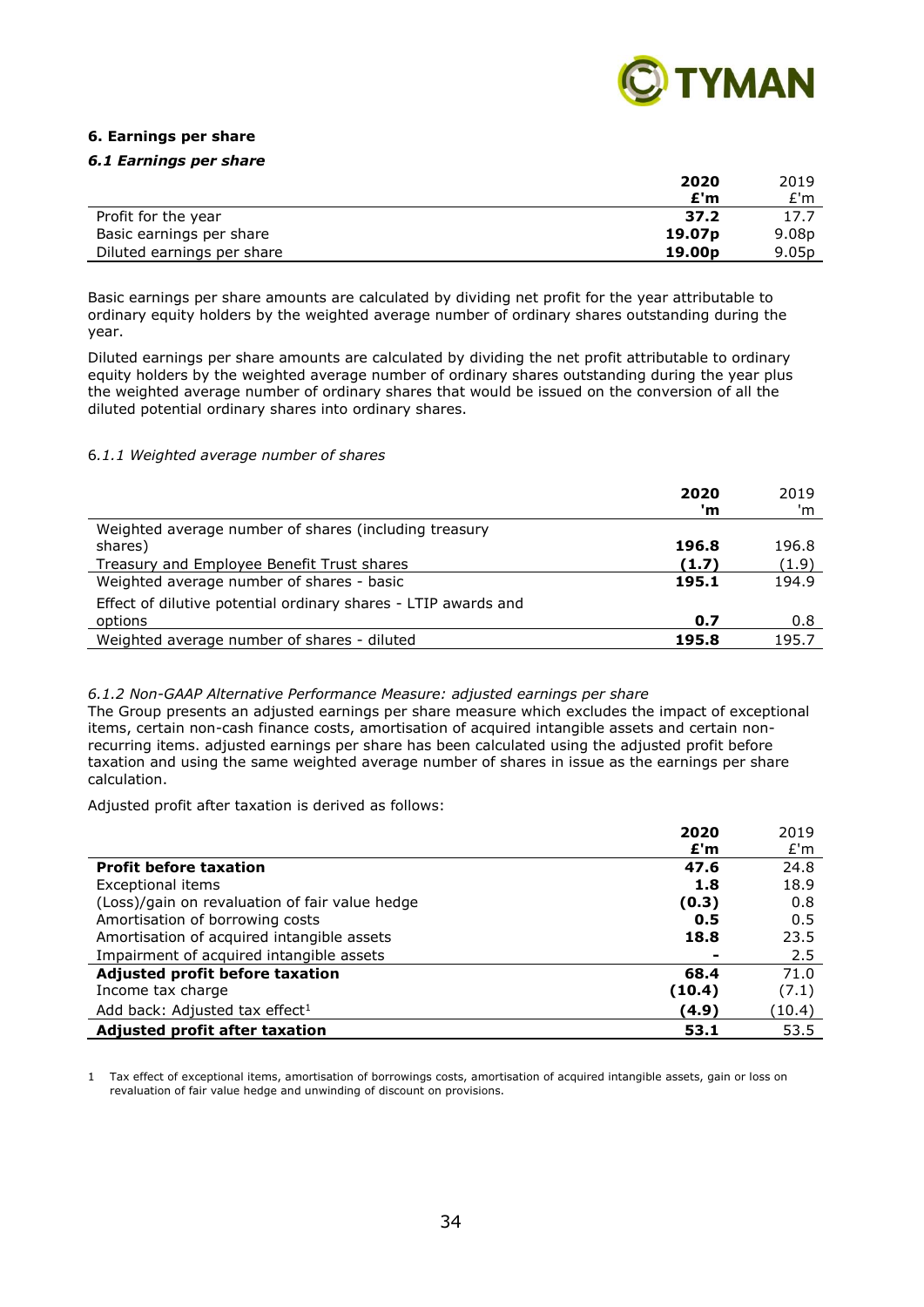### 6. Earnings per share

#### *6.1 Earnings per share*

| | **2020** | 2019 |
|---|---|---|
| | **£'m** | £'m |
| Profit for the year | **37.2** | 17.7 |
| Basic earnings per share | **19.07p** | 9.08p |
| Diluted earnings per share | **19.00p** | 9.05p |

Basic earnings per share amounts are calculated by dividing net profit for the year attributable to ordinary equity holders by the weighted average number of ordinary shares outstanding during the year.

Diluted earnings per share amounts are calculated by dividing the net profit attributable to ordinary equity holders by the weighted average number of ordinary shares outstanding during the year plus the weighted average number of ordinary shares that would be issued on the conversion of all the diluted potential ordinary shares into ordinary shares.

*6.1.1 Weighted average number of shares*

| | **2020** | 2019 |
|---|---|---|
| | **'m** | 'm |
| Weighted average number of shares (including treasury shares) | **196.8** | 196.8 |
| Treasury and Employee Benefit Trust shares | **(1.7)** | (1.9) |
| Weighted average number of shares - basic | **195.1** | 194.9 |
| Effect of dilutive potential ordinary shares - LTIP awards and options | **0.7** | 0.8 |
| Weighted average number of shares - diluted | **195.8** | 195.7 |

*6.1.2 Non-GAAP Alternative Performance Measure: adjusted earnings per share*

The Group presents an adjusted earnings per share measure which excludes the impact of exceptional items, certain non-cash finance costs, amortisation of acquired intangible assets and certain non-recurring items. adjusted earnings per share has been calculated using the adjusted profit before taxation and using the same weighted average number of shares in issue as the earnings per share calculation.

Adjusted profit after taxation is derived as follows:

| | **2020** | 2019 |
|---|---|---|
| | **£'m** | £'m |
| **Profit before taxation** | **47.6** | 24.8 |
| Exceptional items | **1.8** | 18.9 |
| (Loss)/gain on revaluation of fair value hedge | **(0.3)** | 0.8 |
| Amortisation of borrowing costs | **0.5** | 0.5 |
| Amortisation of acquired intangible assets | **18.8** | 23.5 |
| Impairment of acquired intangible assets | **-** | 2.5 |
| **Adjusted profit before taxation** | **68.4** | 71.0 |
| Income tax charge | **(10.4)** | (7.1) |
| Add back: Adjusted tax effect[1] | **(4.9)** | (10.4) |
| **Adjusted profit after taxation** | **53.1** | 53.5 |

1 Tax effect of exceptional items, amortisation of borrowings costs, amortisation of acquired intangible assets, gain or loss on revaluation of fair value hedge and unwinding of discount on provisions.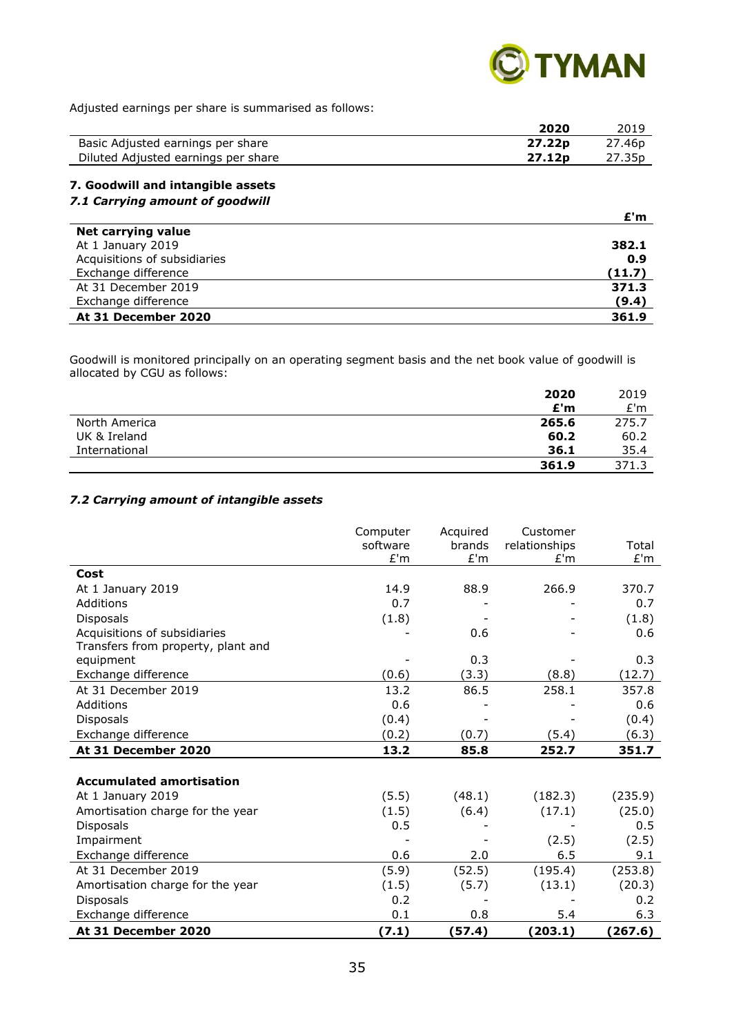Adjusted earnings per share is summarised as follows:

| | **2020** | 2019 |
|---|---|---|
| Basic Adjusted earnings per share | **27.22p** | 27.46p |
| Diluted Adjusted earnings per share | **27.12p** | 27.35p |

## 7. Goodwill and intangible assets

### *7.1 Carrying amount of goodwill*

| | **£'m** |
|---|---|
| **Net carrying value** | |
| At 1 January 2019 | **382.1** |
| Acquisitions of subsidiaries | **0.9** |
| Exchange difference | **(11.7)** |
| At 31 December 2019 | **371.3** |
| Exchange difference | **(9.4)** |
| **At 31 December 2020** | **361.9** |

Goodwill is monitored principally on an operating segment basis and the net book value of goodwill is allocated by CGU as follows:

| | **2020 £'m** | 2019 £'m |
|---|---|---|
| North America | **265.6** | 275.7 |
| UK & Ireland | **60.2** | 60.2 |
| International | **36.1** | 35.4 |
| | **361.9** | 371.3 |

### *7.2 Carrying amount of intangible assets*

| | Computer software £'m | Acquired brands £'m | Customer relationships £'m | Total £'m |
|---|---|---|---|---|
| **Cost** | | | | |
| At 1 January 2019 | 14.9 | 88.9 | 266.9 | 370.7 |
| Additions | 0.7 | - | - | 0.7 |
| Disposals | (1.8) | - | - | (1.8) |
| Acquisitions of subsidiaries | - | 0.6 | - | 0.6 |
| Transfers from property, plant and equipment | - | 0.3 | - | 0.3 |
| Exchange difference | (0.6) | (3.3) | (8.8) | (12.7) |
| At 31 December 2019 | 13.2 | 86.5 | 258.1 | 357.8 |
| Additions | 0.6 | - | - | 0.6 |
| Disposals | (0.4) | - | - | (0.4) |
| Exchange difference | (0.2) | (0.7) | (5.4) | (6.3) |
| **At 31 December 2020** | **13.2** | **85.8** | **252.7** | **351.7** |
| | | | | |
| **Accumulated amortisation** | | | | |
| At 1 January 2019 | (5.5) | (48.1) | (182.3) | (235.9) |
| Amortisation charge for the year | (1.5) | (6.4) | (17.1) | (25.0) |
| Disposals | 0.5 | - | - | 0.5 |
| Impairment | - | - | (2.5) | (2.5) |
| Exchange difference | 0.6 | 2.0 | 6.5 | 9.1 |
| At 31 December 2019 | (5.9) | (52.5) | (195.4) | (253.8) |
| Amortisation charge for the year | (1.5) | (5.7) | (13.1) | (20.3) |
| Disposals | 0.2 | - | - | 0.2 |
| Exchange difference | 0.1 | 0.8 | 5.4 | 6.3 |
| **At 31 December 2020** | **(7.1)** | **(57.4)** | **(203.1)** | **(267.6)** |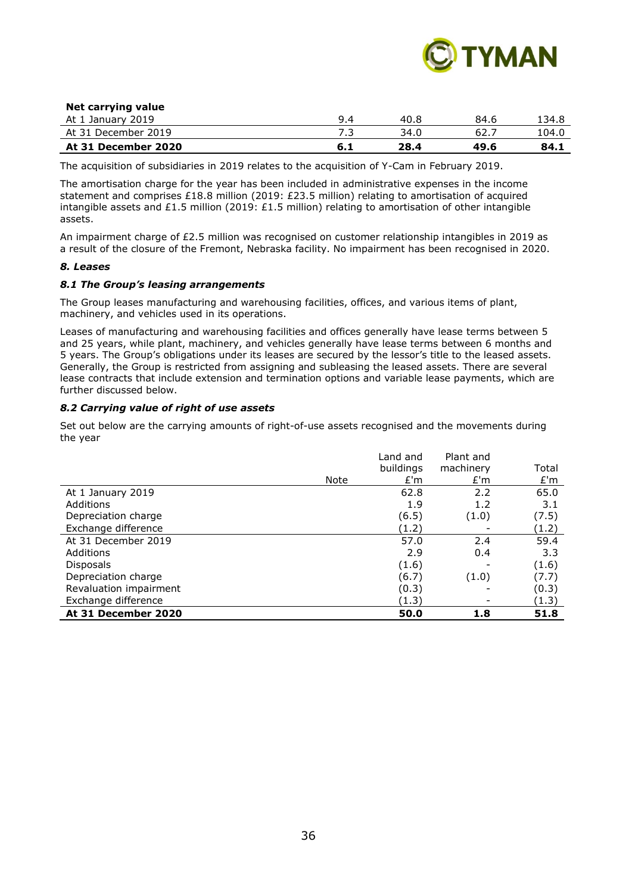| Net carrying value | | | | |
|---|---|---|---|---|
| At 1 January 2019 | 9.4 | 40.8 | 84.6 | 134.8 |
| At 31 December 2019 | 7.3 | 34.0 | 62.7 | 104.0 |
| **At 31 December 2020** | **6.1** | **28.4** | **49.6** | **84.1** |

The acquisition of subsidiaries in 2019 relates to the acquisition of Y-Cam in February 2019.

The amortisation charge for the year has been included in administrative expenses in the income statement and comprises £18.8 million (2019: £23.5 million) relating to amortisation of acquired intangible assets and £1.5 million (2019: £1.5 million) relating to amortisation of other intangible assets.

An impairment charge of £2.5 million was recognised on customer relationship intangibles in 2019 as a result of the closure of the Fremont, Nebraska facility. No impairment has been recognised in 2020.

### *8. Leases*

#### *8.1 The Group's leasing arrangements*

The Group leases manufacturing and warehousing facilities, offices, and various items of plant, machinery, and vehicles used in its operations.

Leases of manufacturing and warehousing facilities and offices generally have lease terms between 5 and 25 years, while plant, machinery, and vehicles generally have lease terms between 6 months and 5 years. The Group's obligations under its leases are secured by the lessor's title to the leased assets. Generally, the Group is restricted from assigning and subleasing the leased assets. There are several lease contracts that include extension and termination options and variable lease payments, which are further discussed below.

#### *8.2 Carrying value of right of use assets*

Set out below are the carrying amounts of right-of-use assets recognised and the movements during the year

| | Note | Land and buildings £'m | Plant and machinery £'m | Total £'m |
|---|---|---|---|---|
| At 1 January 2019 | | 62.8 | 2.2 | 65.0 |
| Additions | | 1.9 | 1.2 | 3.1 |
| Depreciation charge | | (6.5) | (1.0) | (7.5) |
| Exchange difference | | (1.2) | - | (1.2) |
| At 31 December 2019 | | 57.0 | 2.4 | 59.4 |
| Additions | | 2.9 | 0.4 | 3.3 |
| Disposals | | (1.6) | - | (1.6) |
| Depreciation charge | | (6.7) | (1.0) | (7.7) |
| Revaluation impairment | | (0.3) | - | (0.3) |
| Exchange difference | | (1.3) | - | (1.3) |
| **At 31 December 2020** | | **50.0** | **1.8** | **51.8** |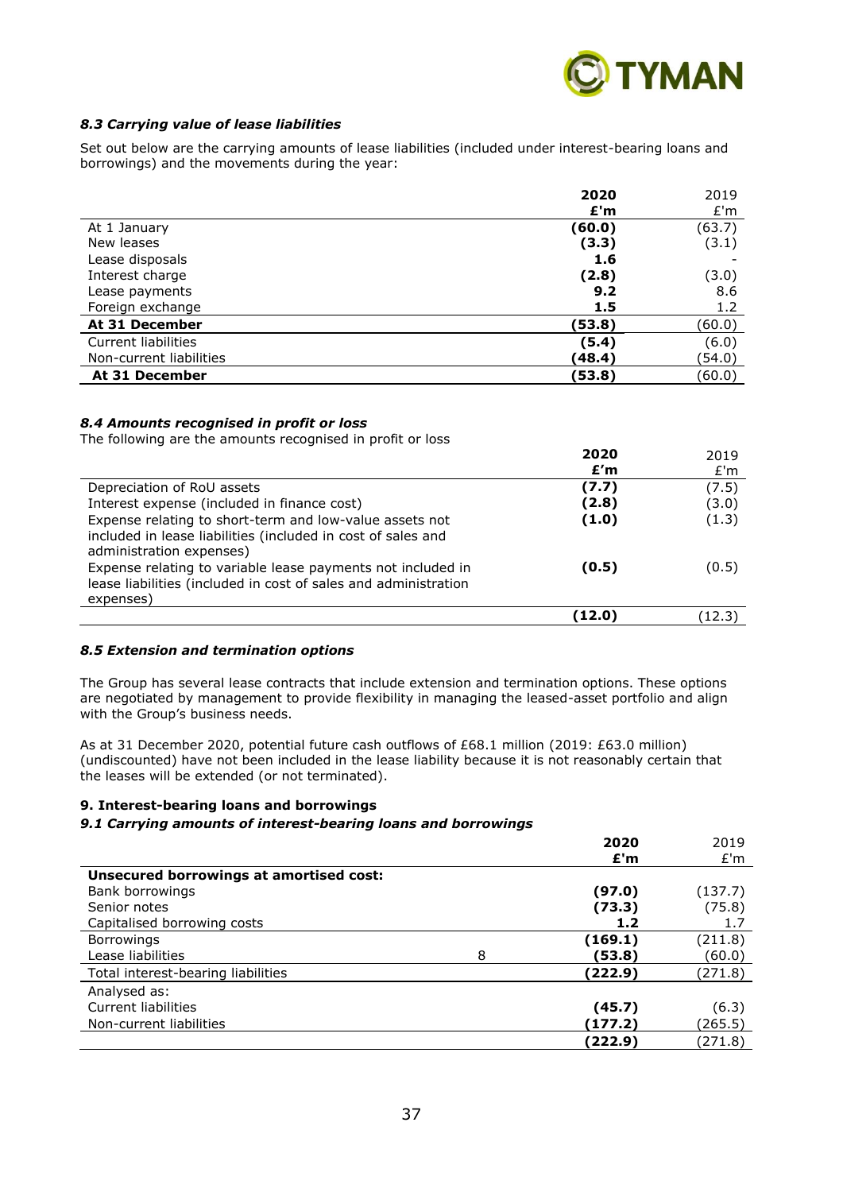### *8.3 Carrying value of lease liabilities*

Set out below are the carrying amounts of lease liabilities (included under interest-bearing loans and borrowings) and the movements during the year:

| | **2020** | 2019 |
|---|---|---|
| | **£'m** | £'m |
| At 1 January | **(60.0)** | (63.7) |
| New leases | **(3.3)** | (3.1) |
| Lease disposals | **1.6** | - |
| Interest charge | **(2.8)** | (3.0) |
| Lease payments | **9.2** | 8.6 |
| Foreign exchange | **1.5** | 1.2 |
| **At 31 December** | **(53.8)** | (60.0) |
| Current liabilities | **(5.4)** | (6.0) |
| Non-current liabilities | **(48.4)** | (54.0) |
| **At 31 December** | **(53.8)** | (60.0) |

### *8.4 Amounts recognised in profit or loss*

The following are the amounts recognised in profit or loss

| | **2020** | 2019 |
|---|---|---|
| | **£'m** | £'m |
| Depreciation of RoU assets | **(7.7)** | (7.5) |
| Interest expense (included in finance cost) | **(2.8)** | (3.0) |
| Expense relating to short-term and low-value assets not included in lease liabilities (included in cost of sales and administration expenses) | **(1.0)** | (1.3) |
| Expense relating to variable lease payments not included in lease liabilities (included in cost of sales and administration expenses) | **(0.5)** | (0.5) |
| | **(12.0)** | (12.3) |

### *8.5 Extension and termination options*

The Group has several lease contracts that include extension and termination options. These options are negotiated by management to provide flexibility in managing the leased-asset portfolio and align with the Group's business needs.

As at 31 December 2020, potential future cash outflows of £68.1 million (2019: £63.0 million) (undiscounted) have not been included in the lease liability because it is not reasonably certain that the leases will be extended (or not terminated).

### **9. Interest-bearing loans and borrowings**

### *9.1 Carrying amounts of interest-bearing loans and borrowings*

| | | **2020** | 2019 |
|---|---|---|---|
| | | **£'m** | £'m |
| **Unsecured borrowings at amortised cost:** | | | |
| Bank borrowings | | **(97.0)** | (137.7) |
| Senior notes | | **(73.3)** | (75.8) |
| Capitalised borrowing costs | | **1.2** | 1.7 |
| Borrowings | | **(169.1)** | (211.8) |
| Lease liabilities | 8 | **(53.8)** | (60.0) |
| Total interest-bearing liabilities | | **(222.9)** | (271.8) |
| Analysed as: | | | |
| Current liabilities | | **(45.7)** | (6.3) |
| Non-current liabilities | | **(177.2)** | (265.5) |
| | | **(222.9)** | (271.8) |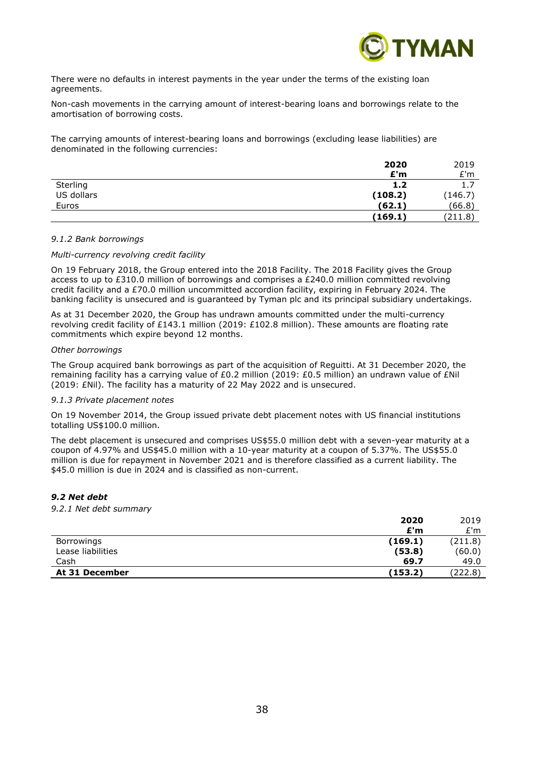There were no defaults in interest payments in the year under the terms of the existing loan agreements.

Non-cash movements in the carrying amount of interest-bearing loans and borrowings relate to the amortisation of borrowing costs.

The carrying amounts of interest-bearing loans and borrowings (excluding lease liabilities) are denominated in the following currencies:

| | **2020** | 2019 |
|---|---|---|
| | **£'m** | £'m |
| Sterling | **1.2** | 1.7 |
| US dollars | **(108.2)** | (146.7) |
| Euros | **(62.1)** | (66.8) |
| | **(169.1)** | (211.8) |

*9.1.2 Bank borrowings*

*Multi-currency revolving credit facility*

On 19 February 2018, the Group entered into the 2018 Facility. The 2018 Facility gives the Group access to up to £310.0 million of borrowings and comprises a £240.0 million committed revolving credit facility and a £70.0 million uncommitted accordion facility, expiring in February 2024. The banking facility is unsecured and is guaranteed by Tyman plc and its principal subsidiary undertakings.

As at 31 December 2020, the Group has undrawn amounts committed under the multi-currency revolving credit facility of £143.1 million (2019: £102.8 million). These amounts are floating rate commitments which expire beyond 12 months.

*Other borrowings*

The Group acquired bank borrowings as part of the acquisition of Reguitti. At 31 December 2020, the remaining facility has a carrying value of £0.2 million (2019: £0.5 million) an undrawn value of £Nil (2019: £Nil). The facility has a maturity of 22 May 2022 and is unsecured.

*9.1.3 Private placement notes*

On 19 November 2014, the Group issued private debt placement notes with US financial institutions totalling US$100.0 million.

The debt placement is unsecured and comprises US$55.0 million debt with a seven-year maturity at a coupon of 4.97% and US$45.0 million with a 10-year maturity at a coupon of 5.37%. The US$55.0 million is due for repayment in November 2021 and is therefore classified as a current liability. The $45.0 million is due in 2024 and is classified as non-current.

***9.2 Net debt***

*9.2.1 Net debt summary*

| | **2020** | 2019 |
|---|---|---|
| | **£'m** | £'m |
| Borrowings | **(169.1)** | (211.8) |
| Lease liabilities | **(53.8)** | (60.0) |
| Cash | **69.7** | 49.0 |
| **At 31 December** | **(153.2)** | (222.8) |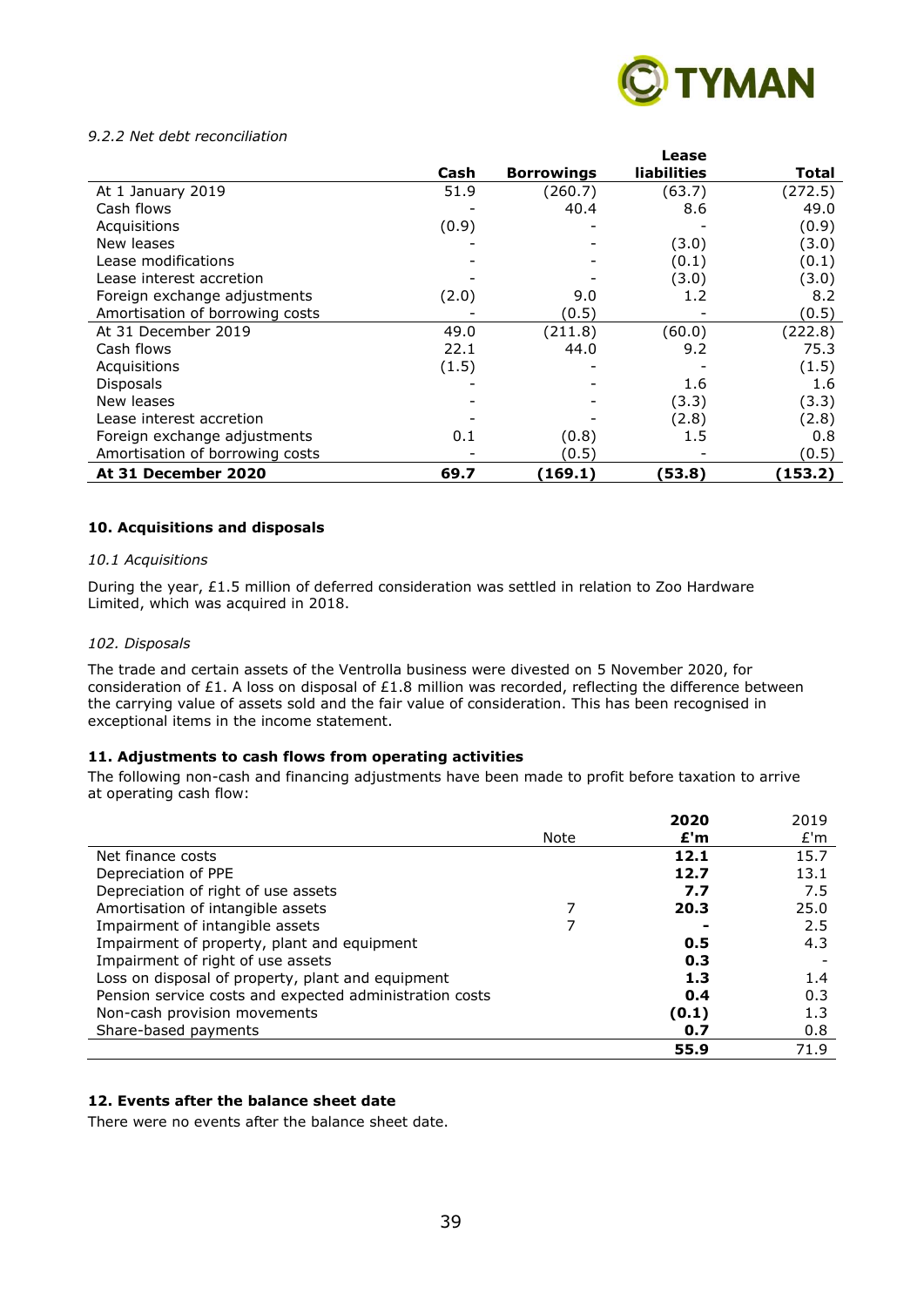*9.2.2 Net debt reconciliation*

| | Cash | Borrowings | Lease liabilities | Total |
|---|---|---|---|---|
| At 1 January 2019 | 51.9 | (260.7) | (63.7) | (272.5) |
| Cash flows | - | 40.4 | 8.6 | 49.0 |
| Acquisitions | (0.9) | - | - | (0.9) |
| New leases | - | - | (3.0) | (3.0) |
| Lease modifications | - | - | (0.1) | (0.1) |
| Lease interest accretion | - | - | (3.0) | (3.0) |
| Foreign exchange adjustments | (2.0) | 9.0 | 1.2 | 8.2 |
| Amortisation of borrowing costs | - | (0.5) | - | (0.5) |
| At 31 December 2019 | 49.0 | (211.8) | (60.0) | (222.8) |
| Cash flows | 22.1 | 44.0 | 9.2 | 75.3 |
| Acquisitions | (1.5) | - | - | (1.5) |
| Disposals | - | - | 1.6 | 1.6 |
| New leases | - | - | (3.3) | (3.3) |
| Lease interest accretion | - | - | (2.8) | (2.8) |
| Foreign exchange adjustments | 0.1 | (0.8) | 1.5 | 0.8 |
| Amortisation of borrowing costs | - | (0.5) | - | (0.5) |
| **At 31 December 2020** | **69.7** | **(169.1)** | **(53.8)** | **(153.2)** |

**10. Acquisitions and disposals**

*10.1 Acquisitions*

During the year, £1.5 million of deferred consideration was settled in relation to Zoo Hardware Limited, which was acquired in 2018.

*102. Disposals*

The trade and certain assets of the Ventrolla business were divested on 5 November 2020, for consideration of £1. A loss on disposal of £1.8 million was recorded, reflecting the difference between the carrying value of assets sold and the fair value of consideration. This has been recognised in exceptional items in the income statement.

**11. Adjustments to cash flows from operating activities**

The following non-cash and financing adjustments have been made to profit before taxation to arrive at operating cash flow:

| | Note | 2020 £'m | 2019 £'m |
|---|---|---|---|
| Net finance costs | | **12.1** | 15.7 |
| Depreciation of PPE | | **12.7** | 13.1 |
| Depreciation of right of use assets | | **7.7** | 7.5 |
| Amortisation of intangible assets | 7 | **20.3** | 25.0 |
| Impairment of intangible assets | 7 | **-** | 2.5 |
| Impairment of property, plant and equipment | | **0.5** | 4.3 |
| Impairment of right of use assets | | **0.3** | - |
| Loss on disposal of property, plant and equipment | | **1.3** | 1.4 |
| Pension service costs and expected administration costs | | **0.4** | 0.3 |
| Non-cash provision movements | | **(0.1)** | 1.3 |
| Share-based payments | | **0.7** | 0.8 |
| | | **55.9** | 71.9 |

**12. Events after the balance sheet date**

There were no events after the balance sheet date.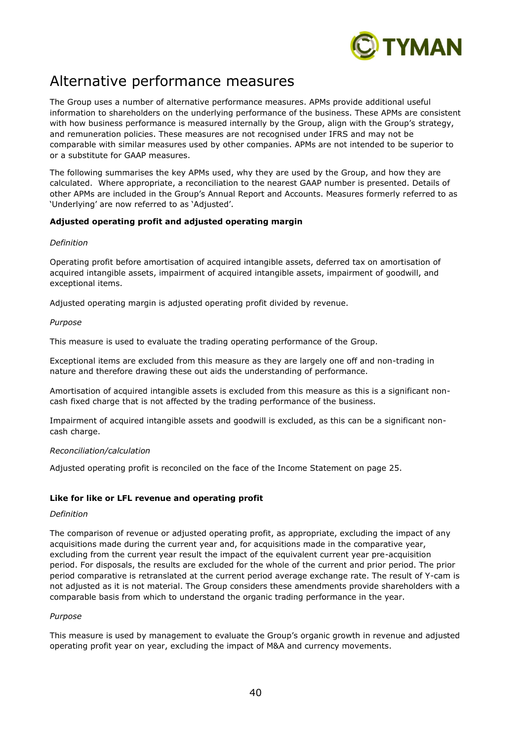# Alternative performance measures

The Group uses a number of alternative performance measures. APMs provide additional useful information to shareholders on the underlying performance of the business. These APMs are consistent with how business performance is measured internally by the Group, align with the Group's strategy, and remuneration policies. These measures are not recognised under IFRS and may not be comparable with similar measures used by other companies. APMs are not intended to be superior to or a substitute for GAAP measures.

The following summarises the key APMs used, why they are used by the Group, and how they are calculated. Where appropriate, a reconciliation to the nearest GAAP number is presented. Details of other APMs are included in the Group's Annual Report and Accounts. Measures formerly referred to as 'Underlying' are now referred to as 'Adjusted'.

**Adjusted operating profit and adjusted operating margin**

*Definition*

Operating profit before amortisation of acquired intangible assets, deferred tax on amortisation of acquired intangible assets, impairment of acquired intangible assets, impairment of goodwill, and exceptional items.

Adjusted operating margin is adjusted operating profit divided by revenue.

*Purpose*

This measure is used to evaluate the trading operating performance of the Group.

Exceptional items are excluded from this measure as they are largely one off and non-trading in nature and therefore drawing these out aids the understanding of performance.

Amortisation of acquired intangible assets is excluded from this measure as this is a significant non-cash fixed charge that is not affected by the trading performance of the business.

Impairment of acquired intangible assets and goodwill is excluded, as this can be a significant non-cash charge.

*Reconciliation/calculation*

Adjusted operating profit is reconciled on the face of the Income Statement on page 25.

**Like for like or LFL revenue and operating profit**

*Definition*

The comparison of revenue or adjusted operating profit, as appropriate, excluding the impact of any acquisitions made during the current year and, for acquisitions made in the comparative year, excluding from the current year result the impact of the equivalent current year pre-acquisition period. For disposals, the results are excluded for the whole of the current and prior period. The prior period comparative is retranslated at the current period average exchange rate. The result of Y-cam is not adjusted as it is not material. The Group considers these amendments provide shareholders with a comparable basis from which to understand the organic trading performance in the year.

*Purpose*

This measure is used by management to evaluate the Group's organic growth in revenue and adjusted operating profit year on year, excluding the impact of M&A and currency movements.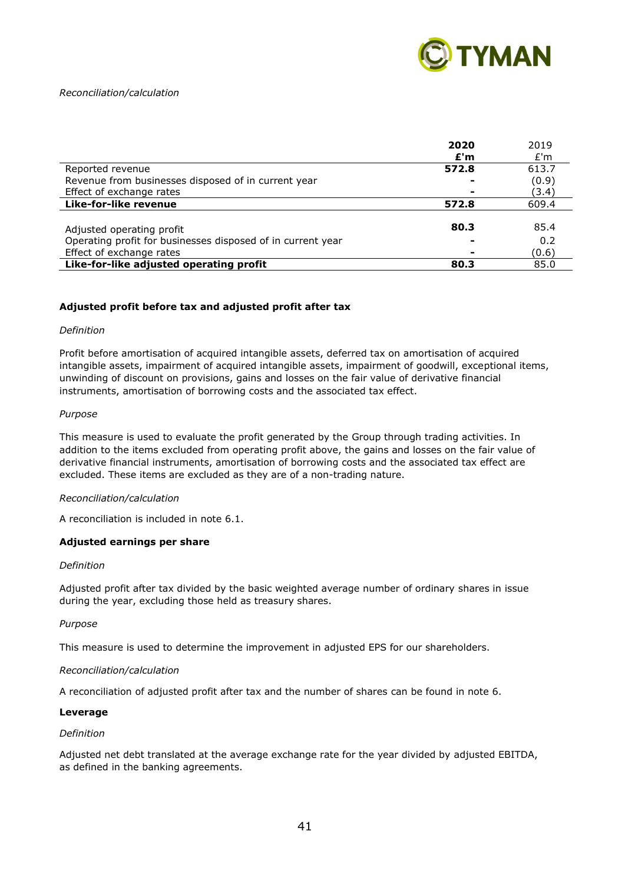*Reconciliation/calculation*

| | **2020** | 2019 |
|---|---|---|
| | **£'m** | £'m |
| Reported revenue | **572.8** | 613.7 |
| Revenue from businesses disposed of in current year | **-** | (0.9) |
| Effect of exchange rates | **-** | (3.4) |
| **Like-for-like revenue** | **572.8** | 609.4 |
| | | |
| Adjusted operating profit | **80.3** | 85.4 |
| Operating profit for businesses disposed of in current year | **-** | 0.2 |
| Effect of exchange rates | **-** | (0.6) |
| **Like-for-like adjusted operating profit** | **80.3** | 85.0 |

**Adjusted profit before tax and adjusted profit after tax**

*Definition*

Profit before amortisation of acquired intangible assets, deferred tax on amortisation of acquired intangible assets, impairment of acquired intangible assets, impairment of goodwill, exceptional items, unwinding of discount on provisions, gains and losses on the fair value of derivative financial instruments, amortisation of borrowing costs and the associated tax effect.

*Purpose*

This measure is used to evaluate the profit generated by the Group through trading activities. In addition to the items excluded from operating profit above, the gains and losses on the fair value of derivative financial instruments, amortisation of borrowing costs and the associated tax effect are excluded. These items are excluded as they are of a non-trading nature.

*Reconciliation/calculation*

A reconciliation is included in note 6.1.

**Adjusted earnings per share**

*Definition*

Adjusted profit after tax divided by the basic weighted average number of ordinary shares in issue during the year, excluding those held as treasury shares.

*Purpose*

This measure is used to determine the improvement in adjusted EPS for our shareholders.

*Reconciliation/calculation*

A reconciliation of adjusted profit after tax and the number of shares can be found in note 6.

**Leverage**

*Definition*

Adjusted net debt translated at the average exchange rate for the year divided by adjusted EBITDA, as defined in the banking agreements.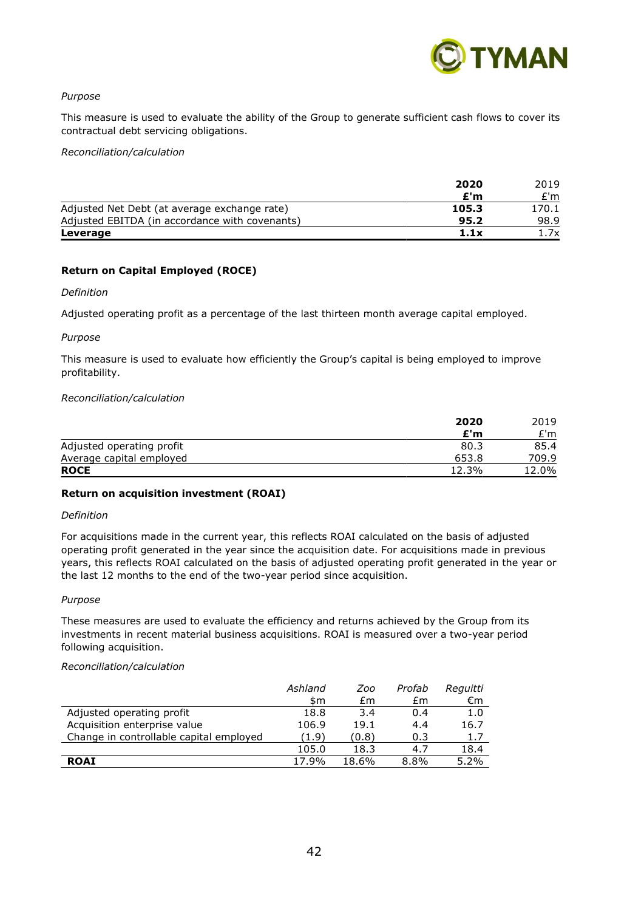*Purpose*

This measure is used to evaluate the ability of the Group to generate sufficient cash flows to cover its contractual debt servicing obligations.

*Reconciliation/calculation*

| | **2020** | 2019 |
|---|---|---|
| | **£'m** | £'m |
| Adjusted Net Debt (at average exchange rate) | **105.3** | 170.1 |
| Adjusted EBITDA (in accordance with covenants) | **95.2** | 98.9 |
| **Leverage** | **1.1x** | 1.7x |

**Return on Capital Employed (ROCE)**

*Definition*

Adjusted operating profit as a percentage of the last thirteen month average capital employed.

*Purpose*

This measure is used to evaluate how efficiently the Group's capital is being employed to improve profitability.

*Reconciliation/calculation*

| | **2020** | 2019 |
|---|---|---|
| | **£'m** | £'m |
| Adjusted operating profit | 80.3 | 85.4 |
| Average capital employed | 653.8 | 709.9 |
| **ROCE** | 12.3% | 12.0% |

**Return on acquisition investment (ROAI)**

*Definition*

For acquisitions made in the current year, this reflects ROAI calculated on the basis of adjusted operating profit generated in the year since the acquisition date. For acquisitions made in previous years, this reflects ROAI calculated on the basis of adjusted operating profit generated in the year or the last 12 months to the end of the two-year period since acquisition.

*Purpose*

These measures are used to evaluate the efficiency and returns achieved by the Group from its investments in recent material business acquisitions. ROAI is measured over a two-year period following acquisition.

*Reconciliation/calculation*

| | *Ashland* | *Zoo* | *Profab* | *Reguitti* |
|---|---|---|---|---|
| | $m | £m | £m | €m |
| Adjusted operating profit | 18.8 | 3.4 | 0.4 | 1.0 |
| Acquisition enterprise value | 106.9 | 19.1 | 4.4 | 16.7 |
| Change in controllable capital employed | (1.9) | (0.8) | 0.3 | 1.7 |
| | 105.0 | 18.3 | 4.7 | 18.4 |
| **ROAI** | 17.9% | 18.6% | 8.8% | 5.2% |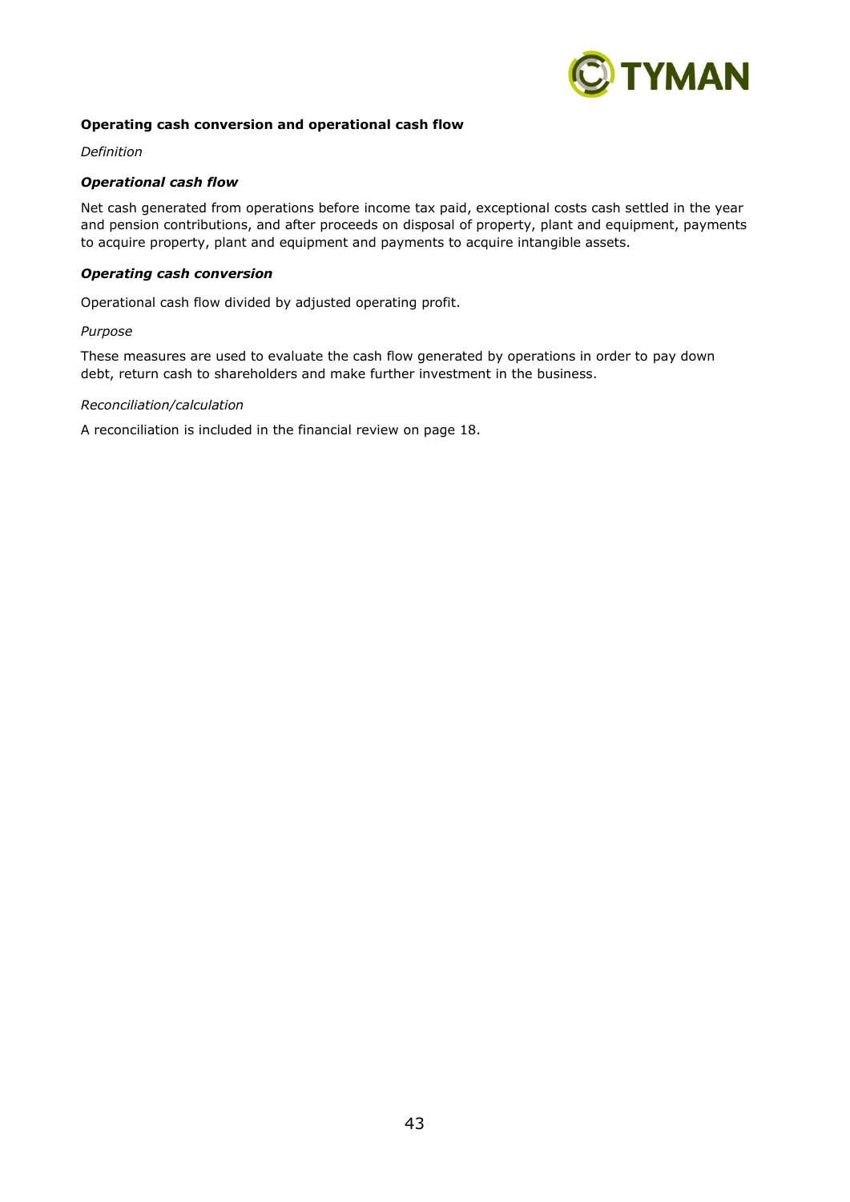**Operating cash conversion and operational cash flow**

*Definition*

***Operational cash flow***

Net cash generated from operations before income tax paid, exceptional costs cash settled in the year and pension contributions, and after proceeds on disposal of property, plant and equipment, payments to acquire property, plant and equipment and payments to acquire intangible assets.

***Operating cash conversion***

Operational cash flow divided by adjusted operating profit.

*Purpose*

These measures are used to evaluate the cash flow generated by operations in order to pay down debt, return cash to shareholders and make further investment in the business.

*Reconciliation/calculation*

A reconciliation is included in the financial review on page 18.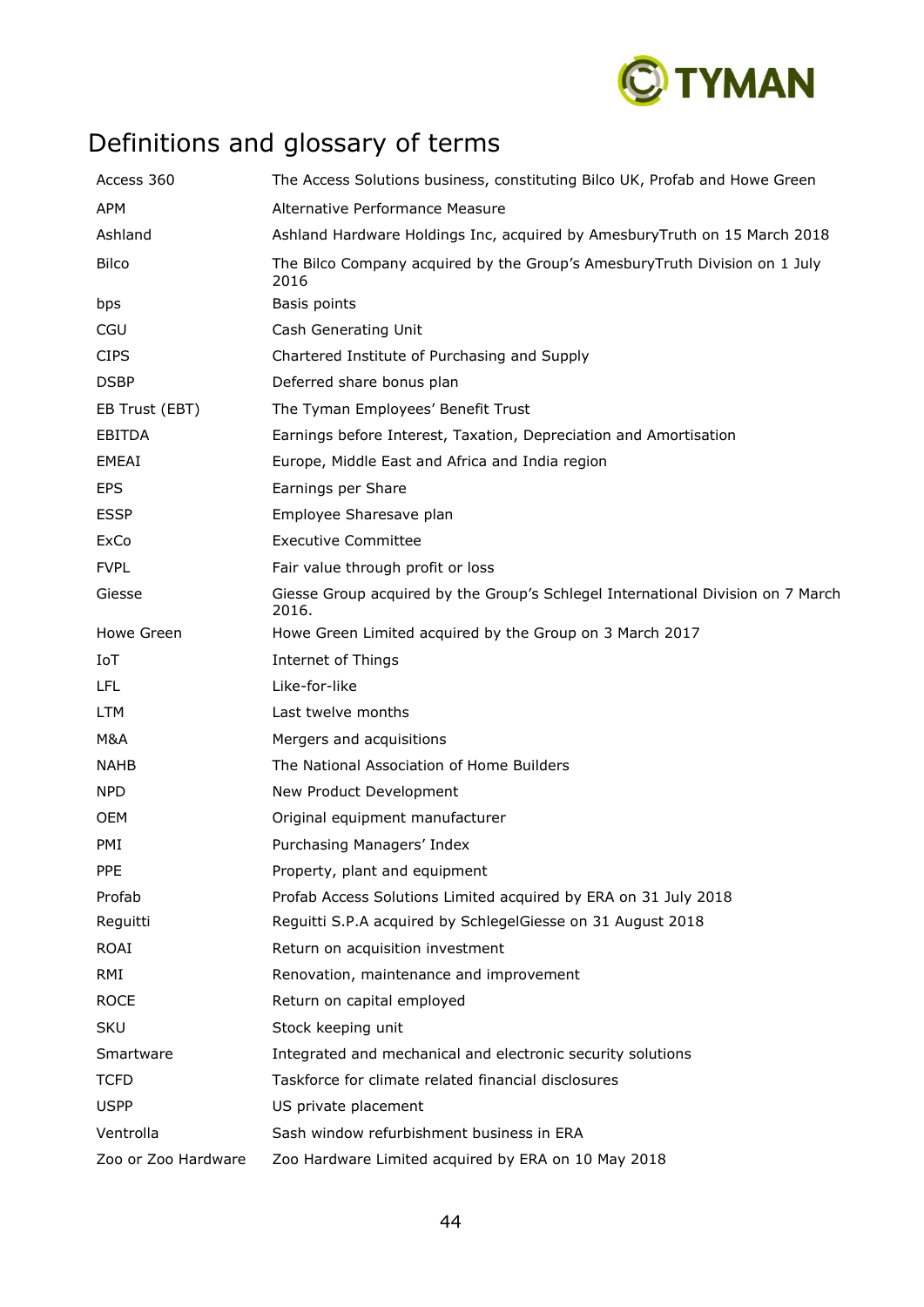# Definitions and glossary of terms

| | |
|---|---|
| Access 360 | The Access Solutions business, constituting Bilco UK, Profab and Howe Green |
| APM | Alternative Performance Measure |
| Ashland | Ashland Hardware Holdings Inc, acquired by AmesburyTruth on 15 March 2018 |
| Bilco | The Bilco Company acquired by the Group's AmesburyTruth Division on 1 July 2016 |
| bps | Basis points |
| CGU | Cash Generating Unit |
| CIPS | Chartered Institute of Purchasing and Supply |
| DSBP | Deferred share bonus plan |
| EB Trust (EBT) | The Tyman Employees' Benefit Trust |
| EBITDA | Earnings before Interest, Taxation, Depreciation and Amortisation |
| EMEAI | Europe, Middle East and Africa and India region |
| EPS | Earnings per Share |
| ESSP | Employee Sharesave plan |
| ExCo | Executive Committee |
| FVPL | Fair value through profit or loss |
| Giesse | Giesse Group acquired by the Group's Schlegel International Division on 7 March 2016. |
| Howe Green | Howe Green Limited acquired by the Group on 3 March 2017 |
| IoT | Internet of Things |
| LFL | Like-for-like |
| LTM | Last twelve months |
| M&A | Mergers and acquisitions |
| NAHB | The National Association of Home Builders |
| NPD | New Product Development |
| OEM | Original equipment manufacturer |
| PMI | Purchasing Managers' Index |
| PPE | Property, plant and equipment |
| Profab | Profab Access Solutions Limited acquired by ERA on 31 July 2018 |
| Reguitti | Reguitti S.P.A acquired by SchlegelGiesse on 31 August 2018 |
| ROAI | Return on acquisition investment |
| RMI | Renovation, maintenance and improvement |
| ROCE | Return on capital employed |
| SKU | Stock keeping unit |
| Smartware | Integrated and mechanical and electronic security solutions |
| TCFD | Taskforce for climate related financial disclosures |
| USPP | US private placement |
| Ventrolla | Sash window refurbishment business in ERA |
| Zoo or Zoo Hardware | Zoo Hardware Limited acquired by ERA on 10 May 2018 |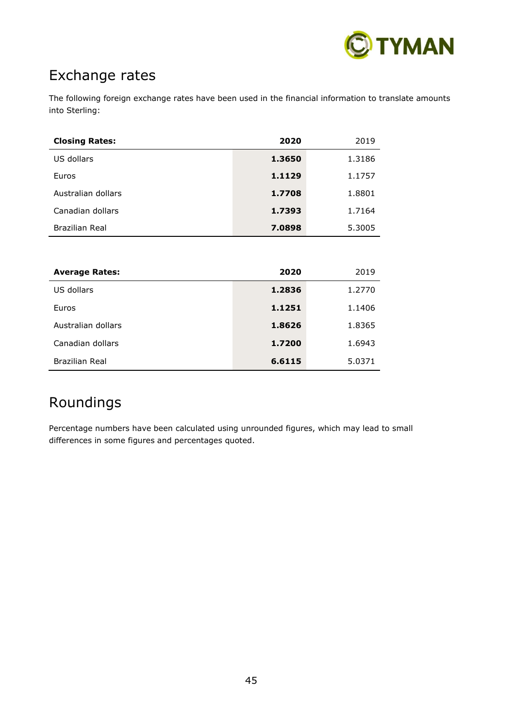## Exchange rates

The following foreign exchange rates have been used in the financial information to translate amounts into Sterling:

| **Closing Rates:** | **2020** | 2019 |
| --- | --- | --- |
| US dollars | **1.3650** | 1.3186 |
| Euros | **1.1129** | 1.1757 |
| Australian dollars | **1.7708** | 1.8801 |
| Canadian dollars | **1.7393** | 1.7164 |
| Brazilian Real | **7.0898** | 5.3005 |

| **Average Rates:** | **2020** | 2019 |
| --- | --- | --- |
| US dollars | **1.2836** | 1.2770 |
| Euros | **1.1251** | 1.1406 |
| Australian dollars | **1.8626** | 1.8365 |
| Canadian dollars | **1.7200** | 1.6943 |
| Brazilian Real | **6.6115** | 5.0371 |

## Roundings

Percentage numbers have been calculated using unrounded figures, which may lead to small differences in some figures and percentages quoted.